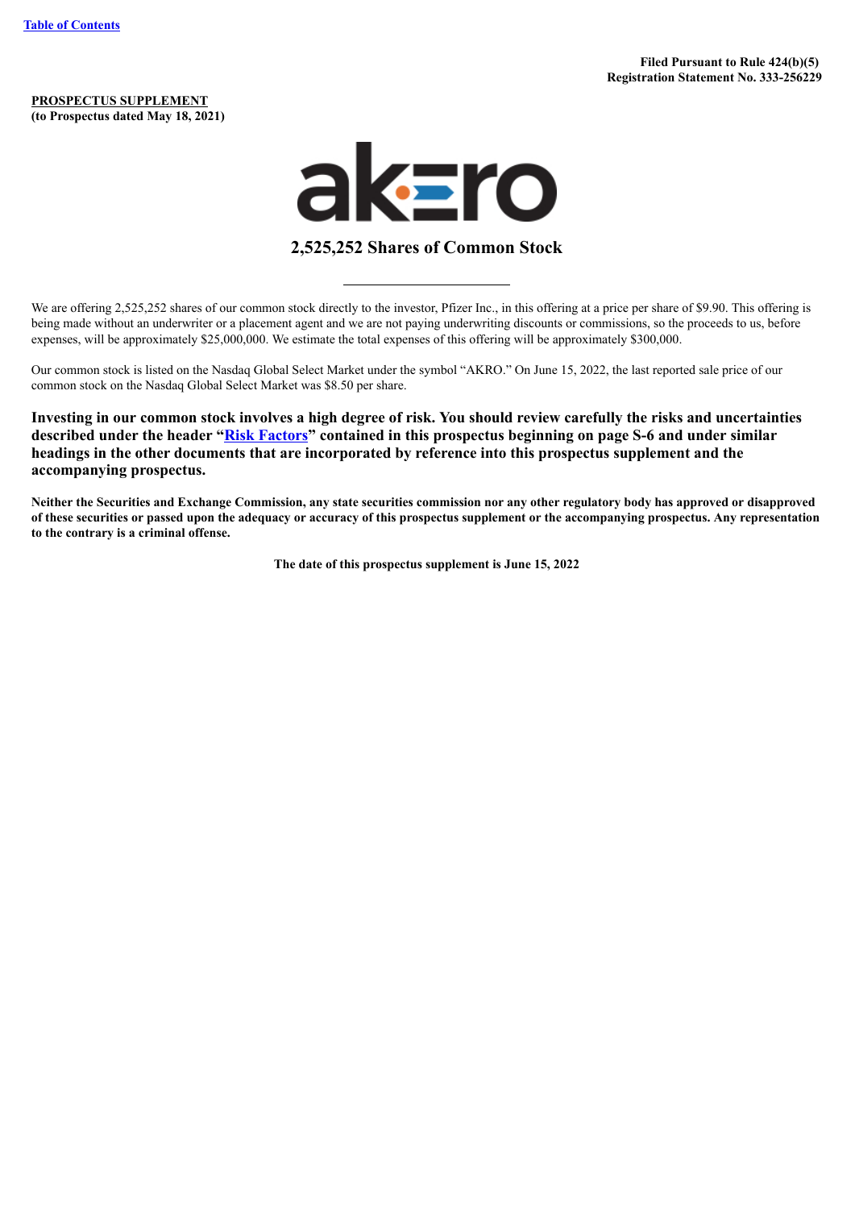[Table of Contents](#)

**Filed Pursuant to Rule 424(b)(5)**
**Registration Statement No. 333-256229**

**PROSPECTUS SUPPLEMENT**
**(to Prospectus dated May 18, 2021)**

akero

# 2,525,252 Shares of Common Stock

We are offering 2,525,252 shares of our common stock directly to the investor, Pfizer Inc., in this offering at a price per share of $9.90. This offering is being made without an underwriter or a placement agent and we are not paying underwriting discounts or commissions, so the proceeds to us, before expenses, will be approximately $25,000,000. We estimate the total expenses of this offering will be approximately $300,000.

Our common stock is listed on the Nasdaq Global Select Market under the symbol "AKRO." On June 15, 2022, the last reported sale price of our common stock on the Nasdaq Global Select Market was $8.50 per share.

**Investing in our common stock involves a high degree of risk. You should review carefully the risks and uncertainties described under the header "[Risk Factors](#)" contained in this prospectus beginning on page S-6 and under similar headings in the other documents that are incorporated by reference into this prospectus supplement and the accompanying prospectus.**

**Neither the Securities and Exchange Commission, any state securities commission nor any other regulatory body has approved or disapproved of these securities or passed upon the adequacy or accuracy of this prospectus supplement or the accompanying prospectus. Any representation to the contrary is a criminal offense.**

**The date of this prospectus supplement is June 15, 2022**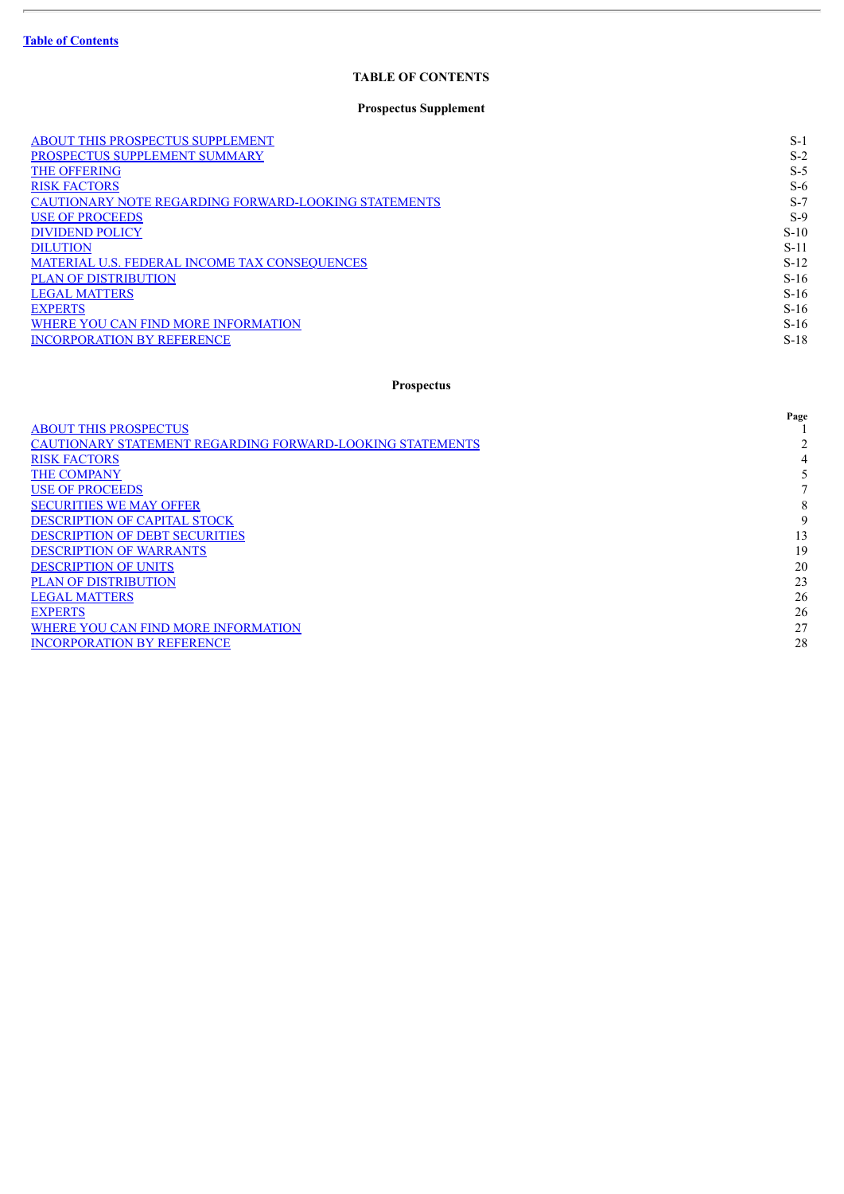**Table of Contents**

## TABLE OF CONTENTS

### Prospectus Supplement

| | |
|---|---|
| ABOUT THIS PROSPECTUS SUPPLEMENT | S-1 |
| PROSPECTUS SUPPLEMENT SUMMARY | S-2 |
| THE OFFERING | S-5 |
| RISK FACTORS | S-6 |
| CAUTIONARY NOTE REGARDING FORWARD-LOOKING STATEMENTS | S-7 |
| USE OF PROCEEDS | S-9 |
| DIVIDEND POLICY | S-10 |
| DILUTION | S-11 |
| MATERIAL U.S. FEDERAL INCOME TAX CONSEQUENCES | S-12 |
| PLAN OF DISTRIBUTION | S-16 |
| LEGAL MATTERS | S-16 |
| EXPERTS | S-16 |
| WHERE YOU CAN FIND MORE INFORMATION | S-16 |
| INCORPORATION BY REFERENCE | S-18 |

### Prospectus

| | Page |
|---|---|
| ABOUT THIS PROSPECTUS | 1 |
| CAUTIONARY STATEMENT REGARDING FORWARD-LOOKING STATEMENTS | 2 |
| RISK FACTORS | 4 |
| THE COMPANY | 5 |
| USE OF PROCEEDS | 7 |
| SECURITIES WE MAY OFFER | 8 |
| DESCRIPTION OF CAPITAL STOCK | 9 |
| DESCRIPTION OF DEBT SECURITIES | 13 |
| DESCRIPTION OF WARRANTS | 19 |
| DESCRIPTION OF UNITS | 20 |
| PLAN OF DISTRIBUTION | 23 |
| LEGAL MATTERS | 26 |
| EXPERTS | 26 |
| WHERE YOU CAN FIND MORE INFORMATION | 27 |
| INCORPORATION BY REFERENCE | 28 |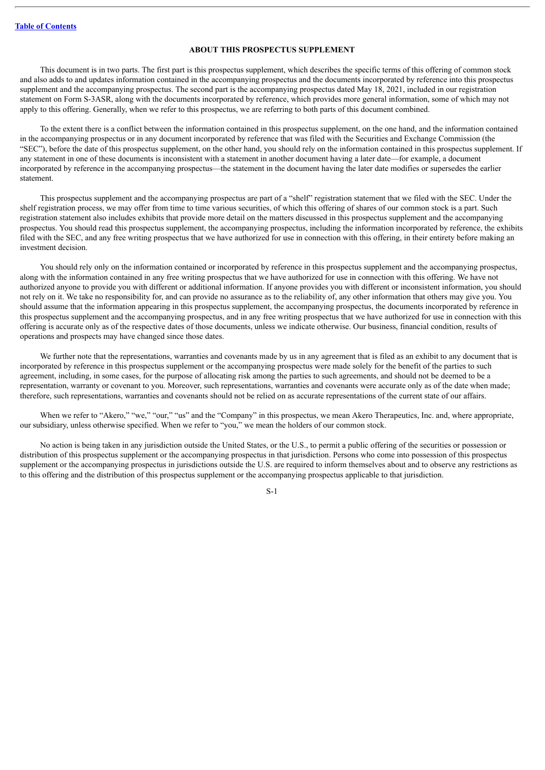## ABOUT THIS PROSPECTUS SUPPLEMENT

This document is in two parts. The first part is this prospectus supplement, which describes the specific terms of this offering of common stock and also adds to and updates information contained in the accompanying prospectus and the documents incorporated by reference into this prospectus supplement and the accompanying prospectus. The second part is the accompanying prospectus dated May 18, 2021, included in our registration statement on Form S-3ASR, along with the documents incorporated by reference, which provides more general information, some of which may not apply to this offering. Generally, when we refer to this prospectus, we are referring to both parts of this document combined.

To the extent there is a conflict between the information contained in this prospectus supplement, on the one hand, and the information contained in the accompanying prospectus or in any document incorporated by reference that was filed with the Securities and Exchange Commission (the "SEC"), before the date of this prospectus supplement, on the other hand, you should rely on the information contained in this prospectus supplement. If any statement in one of these documents is inconsistent with a statement in another document having a later date—for example, a document incorporated by reference in the accompanying prospectus—the statement in the document having the later date modifies or supersedes the earlier statement.

This prospectus supplement and the accompanying prospectus are part of a "shelf" registration statement that we filed with the SEC. Under the shelf registration process, we may offer from time to time various securities, of which this offering of shares of our common stock is a part. Such registration statement also includes exhibits that provide more detail on the matters discussed in this prospectus supplement and the accompanying prospectus. You should read this prospectus supplement, the accompanying prospectus, including the information incorporated by reference, the exhibits filed with the SEC, and any free writing prospectus that we have authorized for use in connection with this offering, in their entirety before making an investment decision.

You should rely only on the information contained or incorporated by reference in this prospectus supplement and the accompanying prospectus, along with the information contained in any free writing prospectus that we have authorized for use in connection with this offering. We have not authorized anyone to provide you with different or additional information. If anyone provides you with different or inconsistent information, you should not rely on it. We take no responsibility for, and can provide no assurance as to the reliability of, any other information that others may give you. You should assume that the information appearing in this prospectus supplement, the accompanying prospectus, the documents incorporated by reference in this prospectus supplement and the accompanying prospectus, and in any free writing prospectus that we have authorized for use in connection with this offering is accurate only as of the respective dates of those documents, unless we indicate otherwise. Our business, financial condition, results of operations and prospects may have changed since those dates.

We further note that the representations, warranties and covenants made by us in any agreement that is filed as an exhibit to any document that is incorporated by reference in this prospectus supplement or the accompanying prospectus were made solely for the benefit of the parties to such agreement, including, in some cases, for the purpose of allocating risk among the parties to such agreements, and should not be deemed to be a representation, warranty or covenant to you. Moreover, such representations, warranties and covenants were accurate only as of the date when made; therefore, such representations, warranties and covenants should not be relied on as accurate representations of the current state of our affairs.

When we refer to "Akero," "we," "our," "us" and the "Company" in this prospectus, we mean Akero Therapeutics, Inc. and, where appropriate, our subsidiary, unless otherwise specified. When we refer to "you," we mean the holders of our common stock.

No action is being taken in any jurisdiction outside the United States, or the U.S., to permit a public offering of the securities or possession or distribution of this prospectus supplement or the accompanying prospectus in that jurisdiction. Persons who come into possession of this prospectus supplement or the accompanying prospectus in jurisdictions outside the U.S. are required to inform themselves about and to observe any restrictions as to this offering and the distribution of this prospectus supplement or the accompanying prospectus applicable to that jurisdiction.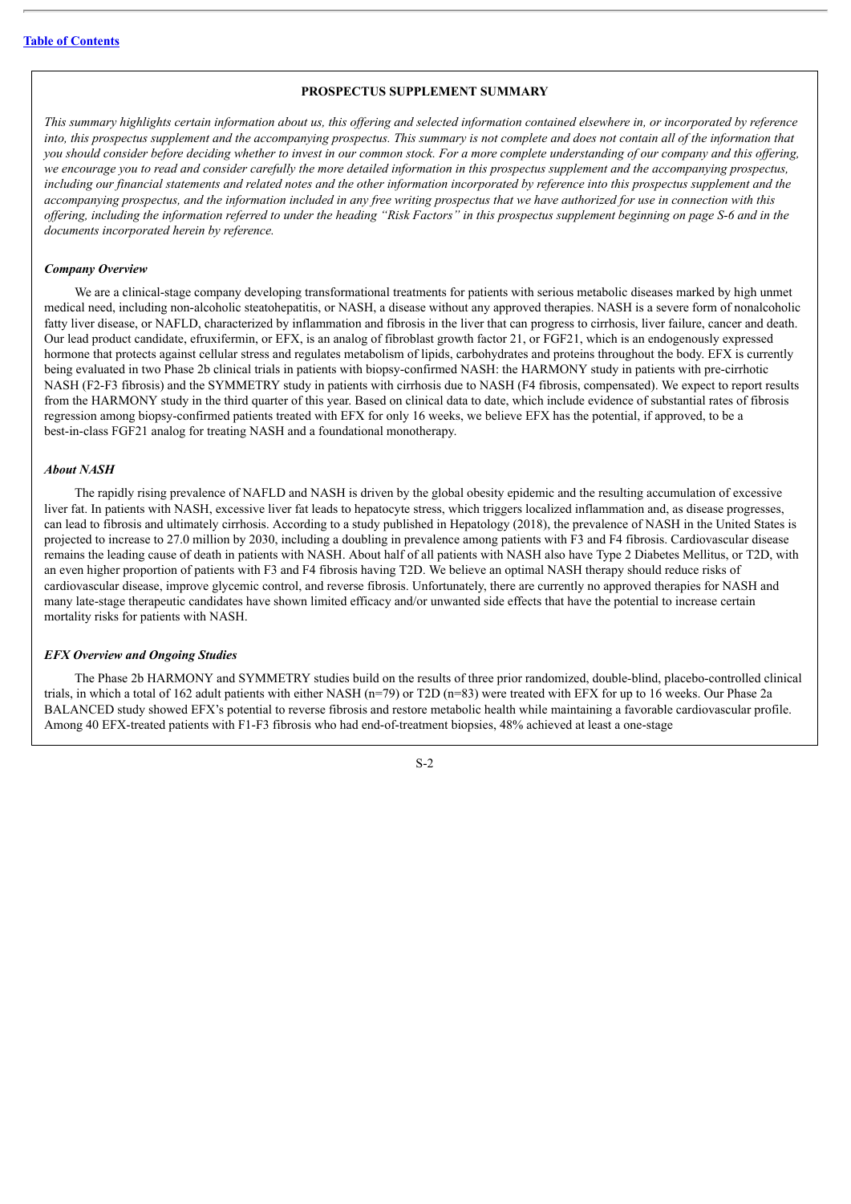## PROSPECTUS SUPPLEMENT SUMMARY

*This summary highlights certain information about us, this offering and selected information contained elsewhere in, or incorporated by reference into, this prospectus supplement and the accompanying prospectus. This summary is not complete and does not contain all of the information that you should consider before deciding whether to invest in our common stock. For a more complete understanding of our company and this offering, we encourage you to read and consider carefully the more detailed information in this prospectus supplement and the accompanying prospectus, including our financial statements and related notes and the other information incorporated by reference into this prospectus supplement and the accompanying prospectus, and the information included in any free writing prospectus that we have authorized for use in connection with this offering, including the information referred to under the heading "Risk Factors" in this prospectus supplement beginning on page S-6 and in the documents incorporated herein by reference.*

### *Company Overview*

We are a clinical-stage company developing transformational treatments for patients with serious metabolic diseases marked by high unmet medical need, including non-alcoholic steatohepatitis, or NASH, a disease without any approved therapies. NASH is a severe form of nonalcoholic fatty liver disease, or NAFLD, characterized by inflammation and fibrosis in the liver that can progress to cirrhosis, liver failure, cancer and death. Our lead product candidate, efruxifermin, or EFX, is an analog of fibroblast growth factor 21, or FGF21, which is an endogenously expressed hormone that protects against cellular stress and regulates metabolism of lipids, carbohydrates and proteins throughout the body. EFX is currently being evaluated in two Phase 2b clinical trials in patients with biopsy-confirmed NASH: the HARMONY study in patients with pre-cirrhotic NASH (F2-F3 fibrosis) and the SYMMETRY study in patients with cirrhosis due to NASH (F4 fibrosis, compensated). We expect to report results from the HARMONY study in the third quarter of this year. Based on clinical data to date, which include evidence of substantial rates of fibrosis regression among biopsy-confirmed patients treated with EFX for only 16 weeks, we believe EFX has the potential, if approved, to be a best-in-class FGF21 analog for treating NASH and a foundational monotherapy.

### *About NASH*

The rapidly rising prevalence of NAFLD and NASH is driven by the global obesity epidemic and the resulting accumulation of excessive liver fat. In patients with NASH, excessive liver fat leads to hepatocyte stress, which triggers localized inflammation and, as disease progresses, can lead to fibrosis and ultimately cirrhosis. According to a study published in Hepatology (2018), the prevalence of NASH in the United States is projected to increase to 27.0 million by 2030, including a doubling in prevalence among patients with F3 and F4 fibrosis. Cardiovascular disease remains the leading cause of death in patients with NASH. About half of all patients with NASH also have Type 2 Diabetes Mellitus, or T2D, with an even higher proportion of patients with F3 and F4 fibrosis having T2D. We believe an optimal NASH therapy should reduce risks of cardiovascular disease, improve glycemic control, and reverse fibrosis. Unfortunately, there are currently no approved therapies for NASH and many late-stage therapeutic candidates have shown limited efficacy and/or unwanted side effects that have the potential to increase certain mortality risks for patients with NASH.

### *EFX Overview and Ongoing Studies*

The Phase 2b HARMONY and SYMMETRY studies build on the results of three prior randomized, double-blind, placebo-controlled clinical trials, in which a total of 162 adult patients with either NASH (n=79) or T2D (n=83) were treated with EFX for up to 16 weeks. Our Phase 2a BALANCED study showed EFX's potential to reverse fibrosis and restore metabolic health while maintaining a favorable cardiovascular profile. Among 40 EFX-treated patients with F1-F3 fibrosis who had end-of-treatment biopsies, 48% achieved at least a one-stage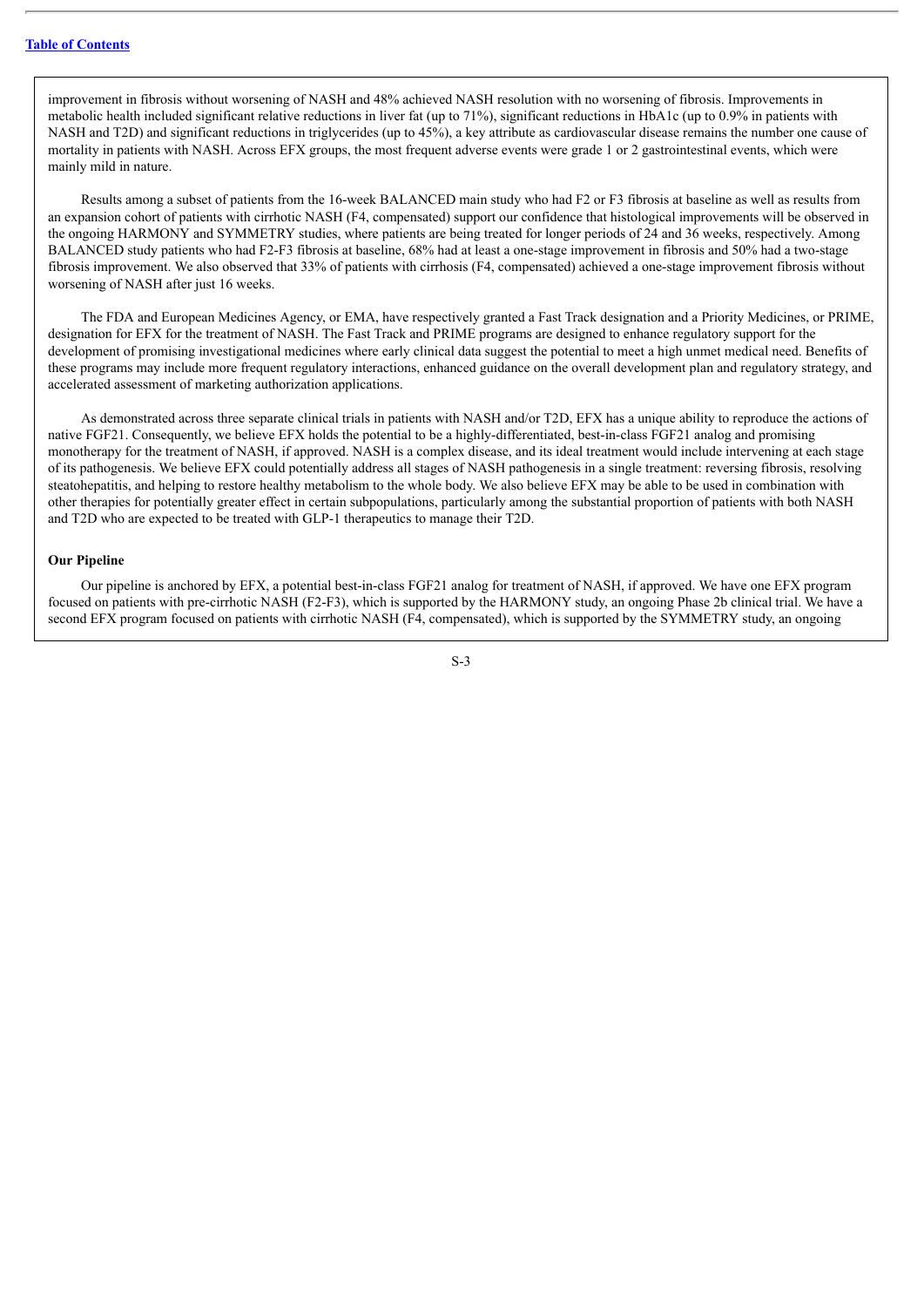improvement in fibrosis without worsening of NASH and 48% achieved NASH resolution with no worsening of fibrosis. Improvements in metabolic health included significant relative reductions in liver fat (up to 71%), significant reductions in HbA1c (up to 0.9% in patients with NASH and T2D) and significant reductions in triglycerides (up to 45%), a key attribute as cardiovascular disease remains the number one cause of mortality in patients with NASH. Across EFX groups, the most frequent adverse events were grade 1 or 2 gastrointestinal events, which were mainly mild in nature.

Results among a subset of patients from the 16-week BALANCED main study who had F2 or F3 fibrosis at baseline as well as results from an expansion cohort of patients with cirrhotic NASH (F4, compensated) support our confidence that histological improvements will be observed in the ongoing HARMONY and SYMMETRY studies, where patients are being treated for longer periods of 24 and 36 weeks, respectively. Among BALANCED study patients who had F2-F3 fibrosis at baseline, 68% had at least a one-stage improvement in fibrosis and 50% had a two-stage fibrosis improvement. We also observed that 33% of patients with cirrhosis (F4, compensated) achieved a one-stage improvement fibrosis without worsening of NASH after just 16 weeks.

The FDA and European Medicines Agency, or EMA, have respectively granted a Fast Track designation and a Priority Medicines, or PRIME, designation for EFX for the treatment of NASH. The Fast Track and PRIME programs are designed to enhance regulatory support for the development of promising investigational medicines where early clinical data suggest the potential to meet a high unmet medical need. Benefits of these programs may include more frequent regulatory interactions, enhanced guidance on the overall development plan and regulatory strategy, and accelerated assessment of marketing authorization applications.

As demonstrated across three separate clinical trials in patients with NASH and/or T2D, EFX has a unique ability to reproduce the actions of native FGF21. Consequently, we believe EFX holds the potential to be a highly-differentiated, best-in-class FGF21 analog and promising monotherapy for the treatment of NASH, if approved. NASH is a complex disease, and its ideal treatment would include intervening at each stage of its pathogenesis. We believe EFX could potentially address all stages of NASH pathogenesis in a single treatment: reversing fibrosis, resolving steatohepatitis, and helping to restore healthy metabolism to the whole body. We also believe EFX may be able to be used in combination with other therapies for potentially greater effect in certain subpopulations, particularly among the substantial proportion of patients with both NASH and T2D who are expected to be treated with GLP-1 therapeutics to manage their T2D.

**Our Pipeline**

Our pipeline is anchored by EFX, a potential best-in-class FGF21 analog for treatment of NASH, if approved. We have one EFX program focused on patients with pre-cirrhotic NASH (F2-F3), which is supported by the HARMONY study, an ongoing Phase 2b clinical trial. We have a second EFX program focused on patients with cirrhotic NASH (F4, compensated), which is supported by the SYMMETRY study, an ongoing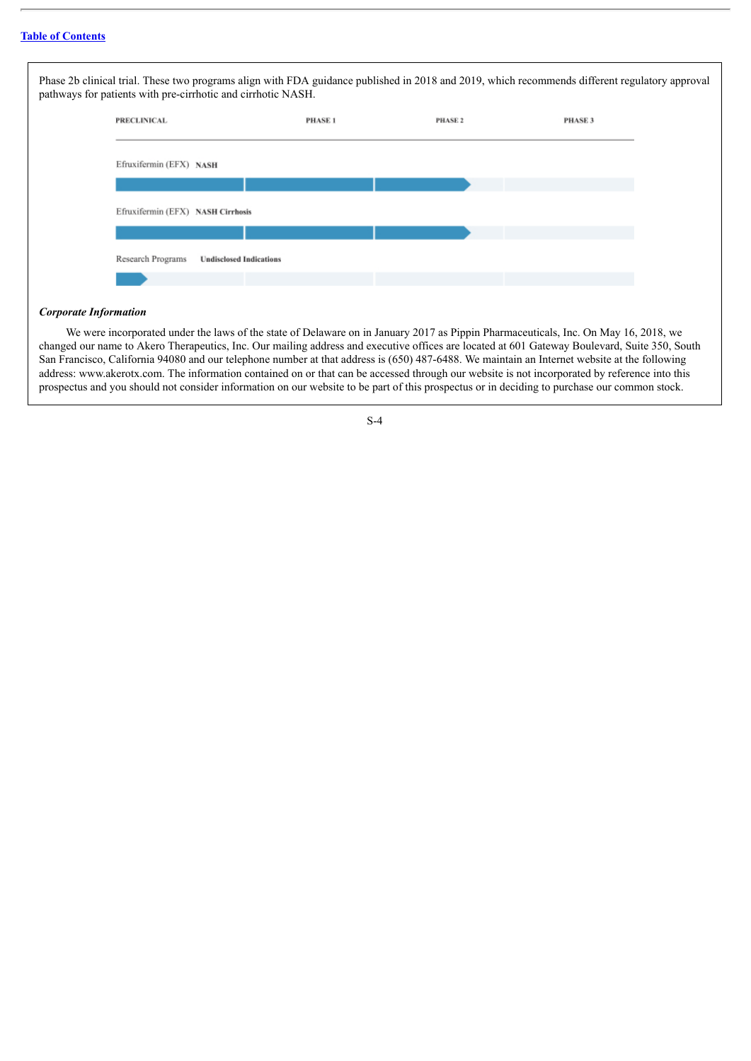Phase 2b clinical trial. These two programs align with FDA guidance published in 2018 and 2019, which recommends different regulatory approval pathways for patients with pre-cirrhotic and cirrhotic NASH.

| | PRECLINICAL | PHASE 1 | PHASE 2 | PHASE 3 |
|---|---|---|---|---|
| Efruxifermin (EFX) **NASH** | ■ | ■ | ■ (Phase 2b) | |
| Efruxifermin (EFX) **NASH Cirrhosis** | ■ | ■ | ■ (Phase 2b) | |
| Research Programs **Undisclosed Indications** | ■ | | | |

### *Corporate Information*

We were incorporated under the laws of the state of Delaware on in January 2017 as Pippin Pharmaceuticals, Inc. On May 16, 2018, we changed our name to Akero Therapeutics, Inc. Our mailing address and executive offices are located at 601 Gateway Boulevard, Suite 350, South San Francisco, California 94080 and our telephone number at that address is (650) 487-6488. We maintain an Internet website at the following address: www.akerotx.com. The information contained on or that can be accessed through our website is not incorporated by reference into this prospectus and you should not consider information on our website to be part of this prospectus or in deciding to purchase our common stock.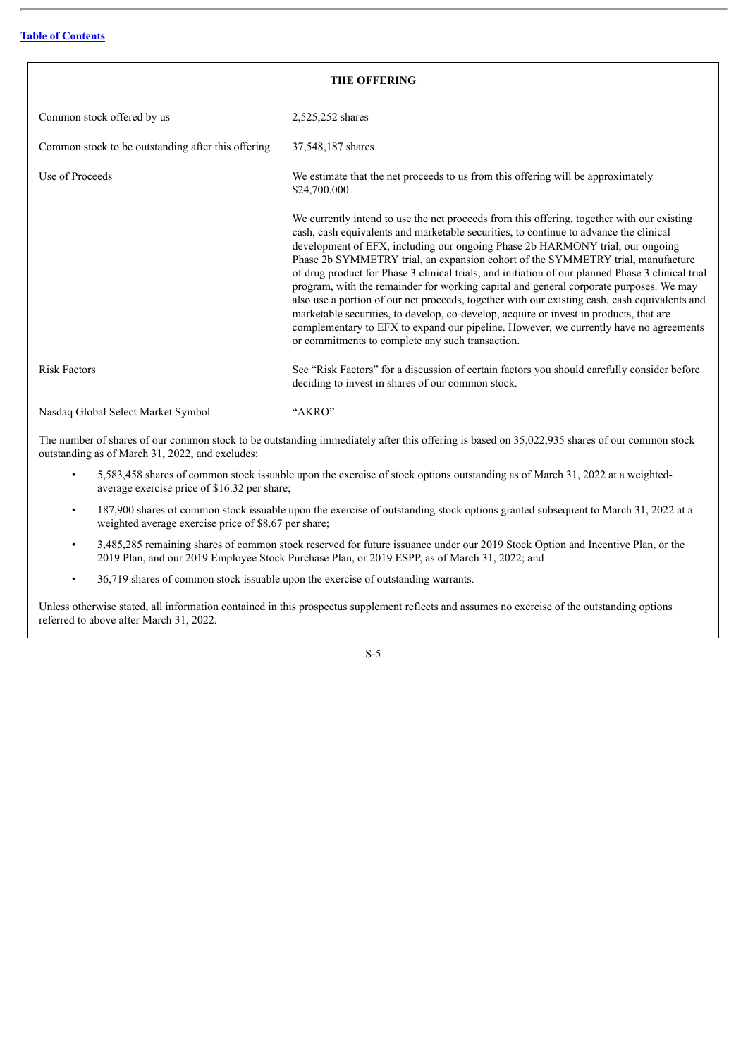## THE OFFERING

| | |
|---|---|
| Common stock offered by us | 2,525,252 shares |
| Common stock to be outstanding after this offering | 37,548,187 shares |
| Use of Proceeds | We estimate that the net proceeds to us from this offering will be approximately $24,700,000.<br><br>We currently intend to use the net proceeds from this offering, together with our existing cash, cash equivalents and marketable securities, to continue to advance the clinical development of EFX, including our ongoing Phase 2b HARMONY trial, our ongoing Phase 2b SYMMETRY trial, an expansion cohort of the SYMMETRY trial, manufacture of drug product for Phase 3 clinical trials, and initiation of our planned Phase 3 clinical trial program, with the remainder for working capital and general corporate purposes. We may also use a portion of our net proceeds, together with our existing cash, cash equivalents and marketable securities, to develop, co-develop, acquire or invest in products, that are complementary to EFX to expand our pipeline. However, we currently have no agreements or commitments to complete any such transaction. |
| Risk Factors | See "Risk Factors" for a discussion of certain factors you should carefully consider before deciding to invest in shares of our common stock. |
| Nasdaq Global Select Market Symbol | "AKRO" |

The number of shares of our common stock to be outstanding immediately after this offering is based on 35,022,935 shares of our common stock outstanding as of March 31, 2022, and excludes:

- 5,583,458 shares of common stock issuable upon the exercise of stock options outstanding as of March 31, 2022 at a weighted-average exercise price of $16.32 per share;
- 187,900 shares of common stock issuable upon the exercise of outstanding stock options granted subsequent to March 31, 2022 at a weighted average exercise price of $8.67 per share;
- 3,485,285 remaining shares of common stock reserved for future issuance under our 2019 Stock Option and Incentive Plan, or the 2019 Plan, and our 2019 Employee Stock Purchase Plan, or 2019 ESPP, as of March 31, 2022; and
- 36,719 shares of common stock issuable upon the exercise of outstanding warrants.

Unless otherwise stated, all information contained in this prospectus supplement reflects and assumes no exercise of the outstanding options referred to above after March 31, 2022.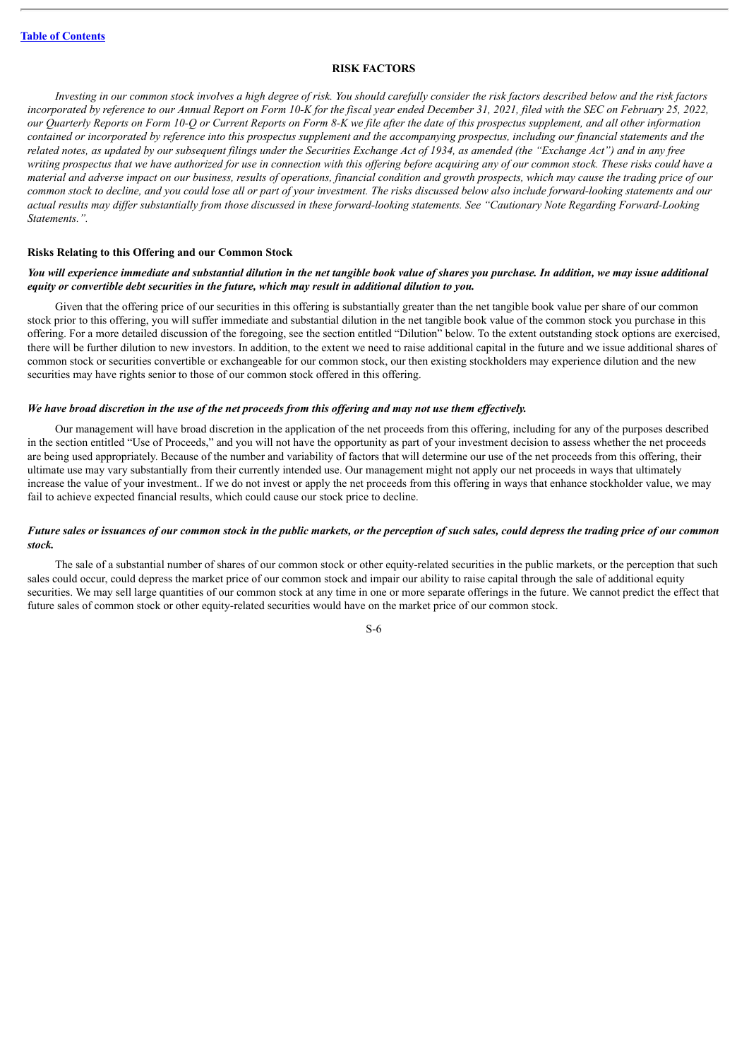## RISK FACTORS

*Investing in our common stock involves a high degree of risk. You should carefully consider the risk factors described below and the risk factors incorporated by reference to our Annual Report on Form 10-K for the fiscal year ended December 31, 2021, filed with the SEC on February 25, 2022, our Quarterly Reports on Form 10-Q or Current Reports on Form 8-K we file after the date of this prospectus supplement, and all other information contained or incorporated by reference into this prospectus supplement and the accompanying prospectus, including our financial statements and the related notes, as updated by our subsequent filings under the Securities Exchange Act of 1934, as amended (the "Exchange Act") and in any free writing prospectus that we have authorized for use in connection with this offering before acquiring any of our common stock. These risks could have a material and adverse impact on our business, results of operations, financial condition and growth prospects, which may cause the trading price of our common stock to decline, and you could lose all or part of your investment. The risks discussed below also include forward-looking statements and our actual results may differ substantially from those discussed in these forward-looking statements. See "Cautionary Note Regarding Forward-Looking Statements.".*

### Risks Relating to this Offering and our Common Stock

***You will experience immediate and substantial dilution in the net tangible book value of shares you purchase. In addition, we may issue additional equity or convertible debt securities in the future, which may result in additional dilution to you.***

Given that the offering price of our securities in this offering is substantially greater than the net tangible book value per share of our common stock prior to this offering, you will suffer immediate and substantial dilution in the net tangible book value of the common stock you purchase in this offering. For a more detailed discussion of the foregoing, see the section entitled "Dilution" below. To the extent outstanding stock options are exercised, there will be further dilution to new investors. In addition, to the extent we need to raise additional capital in the future and we issue additional shares of common stock or securities convertible or exchangeable for our common stock, our then existing stockholders may experience dilution and the new securities may have rights senior to those of our common stock offered in this offering.

***We have broad discretion in the use of the net proceeds from this offering and may not use them effectively.***

Our management will have broad discretion in the application of the net proceeds from this offering, including for any of the purposes described in the section entitled "Use of Proceeds," and you will not have the opportunity as part of your investment decision to assess whether the net proceeds are being used appropriately. Because of the number and variability of factors that will determine our use of the net proceeds from this offering, their ultimate use may vary substantially from their currently intended use. Our management might not apply our net proceeds in ways that ultimately increase the value of your investment.. If we do not invest or apply the net proceeds from this offering in ways that enhance stockholder value, we may fail to achieve expected financial results, which could cause our stock price to decline.

***Future sales or issuances of our common stock in the public markets, or the perception of such sales, could depress the trading price of our common stock.***

The sale of a substantial number of shares of our common stock or other equity-related securities in the public markets, or the perception that such sales could occur, could depress the market price of our common stock and impair our ability to raise capital through the sale of additional equity securities. We may sell large quantities of our common stock at any time in one or more separate offerings in the future. We cannot predict the effect that future sales of common stock or other equity-related securities would have on the market price of our common stock.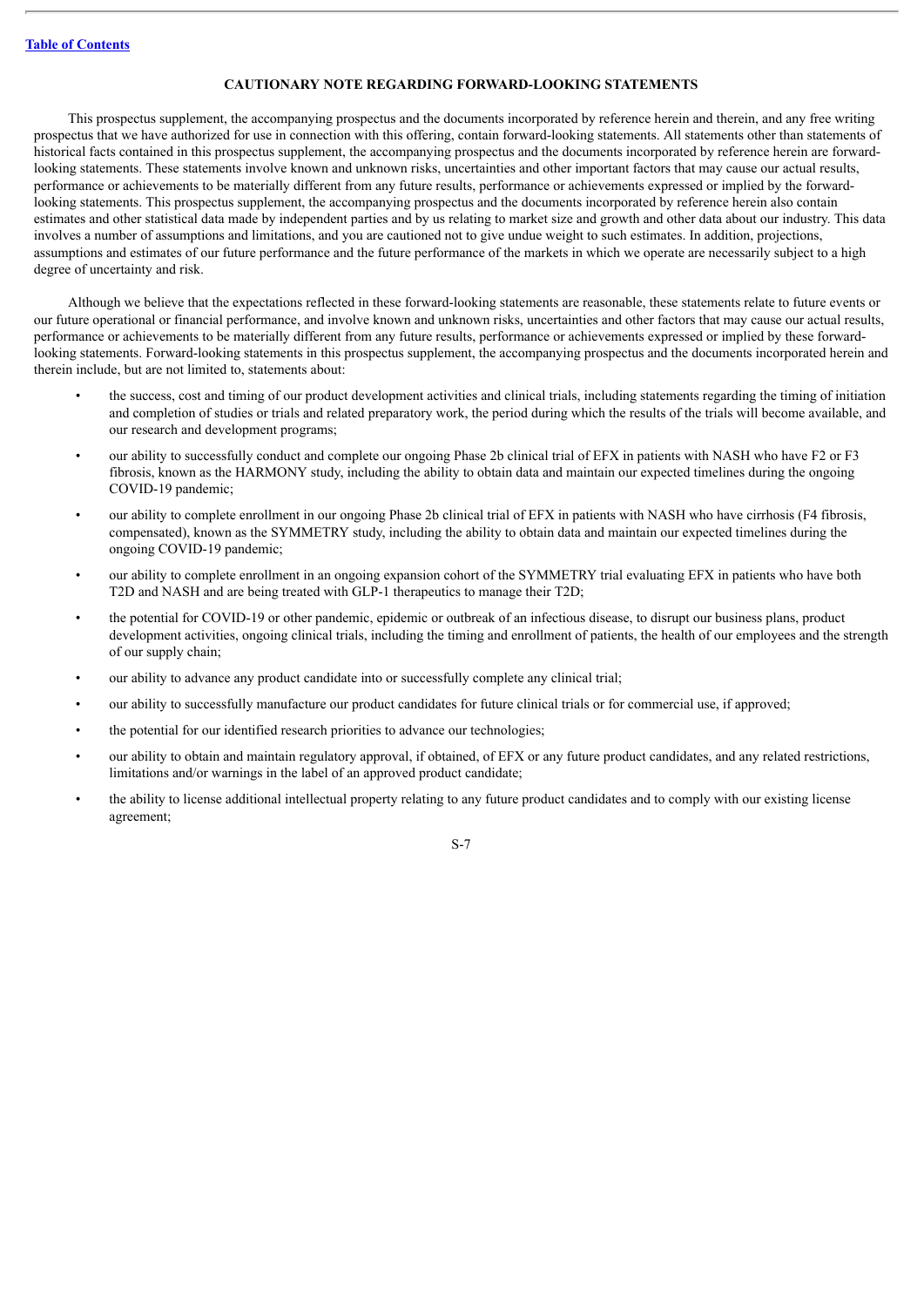## CAUTIONARY NOTE REGARDING FORWARD-LOOKING STATEMENTS

This prospectus supplement, the accompanying prospectus and the documents incorporated by reference herein and therein, and any free writing prospectus that we have authorized for use in connection with this offering, contain forward-looking statements. All statements other than statements of historical facts contained in this prospectus supplement, the accompanying prospectus and the documents incorporated by reference herein are forward-looking statements. These statements involve known and unknown risks, uncertainties and other important factors that may cause our actual results, performance or achievements to be materially different from any future results, performance or achievements expressed or implied by the forward-looking statements. This prospectus supplement, the accompanying prospectus and the documents incorporated by reference herein also contain estimates and other statistical data made by independent parties and by us relating to market size and growth and other data about our industry. This data involves a number of assumptions and limitations, and you are cautioned not to give undue weight to such estimates. In addition, projections, assumptions and estimates of our future performance and the future performance of the markets in which we operate are necessarily subject to a high degree of uncertainty and risk.

Although we believe that the expectations reflected in these forward-looking statements are reasonable, these statements relate to future events or our future operational or financial performance, and involve known and unknown risks, uncertainties and other factors that may cause our actual results, performance or achievements to be materially different from any future results, performance or achievements expressed or implied by these forward-looking statements. Forward-looking statements in this prospectus supplement, the accompanying prospectus and the documents incorporated herein and therein include, but are not limited to, statements about:

- the success, cost and timing of our product development activities and clinical trials, including statements regarding the timing of initiation and completion of studies or trials and related preparatory work, the period during which the results of the trials will become available, and our research and development programs;
- our ability to successfully conduct and complete our ongoing Phase 2b clinical trial of EFX in patients with NASH who have F2 or F3 fibrosis, known as the HARMONY study, including the ability to obtain data and maintain our expected timelines during the ongoing COVID-19 pandemic;
- our ability to complete enrollment in our ongoing Phase 2b clinical trial of EFX in patients with NASH who have cirrhosis (F4 fibrosis, compensated), known as the SYMMETRY study, including the ability to obtain data and maintain our expected timelines during the ongoing COVID-19 pandemic;
- our ability to complete enrollment in an ongoing expansion cohort of the SYMMETRY trial evaluating EFX in patients who have both T2D and NASH and are being treated with GLP-1 therapeutics to manage their T2D;
- the potential for COVID-19 or other pandemic, epidemic or outbreak of an infectious disease, to disrupt our business plans, product development activities, ongoing clinical trials, including the timing and enrollment of patients, the health of our employees and the strength of our supply chain;
- our ability to advance any product candidate into or successfully complete any clinical trial;
- our ability to successfully manufacture our product candidates for future clinical trials or for commercial use, if approved;
- the potential for our identified research priorities to advance our technologies;
- our ability to obtain and maintain regulatory approval, if obtained, of EFX or any future product candidates, and any related restrictions, limitations and/or warnings in the label of an approved product candidate;
- the ability to license additional intellectual property relating to any future product candidates and to comply with our existing license agreement;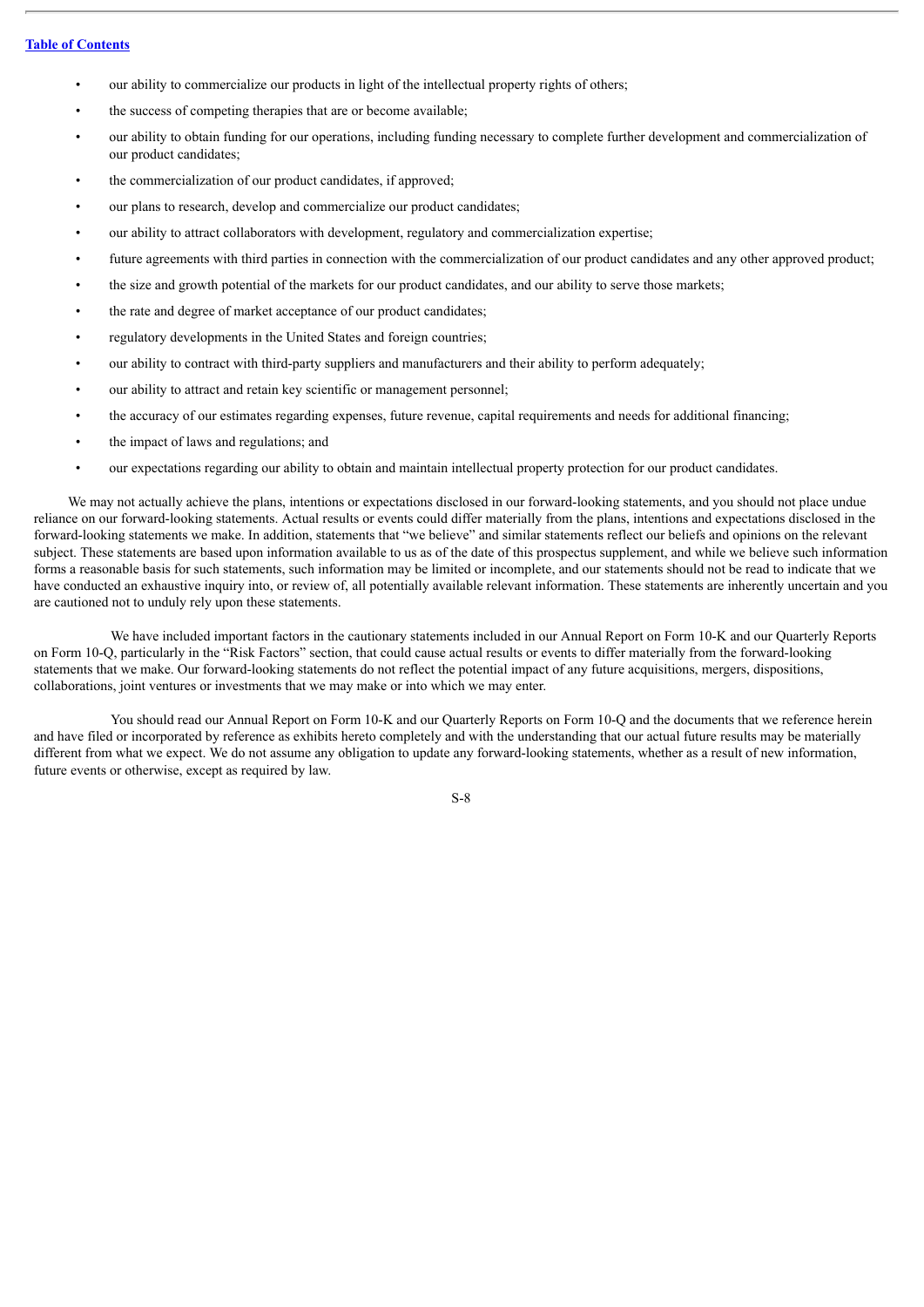- our ability to commercialize our products in light of the intellectual property rights of others;
- the success of competing therapies that are or become available;
- our ability to obtain funding for our operations, including funding necessary to complete further development and commercialization of our product candidates;
- the commercialization of our product candidates, if approved;
- our plans to research, develop and commercialize our product candidates;
- our ability to attract collaborators with development, regulatory and commercialization expertise;
- future agreements with third parties in connection with the commercialization of our product candidates and any other approved product;
- the size and growth potential of the markets for our product candidates, and our ability to serve those markets;
- the rate and degree of market acceptance of our product candidates;
- regulatory developments in the United States and foreign countries;
- our ability to contract with third-party suppliers and manufacturers and their ability to perform adequately;
- our ability to attract and retain key scientific or management personnel;
- the accuracy of our estimates regarding expenses, future revenue, capital requirements and needs for additional financing;
- the impact of laws and regulations; and
- our expectations regarding our ability to obtain and maintain intellectual property protection for our product candidates.

We may not actually achieve the plans, intentions or expectations disclosed in our forward-looking statements, and you should not place undue reliance on our forward-looking statements. Actual results or events could differ materially from the plans, intentions and expectations disclosed in the forward-looking statements we make. In addition, statements that "we believe" and similar statements reflect our beliefs and opinions on the relevant subject. These statements are based upon information available to us as of the date of this prospectus supplement, and while we believe such information forms a reasonable basis for such statements, such information may be limited or incomplete, and our statements should not be read to indicate that we have conducted an exhaustive inquiry into, or review of, all potentially available relevant information. These statements are inherently uncertain and you are cautioned not to unduly rely upon these statements.

We have included important factors in the cautionary statements included in our Annual Report on Form 10-K and our Quarterly Reports on Form 10-Q, particularly in the "Risk Factors" section, that could cause actual results or events to differ materially from the forward-looking statements that we make. Our forward-looking statements do not reflect the potential impact of any future acquisitions, mergers, dispositions, collaborations, joint ventures or investments that we may make or into which we may enter.

You should read our Annual Report on Form 10-K and our Quarterly Reports on Form 10-Q and the documents that we reference herein and have filed or incorporated by reference as exhibits hereto completely and with the understanding that our actual future results may be materially different from what we expect. We do not assume any obligation to update any forward-looking statements, whether as a result of new information, future events or otherwise, except as required by law.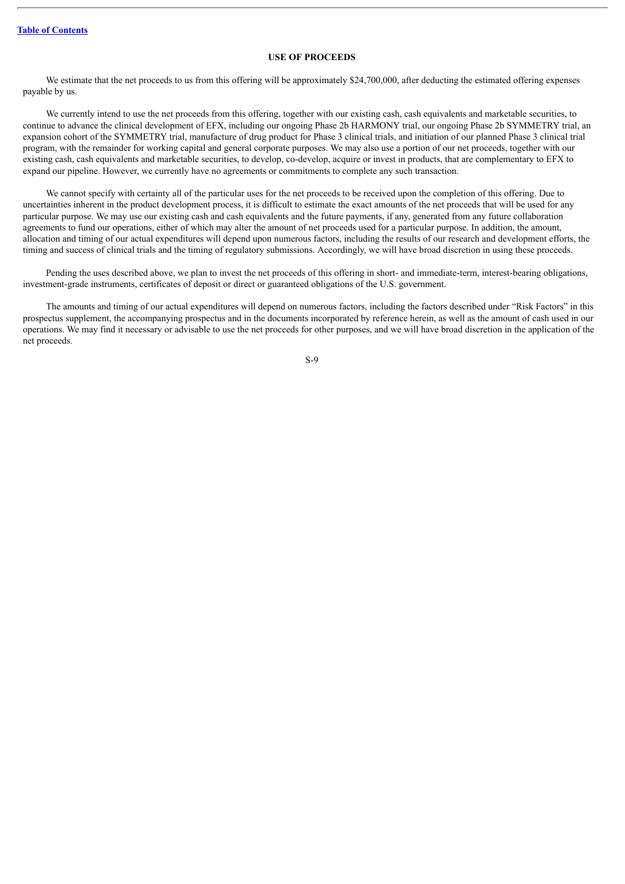## USE OF PROCEEDS

We estimate that the net proceeds to us from this offering will be approximately $24,700,000, after deducting the estimated offering expenses payable by us.

We currently intend to use the net proceeds from this offering, together with our existing cash, cash equivalents and marketable securities, to continue to advance the clinical development of EFX, including our ongoing Phase 2b HARMONY trial, our ongoing Phase 2b SYMMETRY trial, an expansion cohort of the SYMMETRY trial, manufacture of drug product for Phase 3 clinical trials, and initiation of our planned Phase 3 clinical trial program, with the remainder for working capital and general corporate purposes. We may also use a portion of our net proceeds, together with our existing cash, cash equivalents and marketable securities, to develop, co-develop, acquire or invest in products, that are complementary to EFX to expand our pipeline. However, we currently have no agreements or commitments to complete any such transaction.

We cannot specify with certainty all of the particular uses for the net proceeds to be received upon the completion of this offering. Due to uncertainties inherent in the product development process, it is difficult to estimate the exact amounts of the net proceeds that will be used for any particular purpose. We may use our existing cash and cash equivalents and the future payments, if any, generated from any future collaboration agreements to fund our operations, either of which may alter the amount of net proceeds used for a particular purpose. In addition, the amount, allocation and timing of our actual expenditures will depend upon numerous factors, including the results of our research and development efforts, the timing and success of clinical trials and the timing of regulatory submissions. Accordingly, we will have broad discretion in using these proceeds.

Pending the uses described above, we plan to invest the net proceeds of this offering in short- and immediate-term, interest-bearing obligations, investment-grade instruments, certificates of deposit or direct or guaranteed obligations of the U.S. government.

The amounts and timing of our actual expenditures will depend on numerous factors, including the factors described under "Risk Factors" in this prospectus supplement, the accompanying prospectus and in the documents incorporated by reference herein, as well as the amount of cash used in our operations. We may find it necessary or advisable to use the net proceeds for other purposes, and we will have broad discretion in the application of the net proceeds.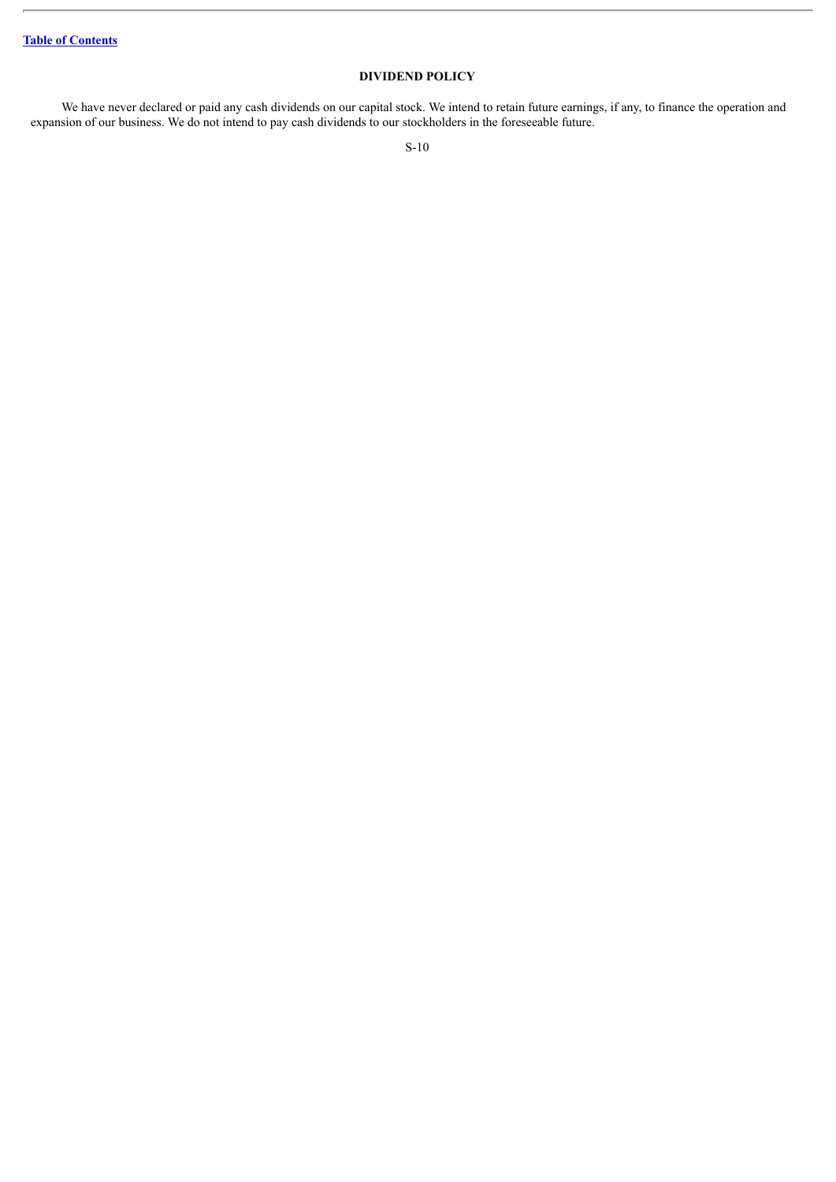## DIVIDEND POLICY

We have never declared or paid any cash dividends on our capital stock. We intend to retain future earnings, if any, to finance the operation and expansion of our business. We do not intend to pay cash dividends to our stockholders in the foreseeable future.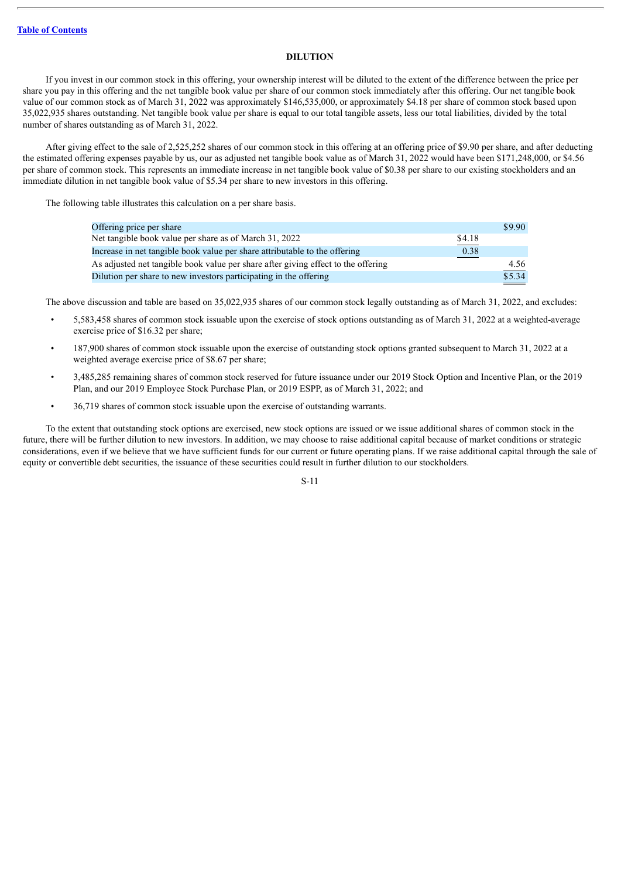## DILUTION

If you invest in our common stock in this offering, your ownership interest will be diluted to the extent of the difference between the price per share you pay in this offering and the net tangible book value per share of our common stock immediately after this offering. Our net tangible book value of our common stock as of March 31, 2022 was approximately $146,535,000, or approximately $4.18 per share of common stock based upon 35,022,935 shares outstanding. Net tangible book value per share is equal to our total tangible assets, less our total liabilities, divided by the total number of shares outstanding as of March 31, 2022.

After giving effect to the sale of 2,525,252 shares of our common stock in this offering at an offering price of $9.90 per share, and after deducting the estimated offering expenses payable by us, our as adjusted net tangible book value as of March 31, 2022 would have been $171,248,000, or $4.56 per share of common stock. This represents an immediate increase in net tangible book value of $0.38 per share to our existing stockholders and an immediate dilution in net tangible book value of $5.34 per share to new investors in this offering.

The following table illustrates this calculation on a per share basis.

| | | |
|---|---|---|
| Offering price per share | | $9.90 |
| Net tangible book value per share as of March 31, 2022 | $4.18 | |
| Increase in net tangible book value per share attributable to the offering | 0.38 | |
| As adjusted net tangible book value per share after giving effect to the offering | | 4.56 |
| Dilution per share to new investors participating in the offering | | $5.34 |

The above discussion and table are based on 35,022,935 shares of our common stock legally outstanding as of March 31, 2022, and excludes:

- 5,583,458 shares of common stock issuable upon the exercise of stock options outstanding as of March 31, 2022 at a weighted-average exercise price of $16.32 per share;
- 187,900 shares of common stock issuable upon the exercise of outstanding stock options granted subsequent to March 31, 2022 at a weighted average exercise price of $8.67 per share;
- 3,485,285 remaining shares of common stock reserved for future issuance under our 2019 Stock Option and Incentive Plan, or the 2019 Plan, and our 2019 Employee Stock Purchase Plan, or 2019 ESPP, as of March 31, 2022; and
- 36,719 shares of common stock issuable upon the exercise of outstanding warrants.

To the extent that outstanding stock options are exercised, new stock options are issued or we issue additional shares of common stock in the future, there will be further dilution to new investors. In addition, we may choose to raise additional capital because of market conditions or strategic considerations, even if we believe that we have sufficient funds for our current or future operating plans. If we raise additional capital through the sale of equity or convertible debt securities, the issuance of these securities could result in further dilution to our stockholders.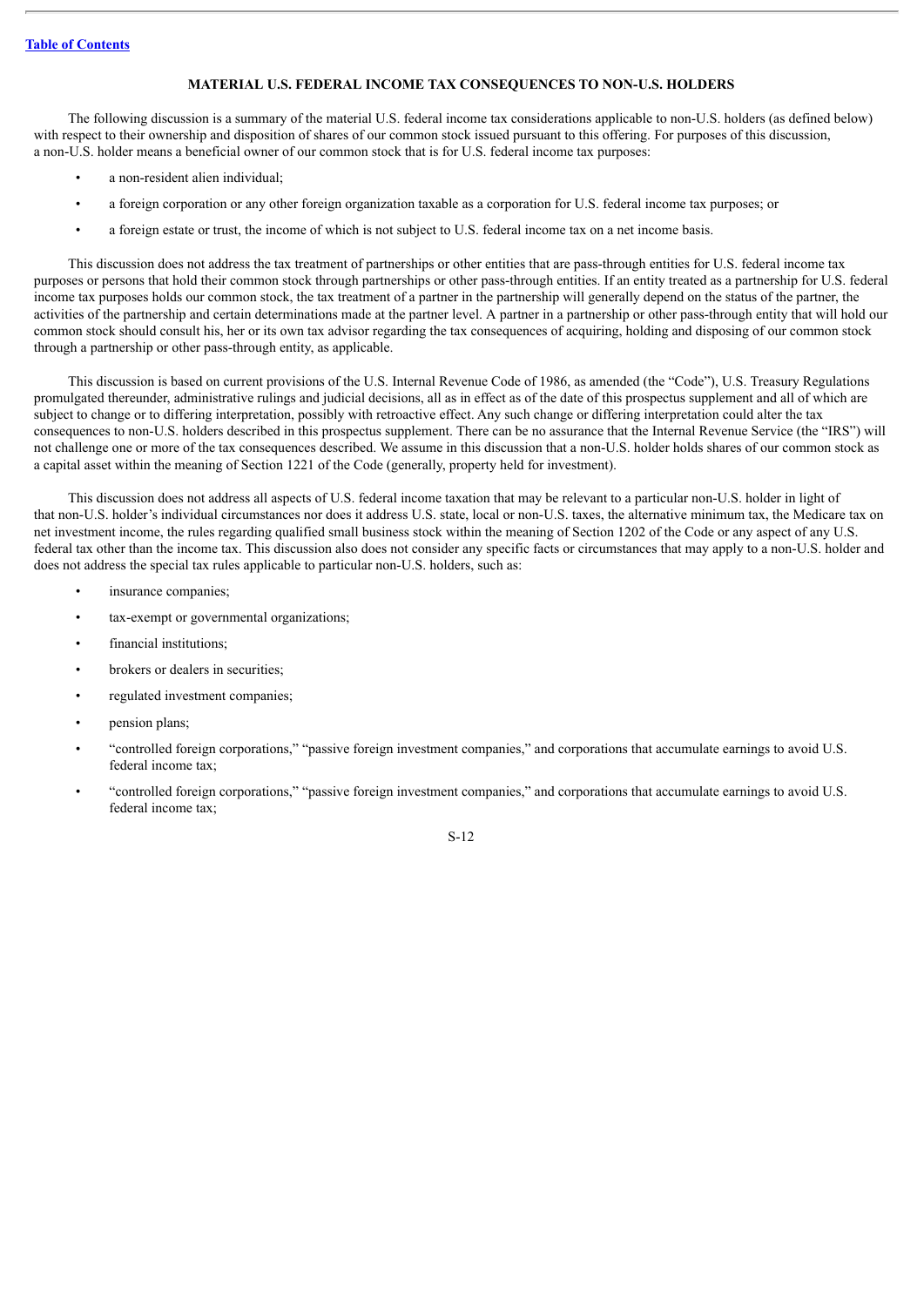## MATERIAL U.S. FEDERAL INCOME TAX CONSEQUENCES TO NON-U.S. HOLDERS

The following discussion is a summary of the material U.S. federal income tax considerations applicable to non-U.S. holders (as defined below) with respect to their ownership and disposition of shares of our common stock issued pursuant to this offering. For purposes of this discussion, a non-U.S. holder means a beneficial owner of our common stock that is for U.S. federal income tax purposes:

- a non-resident alien individual;
- a foreign corporation or any other foreign organization taxable as a corporation for U.S. federal income tax purposes; or
- a foreign estate or trust, the income of which is not subject to U.S. federal income tax on a net income basis.

This discussion does not address the tax treatment of partnerships or other entities that are pass-through entities for U.S. federal income tax purposes or persons that hold their common stock through partnerships or other pass-through entities. If an entity treated as a partnership for U.S. federal income tax purposes holds our common stock, the tax treatment of a partner in the partnership will generally depend on the status of the partner, the activities of the partnership and certain determinations made at the partner level. A partner in a partnership or other pass-through entity that will hold our common stock should consult his, her or its own tax advisor regarding the tax consequences of acquiring, holding and disposing of our common stock through a partnership or other pass-through entity, as applicable.

This discussion is based on current provisions of the U.S. Internal Revenue Code of 1986, as amended (the "Code"), U.S. Treasury Regulations promulgated thereunder, administrative rulings and judicial decisions, all as in effect as of the date of this prospectus supplement and all of which are subject to change or to differing interpretation, possibly with retroactive effect. Any such change or differing interpretation could alter the tax consequences to non-U.S. holders described in this prospectus supplement. There can be no assurance that the Internal Revenue Service (the "IRS") will not challenge one or more of the tax consequences described. We assume in this discussion that a non-U.S. holder holds shares of our common stock as a capital asset within the meaning of Section 1221 of the Code (generally, property held for investment).

This discussion does not address all aspects of U.S. federal income taxation that may be relevant to a particular non-U.S. holder in light of that non-U.S. holder's individual circumstances nor does it address U.S. state, local or non-U.S. taxes, the alternative minimum tax, the Medicare tax on net investment income, the rules regarding qualified small business stock within the meaning of Section 1202 of the Code or any aspect of any U.S. federal tax other than the income tax. This discussion also does not consider any specific facts or circumstances that may apply to a non-U.S. holder and does not address the special tax rules applicable to particular non-U.S. holders, such as:

- insurance companies;
- tax-exempt or governmental organizations;
- financial institutions;
- brokers or dealers in securities;
- regulated investment companies;
- pension plans;
- "controlled foreign corporations," "passive foreign investment companies," and corporations that accumulate earnings to avoid U.S. federal income tax;
- "controlled foreign corporations," "passive foreign investment companies," and corporations that accumulate earnings to avoid U.S. federal income tax;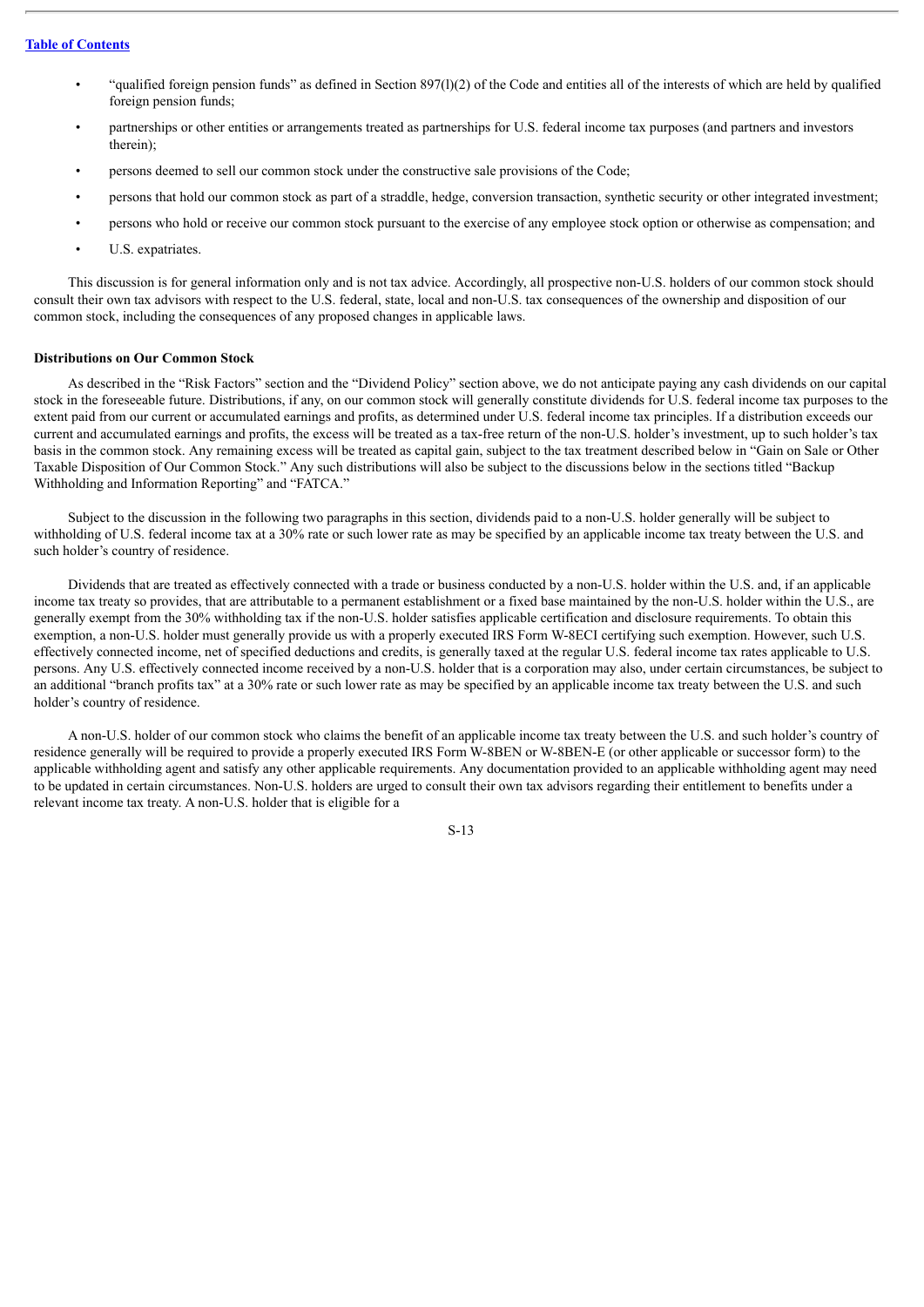- "qualified foreign pension funds" as defined in Section 897(l)(2) of the Code and entities all of the interests of which are held by qualified foreign pension funds;
- partnerships or other entities or arrangements treated as partnerships for U.S. federal income tax purposes (and partners and investors therein);
- persons deemed to sell our common stock under the constructive sale provisions of the Code;
- persons that hold our common stock as part of a straddle, hedge, conversion transaction, synthetic security or other integrated investment;
- persons who hold or receive our common stock pursuant to the exercise of any employee stock option or otherwise as compensation; and
- U.S. expatriates.

This discussion is for general information only and is not tax advice. Accordingly, all prospective non-U.S. holders of our common stock should consult their own tax advisors with respect to the U.S. federal, state, local and non-U.S. tax consequences of the ownership and disposition of our common stock, including the consequences of any proposed changes in applicable laws.

**Distributions on Our Common Stock**

As described in the "Risk Factors" section and the "Dividend Policy" section above, we do not anticipate paying any cash dividends on our capital stock in the foreseeable future. Distributions, if any, on our common stock will generally constitute dividends for U.S. federal income tax purposes to the extent paid from our current or accumulated earnings and profits, as determined under U.S. federal income tax principles. If a distribution exceeds our current and accumulated earnings and profits, the excess will be treated as a tax-free return of the non-U.S. holder's investment, up to such holder's tax basis in the common stock. Any remaining excess will be treated as capital gain, subject to the tax treatment described below in "Gain on Sale or Other Taxable Disposition of Our Common Stock." Any such distributions will also be subject to the discussions below in the sections titled "Backup Withholding and Information Reporting" and "FATCA."

Subject to the discussion in the following two paragraphs in this section, dividends paid to a non-U.S. holder generally will be subject to withholding of U.S. federal income tax at a 30% rate or such lower rate as may be specified by an applicable income tax treaty between the U.S. and such holder's country of residence.

Dividends that are treated as effectively connected with a trade or business conducted by a non-U.S. holder within the U.S. and, if an applicable income tax treaty so provides, that are attributable to a permanent establishment or a fixed base maintained by the non-U.S. holder within the U.S., are generally exempt from the 30% withholding tax if the non-U.S. holder satisfies applicable certification and disclosure requirements. To obtain this exemption, a non-U.S. holder must generally provide us with a properly executed IRS Form W-8ECI certifying such exemption. However, such U.S. effectively connected income, net of specified deductions and credits, is generally taxed at the regular U.S. federal income tax rates applicable to U.S. persons. Any U.S. effectively connected income received by a non-U.S. holder that is a corporation may also, under certain circumstances, be subject to an additional "branch profits tax" at a 30% rate or such lower rate as may be specified by an applicable income tax treaty between the U.S. and such holder's country of residence.

A non-U.S. holder of our common stock who claims the benefit of an applicable income tax treaty between the U.S. and such holder's country of residence generally will be required to provide a properly executed IRS Form W-8BEN or W-8BEN-E (or other applicable or successor form) to the applicable withholding agent and satisfy any other applicable requirements. Any documentation provided to an applicable withholding agent may need to be updated in certain circumstances. Non-U.S. holders are urged to consult their own tax advisors regarding their entitlement to benefits under a relevant income tax treaty. A non-U.S. holder that is eligible for a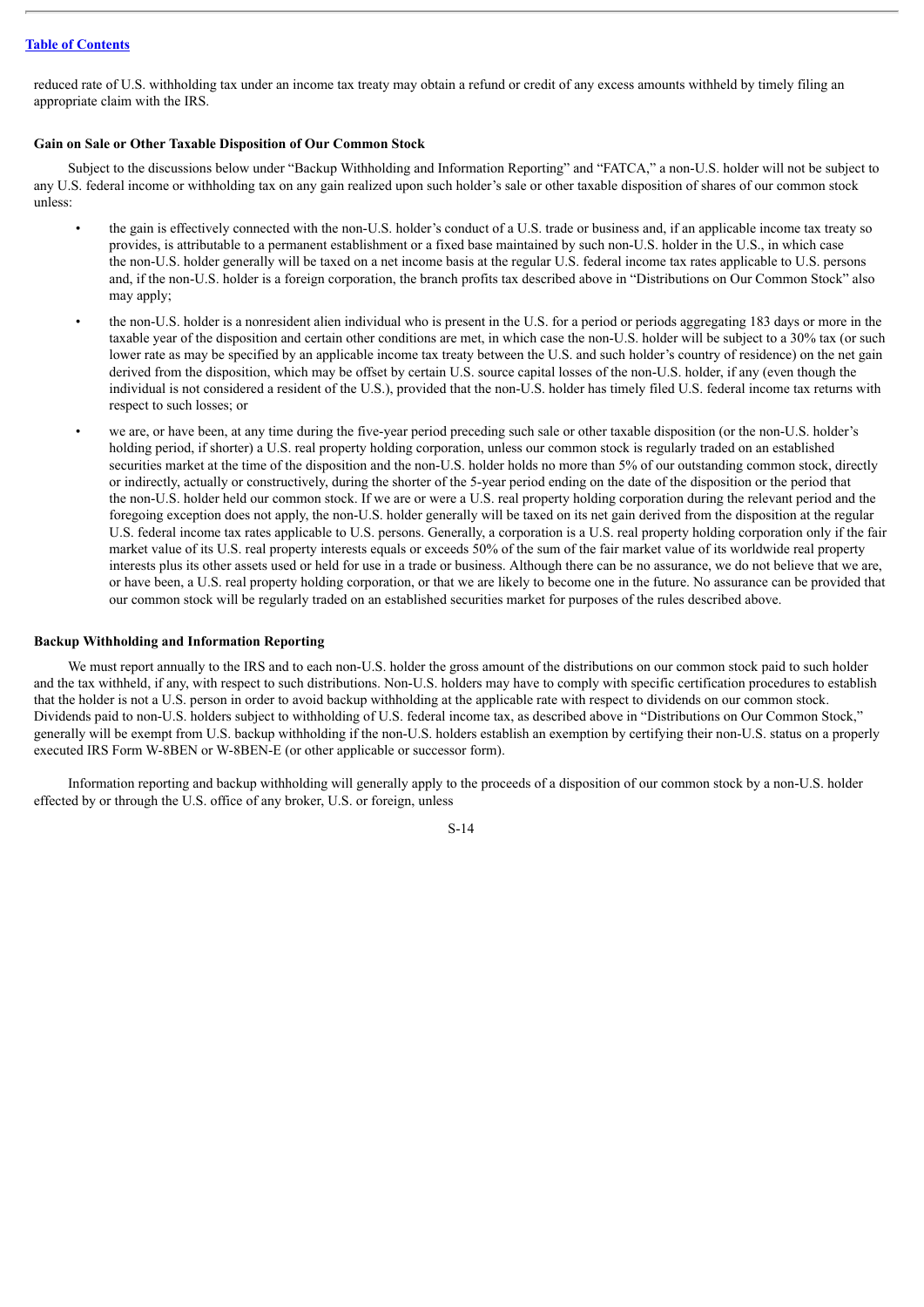reduced rate of U.S. withholding tax under an income tax treaty may obtain a refund or credit of any excess amounts withheld by timely filing an appropriate claim with the IRS.

### Gain on Sale or Other Taxable Disposition of Our Common Stock

Subject to the discussions below under "Backup Withholding and Information Reporting" and "FATCA," a non-U.S. holder will not be subject to any U.S. federal income or withholding tax on any gain realized upon such holder's sale or other taxable disposition of shares of our common stock unless:

- the gain is effectively connected with the non-U.S. holder's conduct of a U.S. trade or business and, if an applicable income tax treaty so provides, is attributable to a permanent establishment or a fixed base maintained by such non-U.S. holder in the U.S., in which case the non-U.S. holder generally will be taxed on a net income basis at the regular U.S. federal income tax rates applicable to U.S. persons and, if the non-U.S. holder is a foreign corporation, the branch profits tax described above in "Distributions on Our Common Stock" also may apply;
- the non-U.S. holder is a nonresident alien individual who is present in the U.S. for a period or periods aggregating 183 days or more in the taxable year of the disposition and certain other conditions are met, in which case the non-U.S. holder will be subject to a 30% tax (or such lower rate as may be specified by an applicable income tax treaty between the U.S. and such holder's country of residence) on the net gain derived from the disposition, which may be offset by certain U.S. source capital losses of the non-U.S. holder, if any (even though the individual is not considered a resident of the U.S.), provided that the non-U.S. holder has timely filed U.S. federal income tax returns with respect to such losses; or
- we are, or have been, at any time during the five-year period preceding such sale or other taxable disposition (or the non-U.S. holder's holding period, if shorter) a U.S. real property holding corporation, unless our common stock is regularly traded on an established securities market at the time of the disposition and the non-U.S. holder holds no more than 5% of our outstanding common stock, directly or indirectly, actually or constructively, during the shorter of the 5-year period ending on the date of the disposition or the period that the non-U.S. holder held our common stock. If we are or were a U.S. real property holding corporation during the relevant period and the foregoing exception does not apply, the non-U.S. holder generally will be taxed on its net gain derived from the disposition at the regular U.S. federal income tax rates applicable to U.S. persons. Generally, a corporation is a U.S. real property holding corporation only if the fair market value of its U.S. real property interests equals or exceeds 50% of the sum of the fair market value of its worldwide real property interests plus its other assets used or held for use in a trade or business. Although there can be no assurance, we do not believe that we are, or have been, a U.S. real property holding corporation, or that we are likely to become one in the future. No assurance can be provided that our common stock will be regularly traded on an established securities market for purposes of the rules described above.

### Backup Withholding and Information Reporting

We must report annually to the IRS and to each non-U.S. holder the gross amount of the distributions on our common stock paid to such holder and the tax withheld, if any, with respect to such distributions. Non-U.S. holders may have to comply with specific certification procedures to establish that the holder is not a U.S. person in order to avoid backup withholding at the applicable rate with respect to dividends on our common stock. Dividends paid to non-U.S. holders subject to withholding of U.S. federal income tax, as described above in "Distributions on Our Common Stock," generally will be exempt from U.S. backup withholding if the non-U.S. holders establish an exemption by certifying their non-U.S. status on a properly executed IRS Form W-8BEN or W-8BEN-E (or other applicable or successor form).

Information reporting and backup withholding will generally apply to the proceeds of a disposition of our common stock by a non-U.S. holder effected by or through the U.S. office of any broker, U.S. or foreign, unless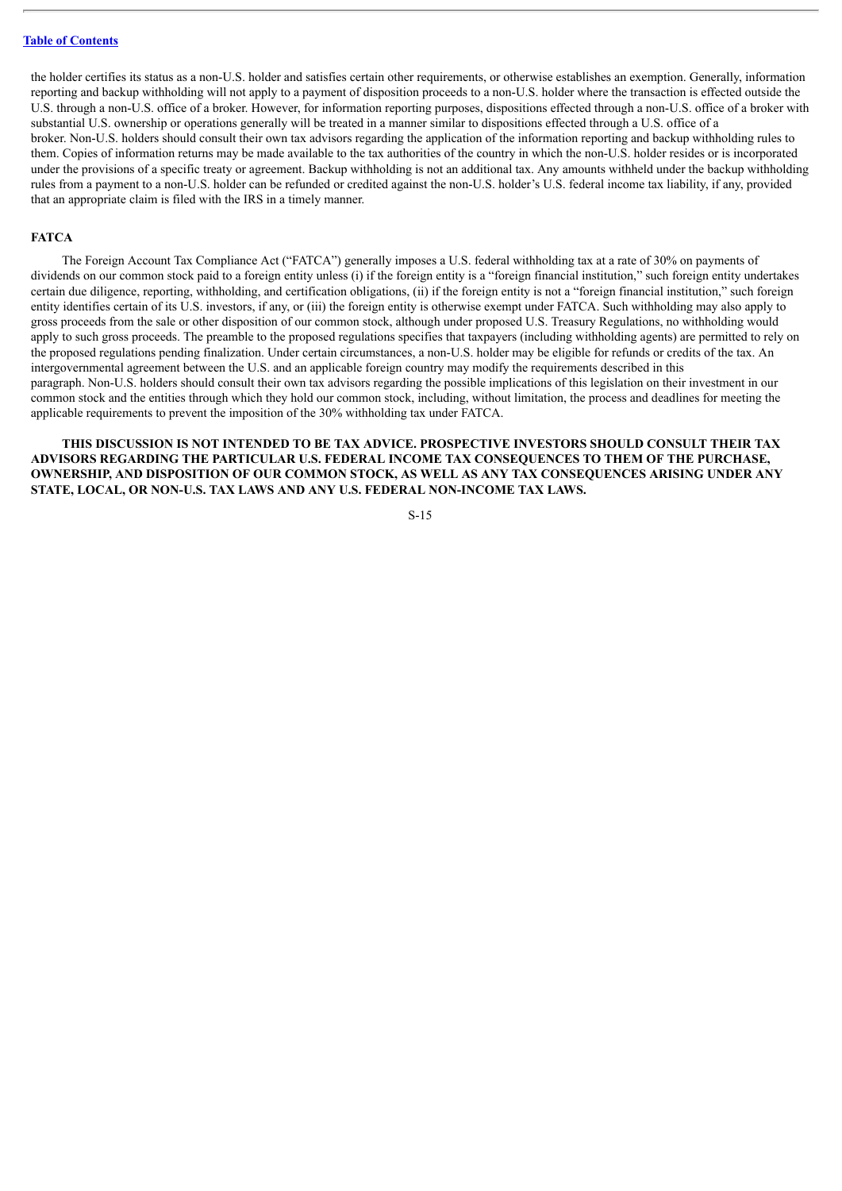the holder certifies its status as a non-U.S. holder and satisfies certain other requirements, or otherwise establishes an exemption. Generally, information reporting and backup withholding will not apply to a payment of disposition proceeds to a non-U.S. holder where the transaction is effected outside the U.S. through a non-U.S. office of a broker. However, for information reporting purposes, dispositions effected through a non-U.S. office of a broker with substantial U.S. ownership or operations generally will be treated in a manner similar to dispositions effected through a U.S. office of a broker. Non-U.S. holders should consult their own tax advisors regarding the application of the information reporting and backup withholding rules to them. Copies of information returns may be made available to the tax authorities of the country in which the non-U.S. holder resides or is incorporated under the provisions of a specific treaty or agreement. Backup withholding is not an additional tax. Any amounts withheld under the backup withholding rules from a payment to a non-U.S. holder can be refunded or credited against the non-U.S. holder's U.S. federal income tax liability, if any, provided that an appropriate claim is filed with the IRS in a timely manner.

**FATCA**

The Foreign Account Tax Compliance Act ("FATCA") generally imposes a U.S. federal withholding tax at a rate of 30% on payments of dividends on our common stock paid to a foreign entity unless (i) if the foreign entity is a "foreign financial institution," such foreign entity undertakes certain due diligence, reporting, withholding, and certification obligations, (ii) if the foreign entity is not a "foreign financial institution," such foreign entity identifies certain of its U.S. investors, if any, or (iii) the foreign entity is otherwise exempt under FATCA. Such withholding may also apply to gross proceeds from the sale or other disposition of our common stock, although under proposed U.S. Treasury Regulations, no withholding would apply to such gross proceeds. The preamble to the proposed regulations specifies that taxpayers (including withholding agents) are permitted to rely on the proposed regulations pending finalization. Under certain circumstances, a non-U.S. holder may be eligible for refunds or credits of the tax. An intergovernmental agreement between the U.S. and an applicable foreign country may modify the requirements described in this paragraph. Non-U.S. holders should consult their own tax advisors regarding the possible implications of this legislation on their investment in our common stock and the entities through which they hold our common stock, including, without limitation, the process and deadlines for meeting the applicable requirements to prevent the imposition of the 30% withholding tax under FATCA.

**THIS DISCUSSION IS NOT INTENDED TO BE TAX ADVICE. PROSPECTIVE INVESTORS SHOULD CONSULT THEIR TAX ADVISORS REGARDING THE PARTICULAR U.S. FEDERAL INCOME TAX CONSEQUENCES TO THEM OF THE PURCHASE, OWNERSHIP, AND DISPOSITION OF OUR COMMON STOCK, AS WELL AS ANY TAX CONSEQUENCES ARISING UNDER ANY STATE, LOCAL, OR NON-U.S. TAX LAWS AND ANY U.S. FEDERAL NON-INCOME TAX LAWS.**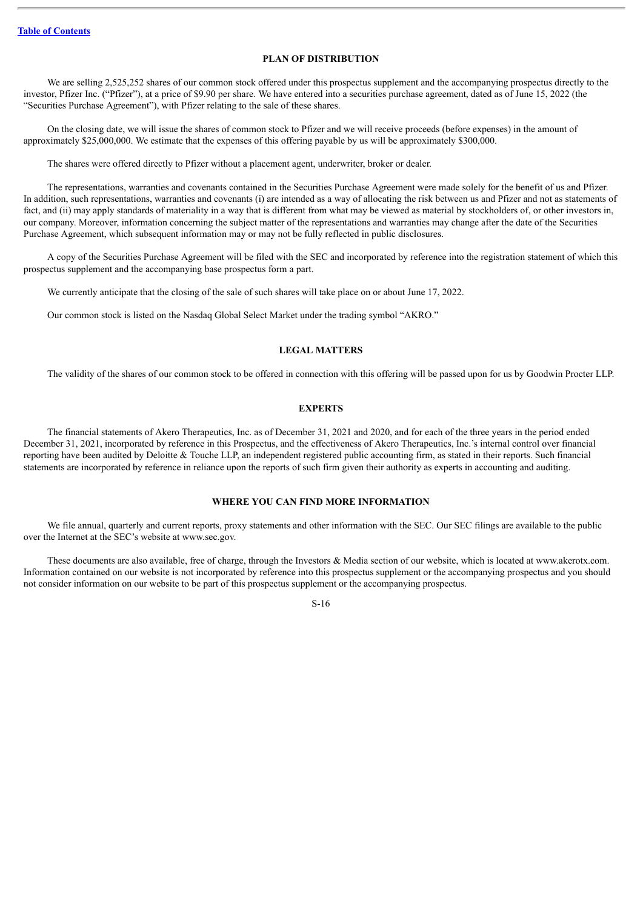## PLAN OF DISTRIBUTION

We are selling 2,525,252 shares of our common stock offered under this prospectus supplement and the accompanying prospectus directly to the investor, Pfizer Inc. ("Pfizer"), at a price of $9.90 per share. We have entered into a securities purchase agreement, dated as of June 15, 2022 (the "Securities Purchase Agreement"), with Pfizer relating to the sale of these shares.

On the closing date, we will issue the shares of common stock to Pfizer and we will receive proceeds (before expenses) in the amount of approximately $25,000,000. We estimate that the expenses of this offering payable by us will be approximately $300,000.

The shares were offered directly to Pfizer without a placement agent, underwriter, broker or dealer.

The representations, warranties and covenants contained in the Securities Purchase Agreement were made solely for the benefit of us and Pfizer. In addition, such representations, warranties and covenants (i) are intended as a way of allocating the risk between us and Pfizer and not as statements of fact, and (ii) may apply standards of materiality in a way that is different from what may be viewed as material by stockholders of, or other investors in, our company. Moreover, information concerning the subject matter of the representations and warranties may change after the date of the Securities Purchase Agreement, which subsequent information may or may not be fully reflected in public disclosures.

A copy of the Securities Purchase Agreement will be filed with the SEC and incorporated by reference into the registration statement of which this prospectus supplement and the accompanying base prospectus form a part.

We currently anticipate that the closing of the sale of such shares will take place on or about June 17, 2022.

Our common stock is listed on the Nasdaq Global Select Market under the trading symbol "AKRO."

## LEGAL MATTERS

The validity of the shares of our common stock to be offered in connection with this offering will be passed upon for us by Goodwin Procter LLP.

## EXPERTS

The financial statements of Akero Therapeutics, Inc. as of December 31, 2021 and 2020, and for each of the three years in the period ended December 31, 2021, incorporated by reference in this Prospectus, and the effectiveness of Akero Therapeutics, Inc.'s internal control over financial reporting have been audited by Deloitte & Touche LLP, an independent registered public accounting firm, as stated in their reports. Such financial statements are incorporated by reference in reliance upon the reports of such firm given their authority as experts in accounting and auditing.

## WHERE YOU CAN FIND MORE INFORMATION

We file annual, quarterly and current reports, proxy statements and other information with the SEC. Our SEC filings are available to the public over the Internet at the SEC's website at www.sec.gov.

These documents are also available, free of charge, through the Investors & Media section of our website, which is located at www.akerotx.com. Information contained on our website is not incorporated by reference into this prospectus supplement or the accompanying prospectus and you should not consider information on our website to be part of this prospectus supplement or the accompanying prospectus.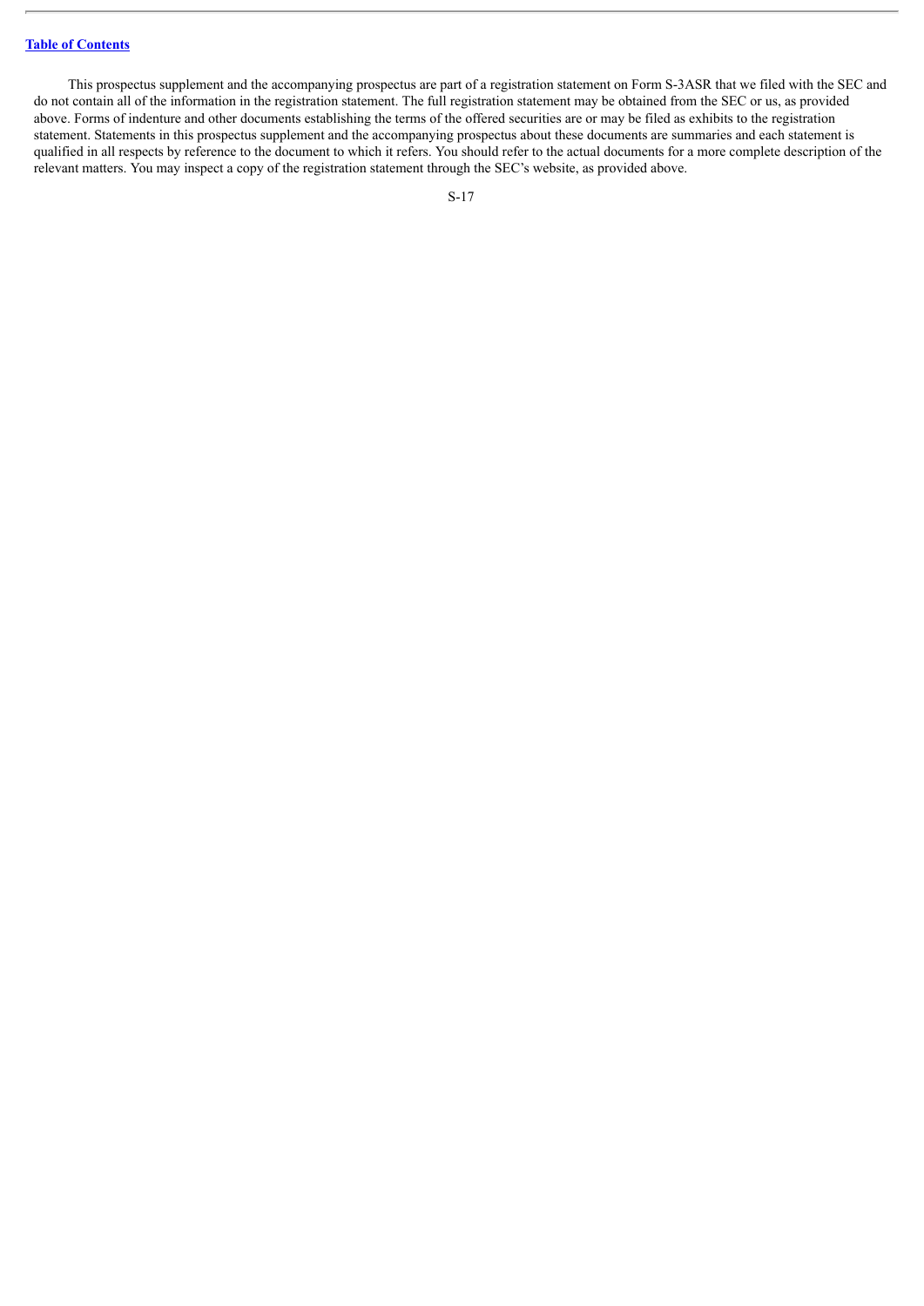This prospectus supplement and the accompanying prospectus are part of a registration statement on Form S-3ASR that we filed with the SEC and do not contain all of the information in the registration statement. The full registration statement may be obtained from the SEC or us, as provided above. Forms of indenture and other documents establishing the terms of the offered securities are or may be filed as exhibits to the registration statement. Statements in this prospectus supplement and the accompanying prospectus about these documents are summaries and each statement is qualified in all respects by reference to the document to which it refers. You should refer to the actual documents for a more complete description of the relevant matters. You may inspect a copy of the registration statement through the SEC's website, as provided above.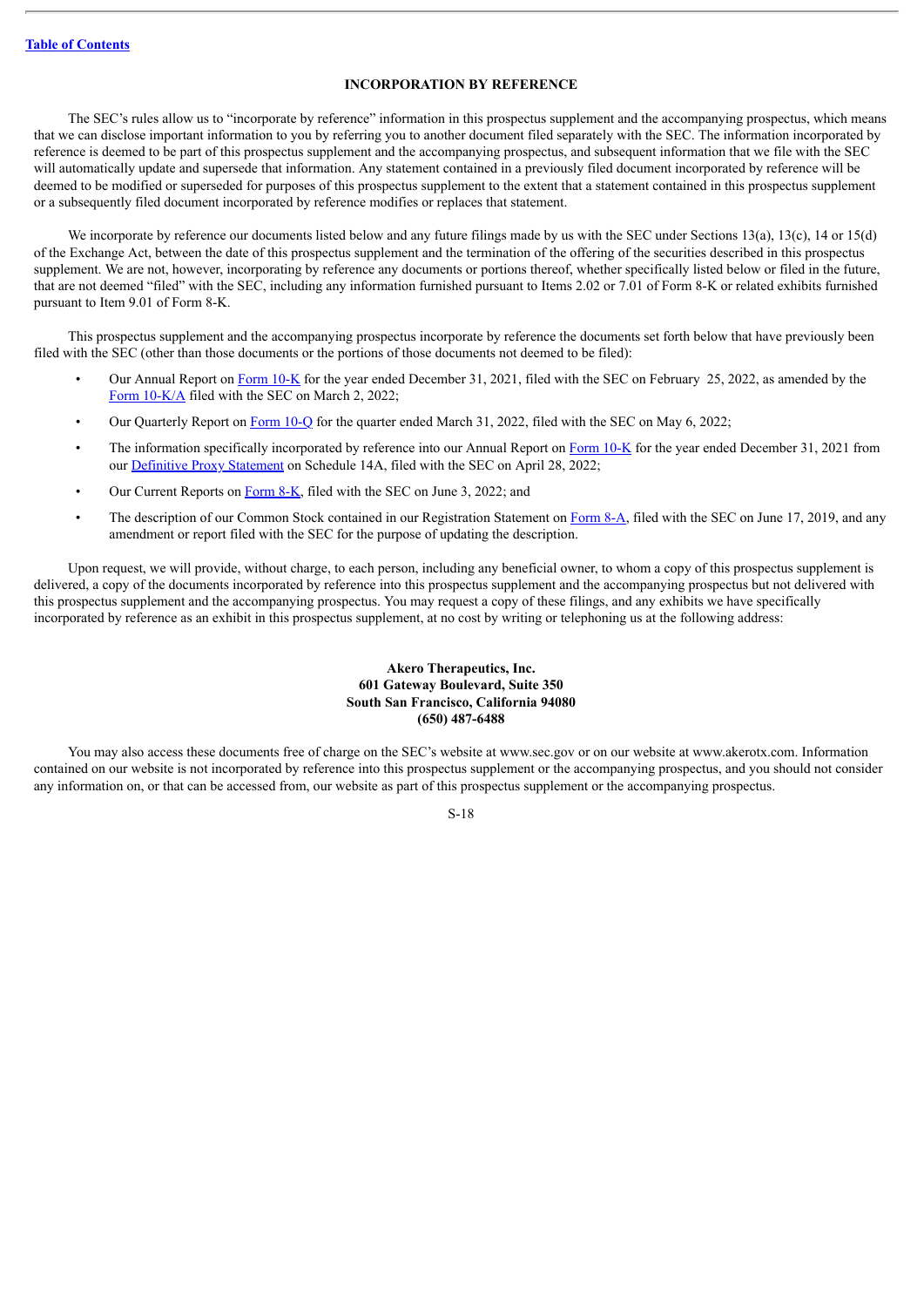## INCORPORATION BY REFERENCE

The SEC's rules allow us to "incorporate by reference" information in this prospectus supplement and the accompanying prospectus, which means that we can disclose important information to you by referring you to another document filed separately with the SEC. The information incorporated by reference is deemed to be part of this prospectus supplement and the accompanying prospectus, and subsequent information that we file with the SEC will automatically update and supersede that information. Any statement contained in a previously filed document incorporated by reference will be deemed to be modified or superseded for purposes of this prospectus supplement to the extent that a statement contained in this prospectus supplement or a subsequently filed document incorporated by reference modifies or replaces that statement.

We incorporate by reference our documents listed below and any future filings made by us with the SEC under Sections 13(a), 13(c), 14 or 15(d) of the Exchange Act, between the date of this prospectus supplement and the termination of the offering of the securities described in this prospectus supplement. We are not, however, incorporating by reference any documents or portions thereof, whether specifically listed below or filed in the future, that are not deemed "filed" with the SEC, including any information furnished pursuant to Items 2.02 or 7.01 of Form 8-K or related exhibits furnished pursuant to Item 9.01 of Form 8-K.

This prospectus supplement and the accompanying prospectus incorporate by reference the documents set forth below that have previously been filed with the SEC (other than those documents or the portions of those documents not deemed to be filed):

- Our Annual Report on Form 10-K for the year ended December 31, 2021, filed with the SEC on February 25, 2022, as amended by the Form 10-K/A filed with the SEC on March 2, 2022;
- Our Quarterly Report on Form 10-Q for the quarter ended March 31, 2022, filed with the SEC on May 6, 2022;
- The information specifically incorporated by reference into our Annual Report on Form 10-K for the year ended December 31, 2021 from our Definitive Proxy Statement on Schedule 14A, filed with the SEC on April 28, 2022;
- Our Current Reports on Form 8-K, filed with the SEC on June 3, 2022; and
- The description of our Common Stock contained in our Registration Statement on Form 8-A, filed with the SEC on June 17, 2019, and any amendment or report filed with the SEC for the purpose of updating the description.

Upon request, we will provide, without charge, to each person, including any beneficial owner, to whom a copy of this prospectus supplement is delivered, a copy of the documents incorporated by reference into this prospectus supplement and the accompanying prospectus but not delivered with this prospectus supplement and the accompanying prospectus. You may request a copy of these filings, and any exhibits we have specifically incorporated by reference as an exhibit in this prospectus supplement, at no cost by writing or telephoning us at the following address:

**Akero Therapeutics, Inc.**
**601 Gateway Boulevard, Suite 350**
**South San Francisco, California 94080**
**(650) 487-6488**

You may also access these documents free of charge on the SEC's website at www.sec.gov or on our website at www.akerotx.com. Information contained on our website is not incorporated by reference into this prospectus supplement or the accompanying prospectus, and you should not consider any information on, or that can be accessed from, our website as part of this prospectus supplement or the accompanying prospectus.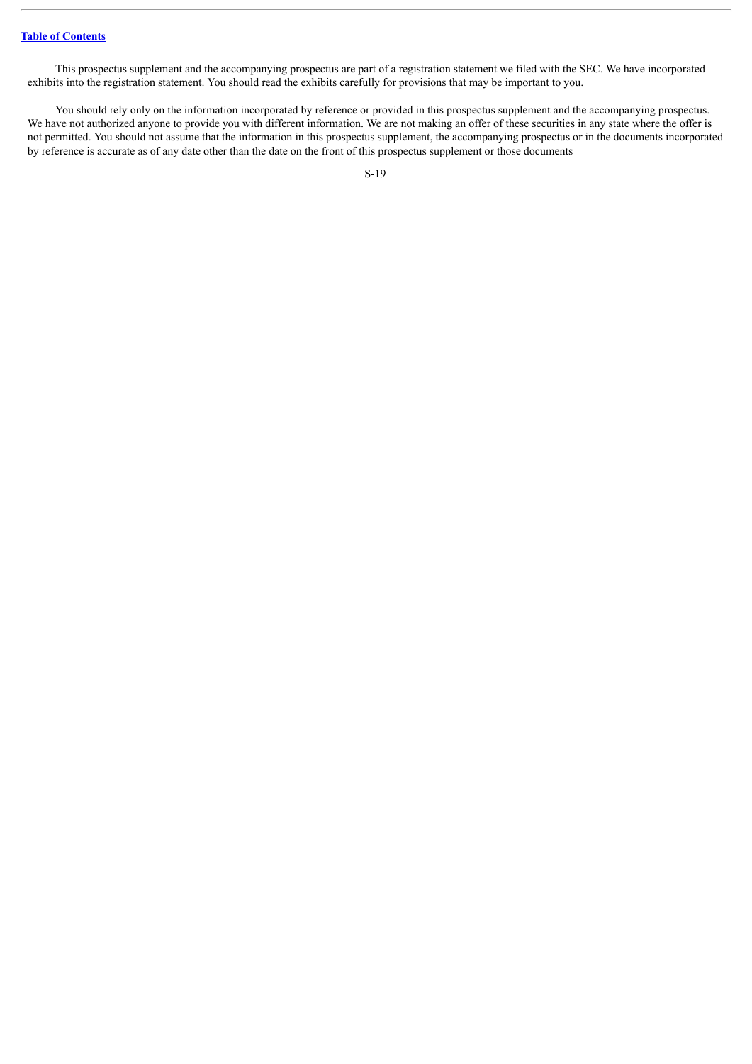This prospectus supplement and the accompanying prospectus are part of a registration statement we filed with the SEC. We have incorporated exhibits into the registration statement. You should read the exhibits carefully for provisions that may be important to you.

You should rely only on the information incorporated by reference or provided in this prospectus supplement and the accompanying prospectus. We have not authorized anyone to provide you with different information. We are not making an offer of these securities in any state where the offer is not permitted. You should not assume that the information in this prospectus supplement, the accompanying prospectus or in the documents incorporated by reference is accurate as of any date other than the date on the front of this prospectus supplement or those documents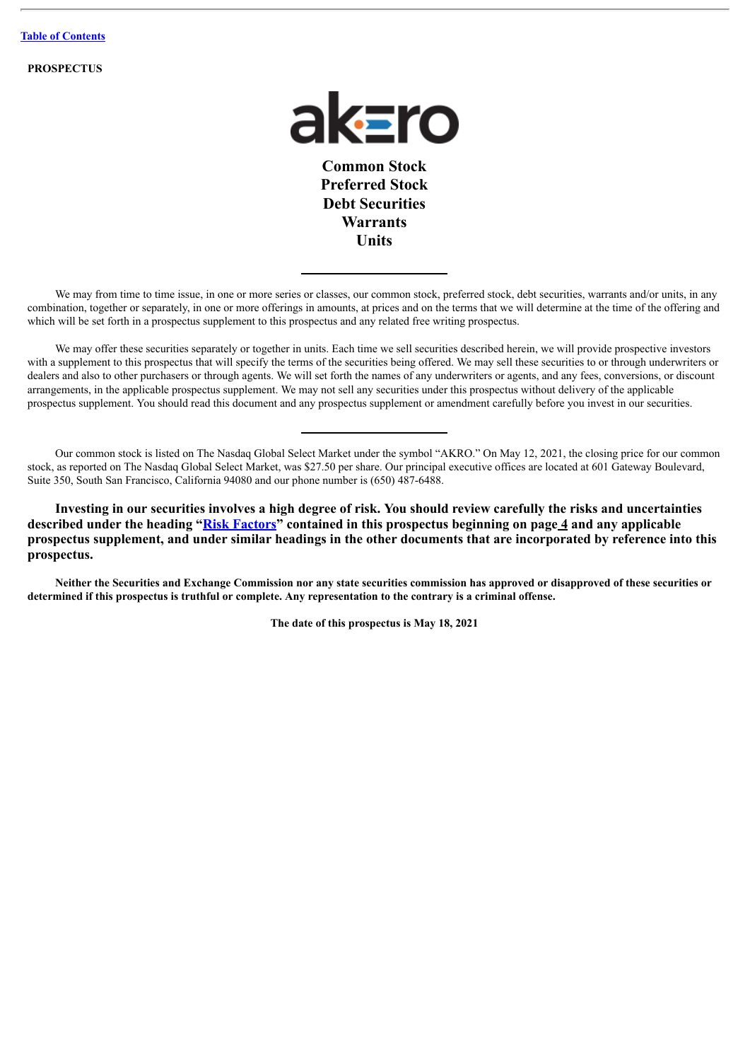[Table of Contents](#)

**PROSPECTUS**

akero

**Common Stock**
**Preferred Stock**
**Debt Securities**
**Warrants**
**Units**

---

We may from time to time issue, in one or more series or classes, our common stock, preferred stock, debt securities, warrants and/or units, in any combination, together or separately, in one or more offerings in amounts, at prices and on the terms that we will determine at the time of the offering and which will be set forth in a prospectus supplement to this prospectus and any related free writing prospectus.

We may offer these securities separately or together in units. Each time we sell securities described herein, we will provide prospective investors with a supplement to this prospectus that will specify the terms of the securities being offered. We may sell these securities to or through underwriters or dealers and also to other purchasers or through agents. We will set forth the names of any underwriters or agents, and any fees, conversions, or discount arrangements, in the applicable prospectus supplement. We may not sell any securities under this prospectus without delivery of the applicable prospectus supplement. You should read this document and any prospectus supplement or amendment carefully before you invest in our securities.

---

Our common stock is listed on The Nasdaq Global Select Market under the symbol "AKRO." On May 12, 2021, the closing price for our common stock, as reported on The Nasdaq Global Select Market, was $27.50 per share. Our principal executive offices are located at 601 Gateway Boulevard, Suite 350, South San Francisco, California 94080 and our phone number is (650) 487-6488.

**Investing in our securities involves a high degree of risk. You should review carefully the risks and uncertainties described under the heading "[Risk Factors](#)" contained in this prospectus beginning on page 4 and any applicable prospectus supplement, and under similar headings in the other documents that are incorporated by reference into this prospectus.**

**Neither the Securities and Exchange Commission nor any state securities commission has approved or disapproved of these securities or determined if this prospectus is truthful or complete. Any representation to the contrary is a criminal offense.**

**The date of this prospectus is May 18, 2021**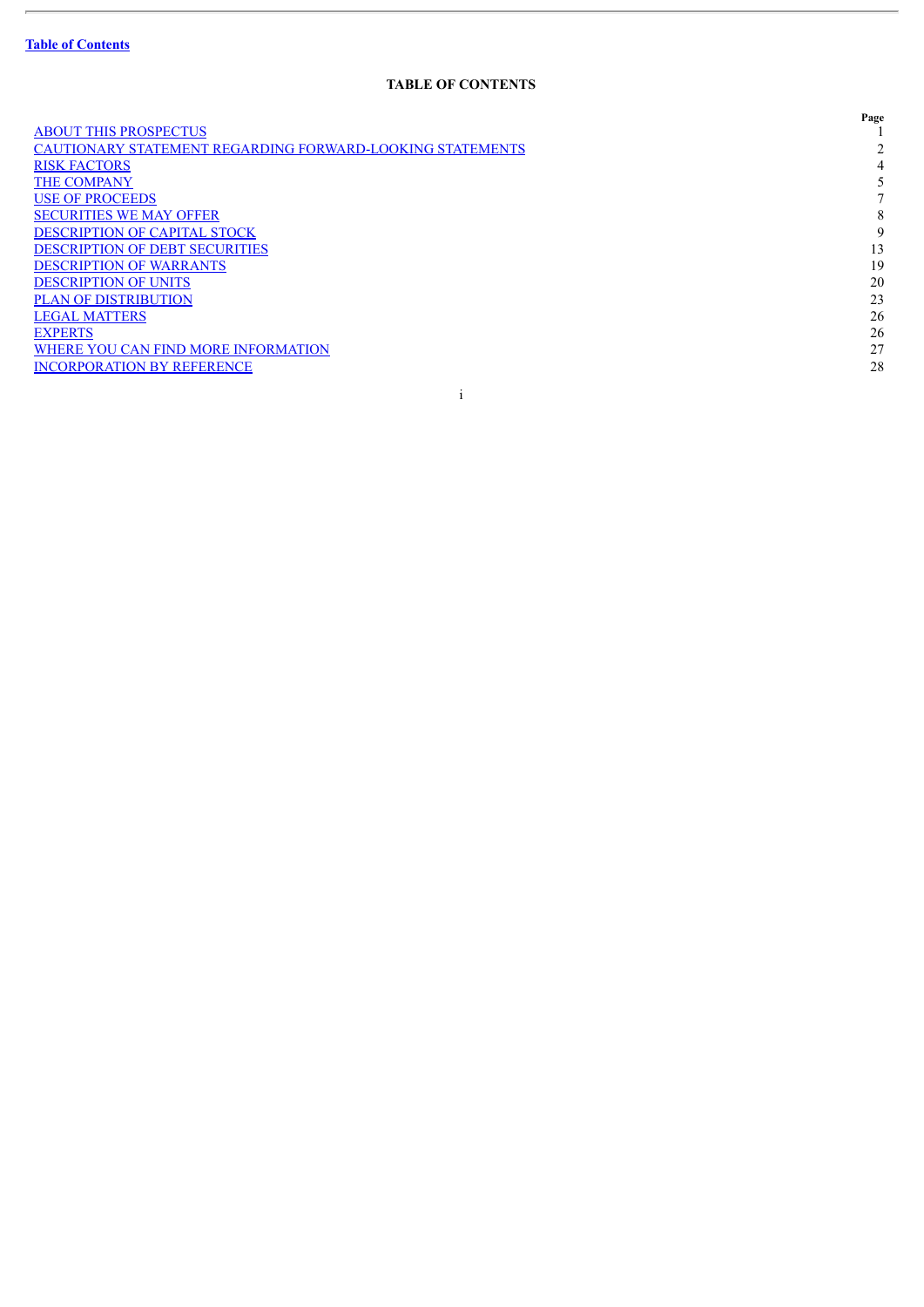# TABLE OF CONTENTS

| | Page |
|---|---|
| ABOUT THIS PROSPECTUS | 1 |
| CAUTIONARY STATEMENT REGARDING FORWARD-LOOKING STATEMENTS | 2 |
| RISK FACTORS | 4 |
| THE COMPANY | 5 |
| USE OF PROCEEDS | 7 |
| SECURITIES WE MAY OFFER | 8 |
| DESCRIPTION OF CAPITAL STOCK | 9 |
| DESCRIPTION OF DEBT SECURITIES | 13 |
| DESCRIPTION OF WARRANTS | 19 |
| DESCRIPTION OF UNITS | 20 |
| PLAN OF DISTRIBUTION | 23 |
| LEGAL MATTERS | 26 |
| EXPERTS | 26 |
| WHERE YOU CAN FIND MORE INFORMATION | 27 |
| INCORPORATION BY REFERENCE | 28 |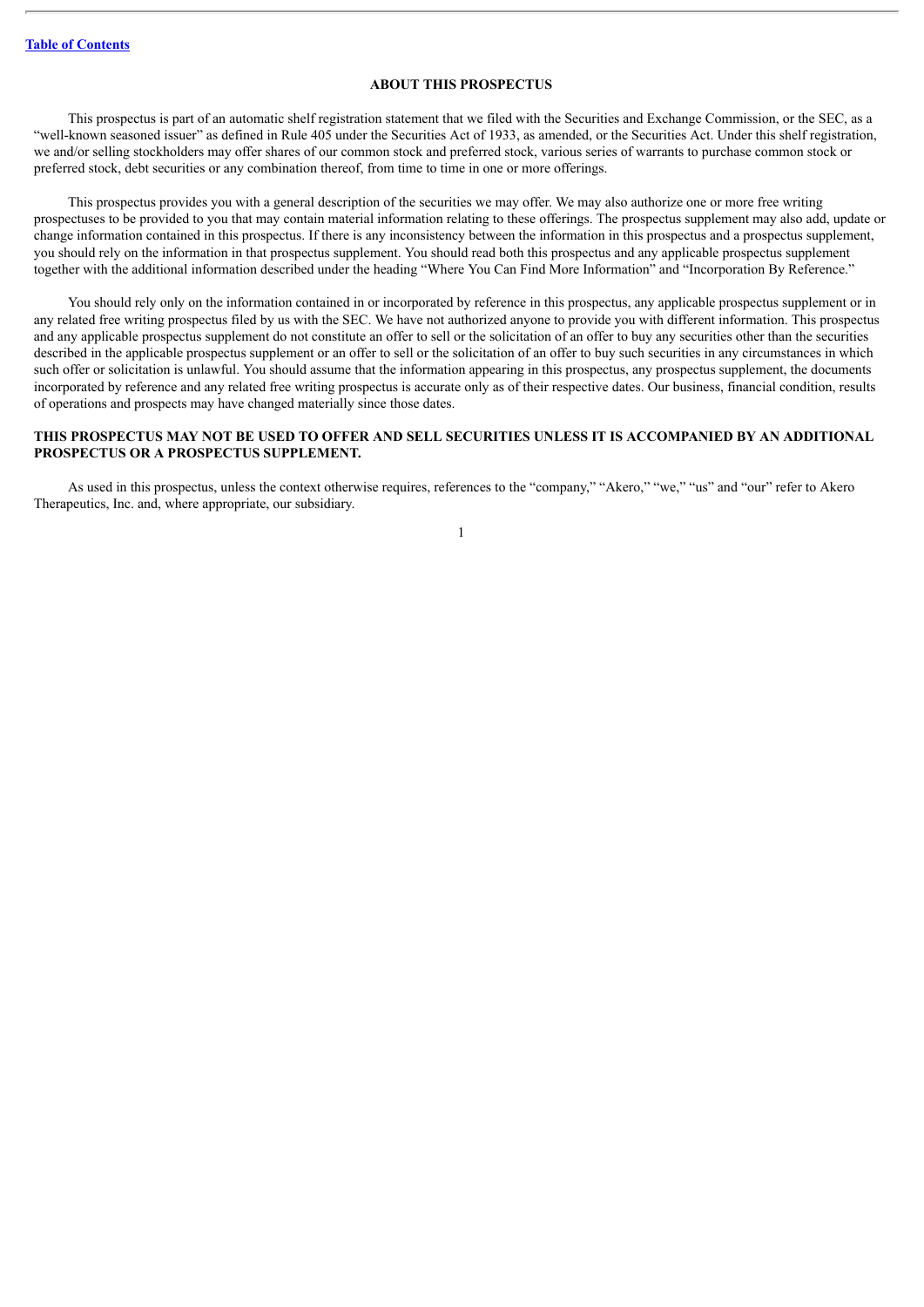## ABOUT THIS PROSPECTUS

This prospectus is part of an automatic shelf registration statement that we filed with the Securities and Exchange Commission, or the SEC, as a "well-known seasoned issuer" as defined in Rule 405 under the Securities Act of 1933, as amended, or the Securities Act. Under this shelf registration, we and/or selling stockholders may offer shares of our common stock and preferred stock, various series of warrants to purchase common stock or preferred stock, debt securities or any combination thereof, from time to time in one or more offerings.

This prospectus provides you with a general description of the securities we may offer. We may also authorize one or more free writing prospectuses to be provided to you that may contain material information relating to these offerings. The prospectus supplement may also add, update or change information contained in this prospectus. If there is any inconsistency between the information in this prospectus and a prospectus supplement, you should rely on the information in that prospectus supplement. You should read both this prospectus and any applicable prospectus supplement together with the additional information described under the heading "Where You Can Find More Information" and "Incorporation By Reference."

You should rely only on the information contained in or incorporated by reference in this prospectus, any applicable prospectus supplement or in any related free writing prospectus filed by us with the SEC. We have not authorized anyone to provide you with different information. This prospectus and any applicable prospectus supplement do not constitute an offer to sell or the solicitation of an offer to buy any securities other than the securities described in the applicable prospectus supplement or an offer to sell or the solicitation of an offer to buy such securities in any circumstances in which such offer or solicitation is unlawful. You should assume that the information appearing in this prospectus, any prospectus supplement, the documents incorporated by reference and any related free writing prospectus is accurate only as of their respective dates. Our business, financial condition, results of operations and prospects may have changed materially since those dates.

**THIS PROSPECTUS MAY NOT BE USED TO OFFER AND SELL SECURITIES UNLESS IT IS ACCOMPANIED BY AN ADDITIONAL PROSPECTUS OR A PROSPECTUS SUPPLEMENT.**

As used in this prospectus, unless the context otherwise requires, references to the "company," "Akero," "we," "us" and "our" refer to Akero Therapeutics, Inc. and, where appropriate, our subsidiary.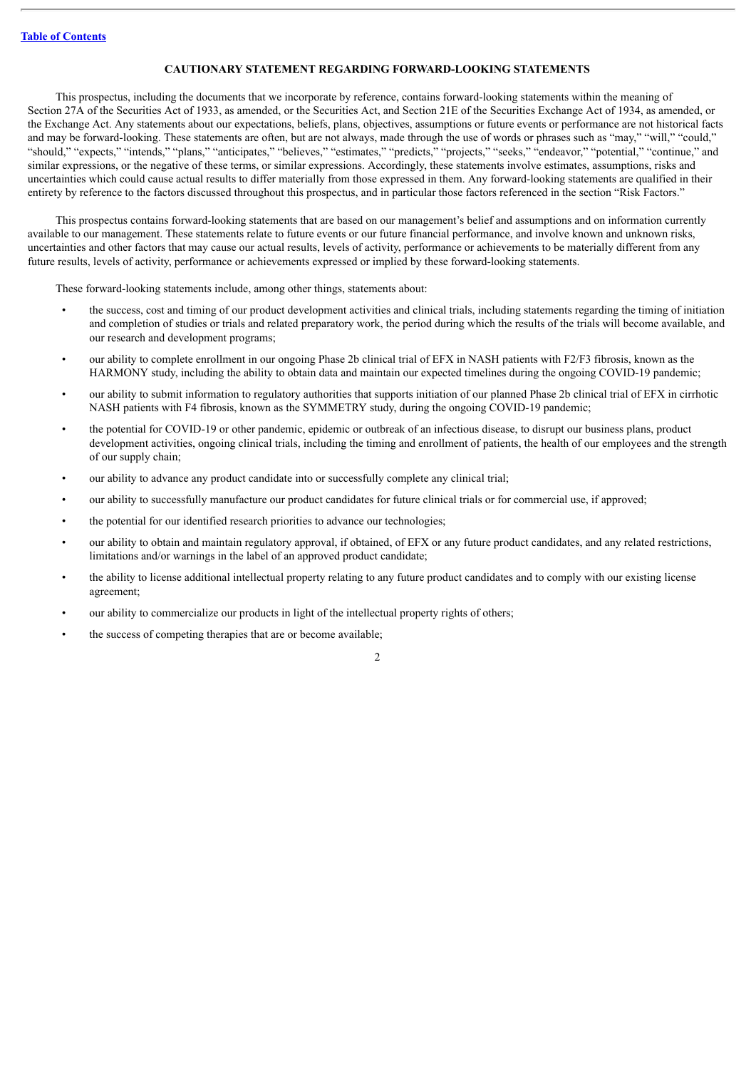[Table of Contents](#)

## CAUTIONARY STATEMENT REGARDING FORWARD-LOOKING STATEMENTS

This prospectus, including the documents that we incorporate by reference, contains forward-looking statements within the meaning of Section 27A of the Securities Act of 1933, as amended, or the Securities Act, and Section 21E of the Securities Exchange Act of 1934, as amended, or the Exchange Act. Any statements about our expectations, beliefs, plans, objectives, assumptions or future events or performance are not historical facts and may be forward-looking. These statements are often, but are not always, made through the use of words or phrases such as "may," "will," "could," "should," "expects," "intends," "plans," "anticipates," "believes," "estimates," "predicts," "projects," "seeks," "endeavor," "potential," "continue," and similar expressions, or the negative of these terms, or similar expressions. Accordingly, these statements involve estimates, assumptions, risks and uncertainties which could cause actual results to differ materially from those expressed in them. Any forward-looking statements are qualified in their entirety by reference to the factors discussed throughout this prospectus, and in particular those factors referenced in the section "Risk Factors."

This prospectus contains forward-looking statements that are based on our management's belief and assumptions and on information currently available to our management. These statements relate to future events or our future financial performance, and involve known and unknown risks, uncertainties and other factors that may cause our actual results, levels of activity, performance or achievements to be materially different from any future results, levels of activity, performance or achievements expressed or implied by these forward-looking statements.

These forward-looking statements include, among other things, statements about:

- the success, cost and timing of our product development activities and clinical trials, including statements regarding the timing of initiation and completion of studies or trials and related preparatory work, the period during which the results of the trials will become available, and our research and development programs;
- our ability to complete enrollment in our ongoing Phase 2b clinical trial of EFX in NASH patients with F2/F3 fibrosis, known as the HARMONY study, including the ability to obtain data and maintain our expected timelines during the ongoing COVID-19 pandemic;
- our ability to submit information to regulatory authorities that supports initiation of our planned Phase 2b clinical trial of EFX in cirrhotic NASH patients with F4 fibrosis, known as the SYMMETRY study, during the ongoing COVID-19 pandemic;
- the potential for COVID-19 or other pandemic, epidemic or outbreak of an infectious disease, to disrupt our business plans, product development activities, ongoing clinical trials, including the timing and enrollment of patients, the health of our employees and the strength of our supply chain;
- our ability to advance any product candidate into or successfully complete any clinical trial;
- our ability to successfully manufacture our product candidates for future clinical trials or for commercial use, if approved;
- the potential for our identified research priorities to advance our technologies;
- our ability to obtain and maintain regulatory approval, if obtained, of EFX or any future product candidates, and any related restrictions, limitations and/or warnings in the label of an approved product candidate;
- the ability to license additional intellectual property relating to any future product candidates and to comply with our existing license agreement;
- our ability to commercialize our products in light of the intellectual property rights of others;
- the success of competing therapies that are or become available;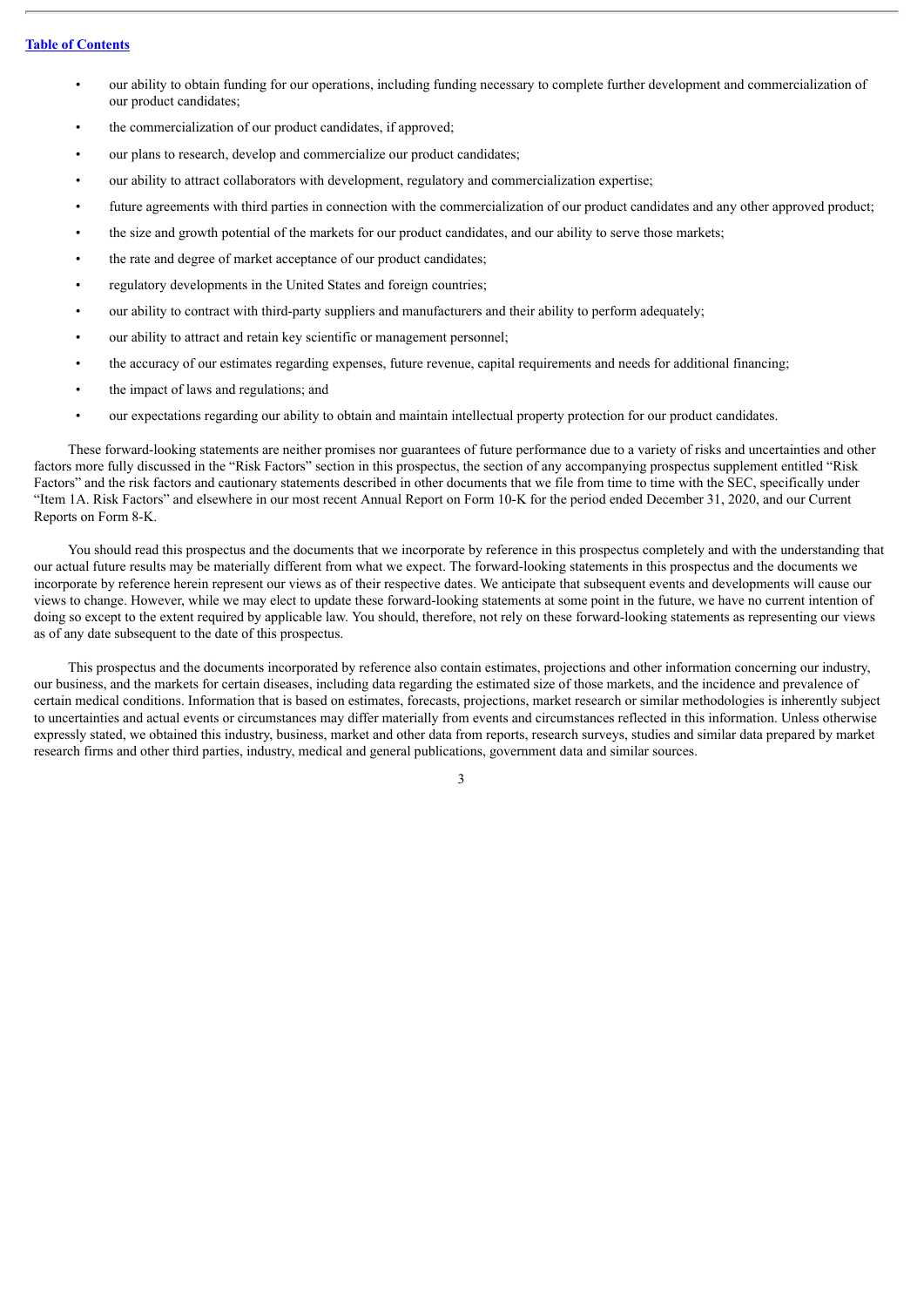- our ability to obtain funding for our operations, including funding necessary to complete further development and commercialization of our product candidates;
- the commercialization of our product candidates, if approved;
- our plans to research, develop and commercialize our product candidates;
- our ability to attract collaborators with development, regulatory and commercialization expertise;
- future agreements with third parties in connection with the commercialization of our product candidates and any other approved product;
- the size and growth potential of the markets for our product candidates, and our ability to serve those markets;
- the rate and degree of market acceptance of our product candidates;
- regulatory developments in the United States and foreign countries;
- our ability to contract with third-party suppliers and manufacturers and their ability to perform adequately;
- our ability to attract and retain key scientific or management personnel;
- the accuracy of our estimates regarding expenses, future revenue, capital requirements and needs for additional financing;
- the impact of laws and regulations; and
- our expectations regarding our ability to obtain and maintain intellectual property protection for our product candidates.

These forward-looking statements are neither promises nor guarantees of future performance due to a variety of risks and uncertainties and other factors more fully discussed in the "Risk Factors" section in this prospectus, the section of any accompanying prospectus supplement entitled "Risk Factors" and the risk factors and cautionary statements described in other documents that we file from time to time with the SEC, specifically under "Item 1A. Risk Factors" and elsewhere in our most recent Annual Report on Form 10-K for the period ended December 31, 2020, and our Current Reports on Form 8-K.

You should read this prospectus and the documents that we incorporate by reference in this prospectus completely and with the understanding that our actual future results may be materially different from what we expect. The forward-looking statements in this prospectus and the documents we incorporate by reference herein represent our views as of their respective dates. We anticipate that subsequent events and developments will cause our views to change. However, while we may elect to update these forward-looking statements at some point in the future, we have no current intention of doing so except to the extent required by applicable law. You should, therefore, not rely on these forward-looking statements as representing our views as of any date subsequent to the date of this prospectus.

This prospectus and the documents incorporated by reference also contain estimates, projections and other information concerning our industry, our business, and the markets for certain diseases, including data regarding the estimated size of those markets, and the incidence and prevalence of certain medical conditions. Information that is based on estimates, forecasts, projections, market research or similar methodologies is inherently subject to uncertainties and actual events or circumstances may differ materially from events and circumstances reflected in this information. Unless otherwise expressly stated, we obtained this industry, business, market and other data from reports, research surveys, studies and similar data prepared by market research firms and other third parties, industry, medical and general publications, government data and similar sources.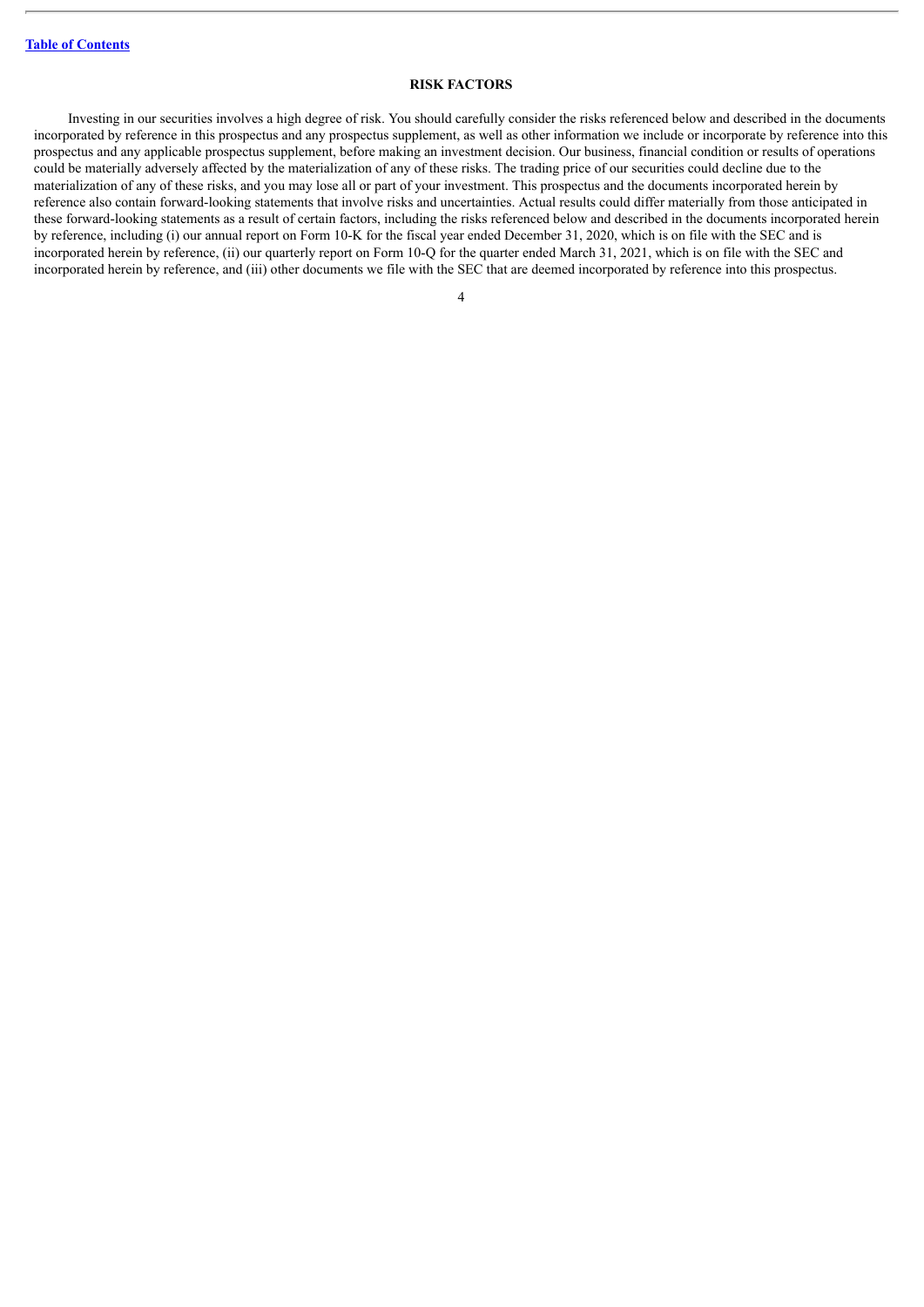## RISK FACTORS

Investing in our securities involves a high degree of risk. You should carefully consider the risks referenced below and described in the documents incorporated by reference in this prospectus and any prospectus supplement, as well as other information we include or incorporate by reference into this prospectus and any applicable prospectus supplement, before making an investment decision. Our business, financial condition or results of operations could be materially adversely affected by the materialization of any of these risks. The trading price of our securities could decline due to the materialization of any of these risks, and you may lose all or part of your investment. This prospectus and the documents incorporated herein by reference also contain forward-looking statements that involve risks and uncertainties. Actual results could differ materially from those anticipated in these forward-looking statements as a result of certain factors, including the risks referenced below and described in the documents incorporated herein by reference, including (i) our annual report on Form 10-K for the fiscal year ended December 31, 2020, which is on file with the SEC and is incorporated herein by reference, (ii) our quarterly report on Form 10-Q for the quarter ended March 31, 2021, which is on file with the SEC and incorporated herein by reference, and (iii) other documents we file with the SEC that are deemed incorporated by reference into this prospectus.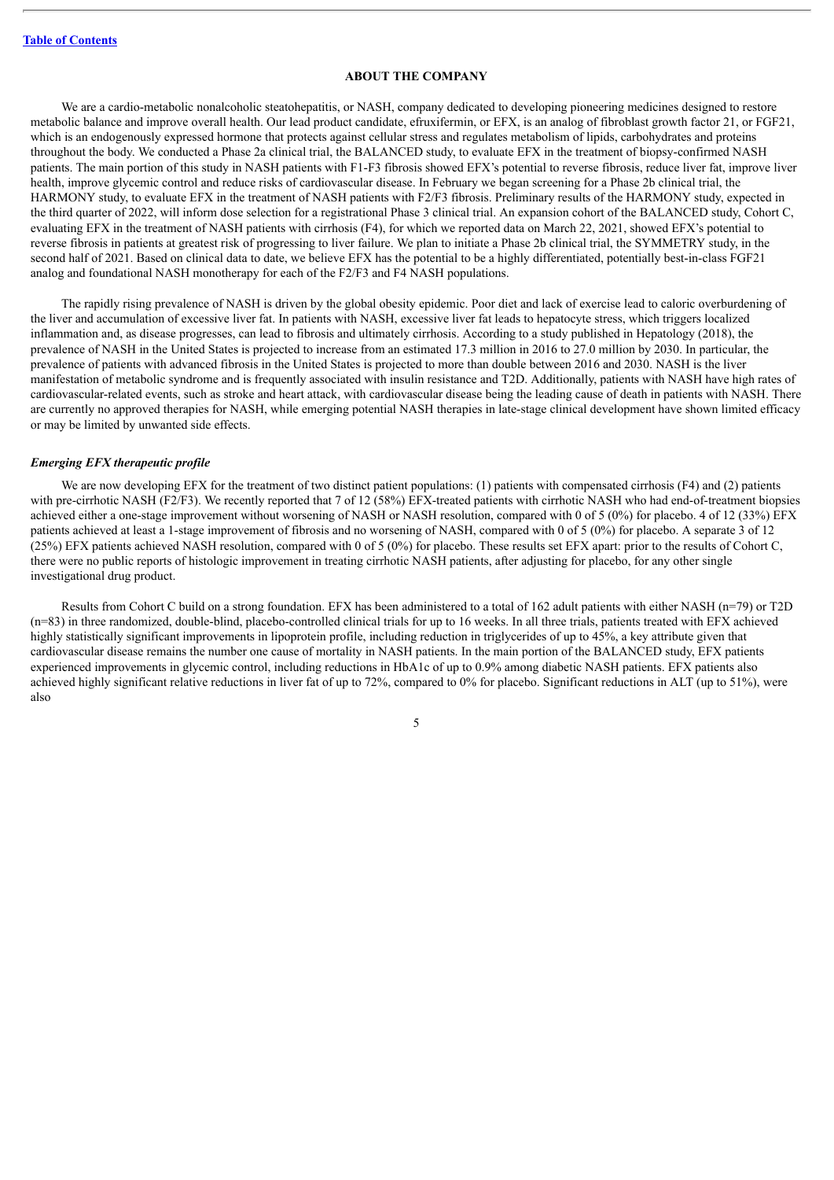## ABOUT THE COMPANY

We are a cardio-metabolic nonalcoholic steatohepatitis, or NASH, company dedicated to developing pioneering medicines designed to restore metabolic balance and improve overall health. Our lead product candidate, efruxifermin, or EFX, is an analog of fibroblast growth factor 21, or FGF21, which is an endogenously expressed hormone that protects against cellular stress and regulates metabolism of lipids, carbohydrates and proteins throughout the body. We conducted a Phase 2a clinical trial, the BALANCED study, to evaluate EFX in the treatment of biopsy-confirmed NASH patients. The main portion of this study in NASH patients with F1-F3 fibrosis showed EFX's potential to reverse fibrosis, reduce liver fat, improve liver health, improve glycemic control and reduce risks of cardiovascular disease. In February we began screening for a Phase 2b clinical trial, the HARMONY study, to evaluate EFX in the treatment of NASH patients with F2/F3 fibrosis. Preliminary results of the HARMONY study, expected in the third quarter of 2022, will inform dose selection for a registrational Phase 3 clinical trial. An expansion cohort of the BALANCED study, Cohort C, evaluating EFX in the treatment of NASH patients with cirrhosis (F4), for which we reported data on March 22, 2021, showed EFX's potential to reverse fibrosis in patients at greatest risk of progressing to liver failure. We plan to initiate a Phase 2b clinical trial, the SYMMETRY study, in the second half of 2021. Based on clinical data to date, we believe EFX has the potential to be a highly differentiated, potentially best-in-class FGF21 analog and foundational NASH monotherapy for each of the F2/F3 and F4 NASH populations.

The rapidly rising prevalence of NASH is driven by the global obesity epidemic. Poor diet and lack of exercise lead to caloric overburdening of the liver and accumulation of excessive liver fat. In patients with NASH, excessive liver fat leads to hepatocyte stress, which triggers localized inflammation and, as disease progresses, can lead to fibrosis and ultimately cirrhosis. According to a study published in Hepatology (2018), the prevalence of NASH in the United States is projected to increase from an estimated 17.3 million in 2016 to 27.0 million by 2030. In particular, the prevalence of patients with advanced fibrosis in the United States is projected to more than double between 2016 and 2030. NASH is the liver manifestation of metabolic syndrome and is frequently associated with insulin resistance and T2D. Additionally, patients with NASH have high rates of cardiovascular-related events, such as stroke and heart attack, with cardiovascular disease being the leading cause of death in patients with NASH. There are currently no approved therapies for NASH, while emerging potential NASH therapies in late-stage clinical development have shown limited efficacy or may be limited by unwanted side effects.

### *Emerging EFX therapeutic profile*

We are now developing EFX for the treatment of two distinct patient populations: (1) patients with compensated cirrhosis (F4) and (2) patients with pre-cirrhotic NASH (F2/F3). We recently reported that 7 of 12 (58%) EFX-treated patients with cirrhotic NASH who had end-of-treatment biopsies achieved either a one-stage improvement without worsening of NASH or NASH resolution, compared with 0 of 5 (0%) for placebo. 4 of 12 (33%) EFX patients achieved at least a 1-stage improvement of fibrosis and no worsening of NASH, compared with 0 of 5 (0%) for placebo. A separate 3 of 12 (25%) EFX patients achieved NASH resolution, compared with 0 of 5 (0%) for placebo. These results set EFX apart: prior to the results of Cohort C, there were no public reports of histologic improvement in treating cirrhotic NASH patients, after adjusting for placebo, for any other single investigational drug product.

Results from Cohort C build on a strong foundation. EFX has been administered to a total of 162 adult patients with either NASH (n=79) or T2D (n=83) in three randomized, double-blind, placebo-controlled clinical trials for up to 16 weeks. In all three trials, patients treated with EFX achieved highly statistically significant improvements in lipoprotein profile, including reduction in triglycerides of up to 45%, a key attribute given that cardiovascular disease remains the number one cause of mortality in NASH patients. In the main portion of the BALANCED study, EFX patients experienced improvements in glycemic control, including reductions in HbA1c of up to 0.9% among diabetic NASH patients. EFX patients also achieved highly significant relative reductions in liver fat of up to 72%, compared to 0% for placebo. Significant reductions in ALT (up to 51%), were also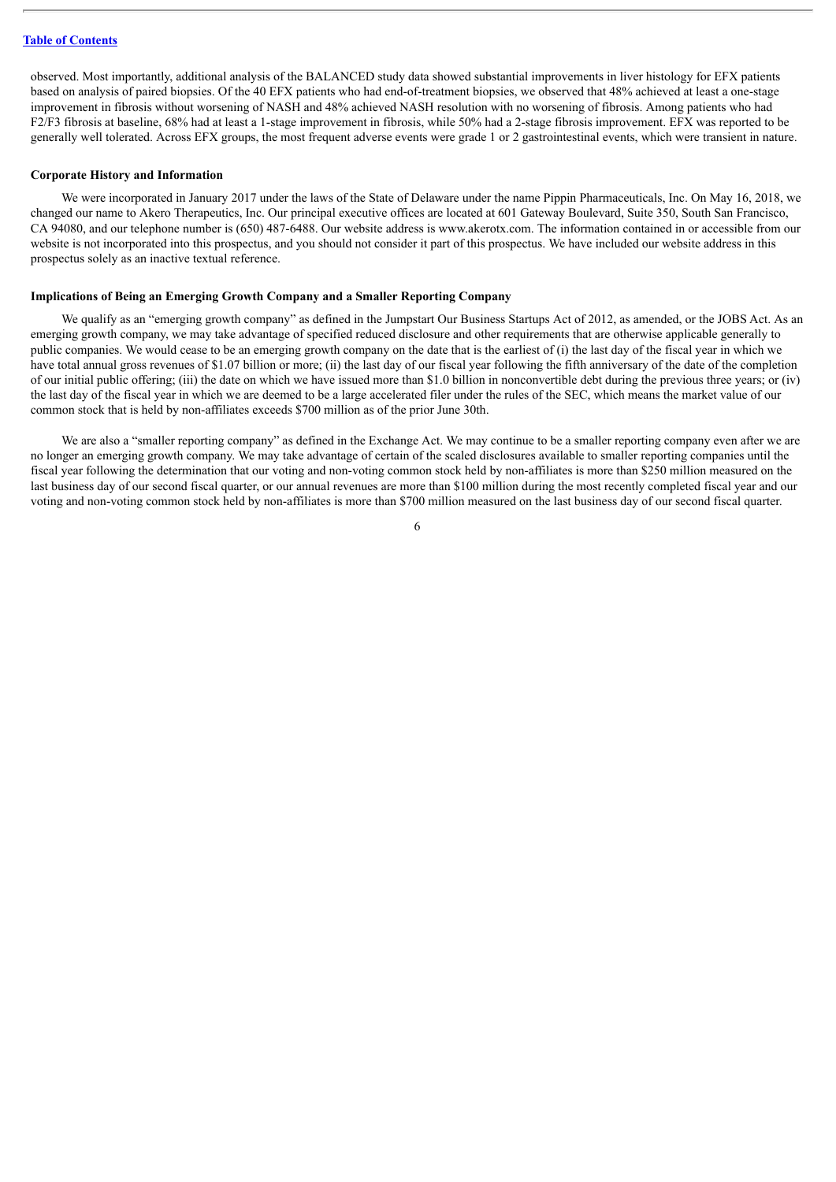observed. Most importantly, additional analysis of the BALANCED study data showed substantial improvements in liver histology for EFX patients based on analysis of paired biopsies. Of the 40 EFX patients who had end-of-treatment biopsies, we observed that 48% achieved at least a one-stage improvement in fibrosis without worsening of NASH and 48% achieved NASH resolution with no worsening of fibrosis. Among patients who had F2/F3 fibrosis at baseline, 68% had at least a 1-stage improvement in fibrosis, while 50% had a 2-stage fibrosis improvement. EFX was reported to be generally well tolerated. Across EFX groups, the most frequent adverse events were grade 1 or 2 gastrointestinal events, which were transient in nature.

### Corporate History and Information

We were incorporated in January 2017 under the laws of the State of Delaware under the name Pippin Pharmaceuticals, Inc. On May 16, 2018, we changed our name to Akero Therapeutics, Inc. Our principal executive offices are located at 601 Gateway Boulevard, Suite 350, South San Francisco, CA 94080, and our telephone number is (650) 487-6488. Our website address is www.akerotx.com. The information contained in or accessible from our website is not incorporated into this prospectus, and you should not consider it part of this prospectus. We have included our website address in this prospectus solely as an inactive textual reference.

### Implications of Being an Emerging Growth Company and a Smaller Reporting Company

We qualify as an "emerging growth company" as defined in the Jumpstart Our Business Startups Act of 2012, as amended, or the JOBS Act. As an emerging growth company, we may take advantage of specified reduced disclosure and other requirements that are otherwise applicable generally to public companies. We would cease to be an emerging growth company on the date that is the earliest of (i) the last day of the fiscal year in which we have total annual gross revenues of $1.07 billion or more; (ii) the last day of our fiscal year following the fifth anniversary of the date of the completion of our initial public offering; (iii) the date on which we have issued more than $1.0 billion in nonconvertible debt during the previous three years; or (iv) the last day of the fiscal year in which we are deemed to be a large accelerated filer under the rules of the SEC, which means the market value of our common stock that is held by non-affiliates exceeds $700 million as of the prior June 30th.

We are also a "smaller reporting company" as defined in the Exchange Act. We may continue to be a smaller reporting company even after we are no longer an emerging growth company. We may take advantage of certain of the scaled disclosures available to smaller reporting companies until the fiscal year following the determination that our voting and non-voting common stock held by non-affiliates is more than $250 million measured on the last business day of our second fiscal quarter, or our annual revenues are more than $100 million during the most recently completed fiscal year and our voting and non-voting common stock held by non-affiliates is more than $700 million measured on the last business day of our second fiscal quarter.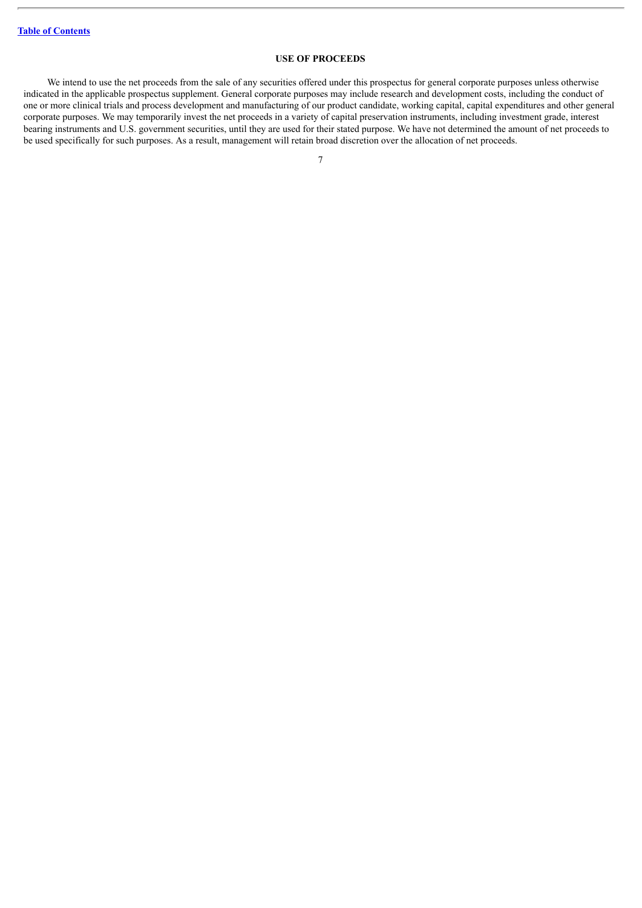## USE OF PROCEEDS

We intend to use the net proceeds from the sale of any securities offered under this prospectus for general corporate purposes unless otherwise indicated in the applicable prospectus supplement. General corporate purposes may include research and development costs, including the conduct of one or more clinical trials and process development and manufacturing of our product candidate, working capital, capital expenditures and other general corporate purposes. We may temporarily invest the net proceeds in a variety of capital preservation instruments, including investment grade, interest bearing instruments and U.S. government securities, until they are used for their stated purpose. We have not determined the amount of net proceeds to be used specifically for such purposes. As a result, management will retain broad discretion over the allocation of net proceeds.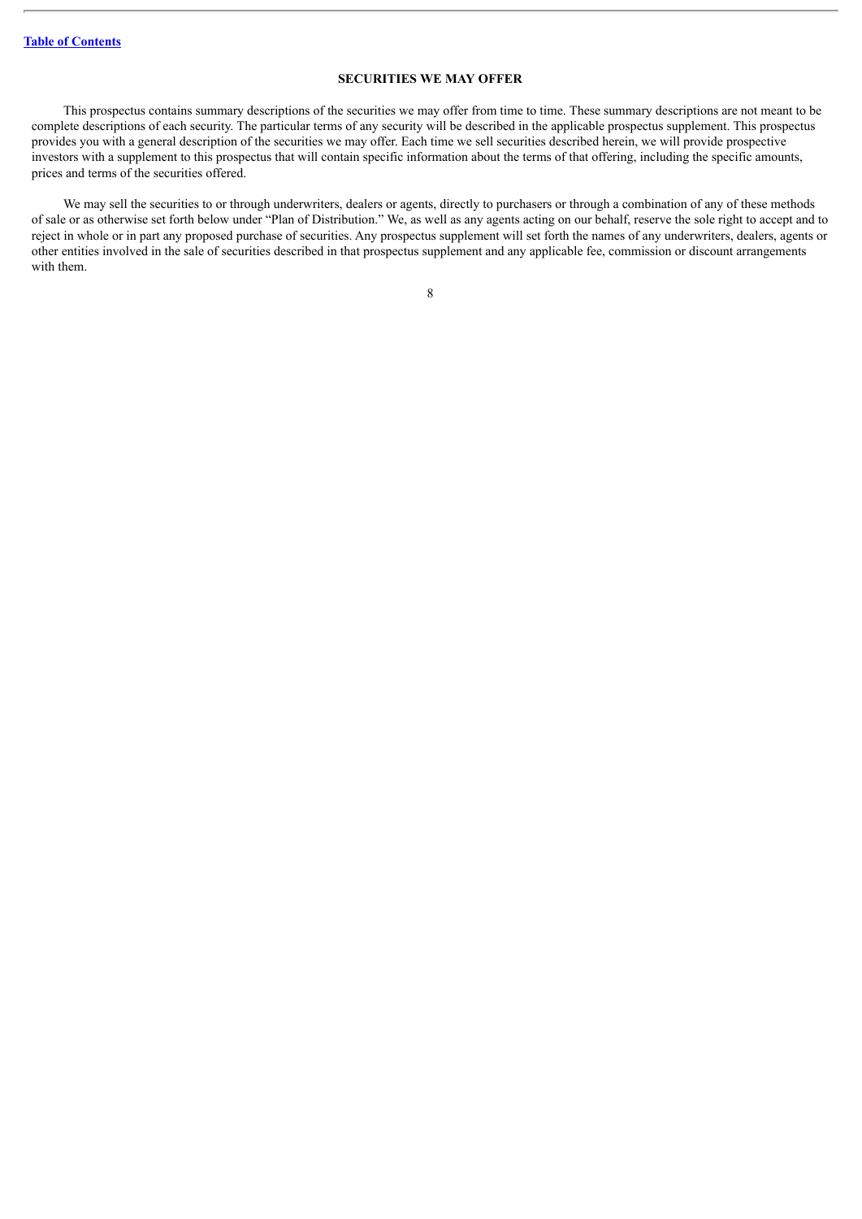## SECURITIES WE MAY OFFER

This prospectus contains summary descriptions of the securities we may offer from time to time. These summary descriptions are not meant to be complete descriptions of each security. The particular terms of any security will be described in the applicable prospectus supplement. This prospectus provides you with a general description of the securities we may offer. Each time we sell securities described herein, we will provide prospective investors with a supplement to this prospectus that will contain specific information about the terms of that offering, including the specific amounts, prices and terms of the securities offered.

We may sell the securities to or through underwriters, dealers or agents, directly to purchasers or through a combination of any of these methods of sale or as otherwise set forth below under "Plan of Distribution." We, as well as any agents acting on our behalf, reserve the sole right to accept and to reject in whole or in part any proposed purchase of securities. Any prospectus supplement will set forth the names of any underwriters, dealers, agents or other entities involved in the sale of securities described in that prospectus supplement and any applicable fee, commission or discount arrangements with them.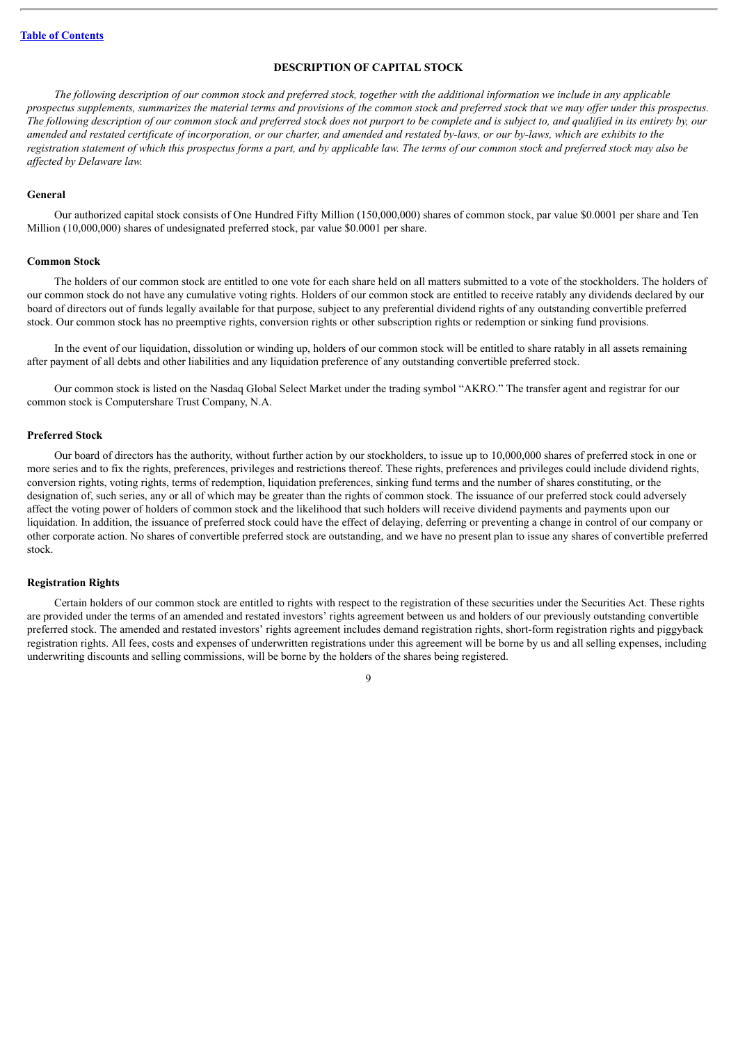## DESCRIPTION OF CAPITAL STOCK

*The following description of our common stock and preferred stock, together with the additional information we include in any applicable prospectus supplements, summarizes the material terms and provisions of the common stock and preferred stock that we may offer under this prospectus. The following description of our common stock and preferred stock does not purport to be complete and is subject to, and qualified in its entirety by, our amended and restated certificate of incorporation, or our charter, and amended and restated by-laws, or our by-laws, which are exhibits to the registration statement of which this prospectus forms a part, and by applicable law. The terms of our common stock and preferred stock may also be affected by Delaware law.*

### General

Our authorized capital stock consists of One Hundred Fifty Million (150,000,000) shares of common stock, par value $0.0001 per share and Ten Million (10,000,000) shares of undesignated preferred stock, par value $0.0001 per share.

### Common Stock

The holders of our common stock are entitled to one vote for each share held on all matters submitted to a vote of the stockholders. The holders of our common stock do not have any cumulative voting rights. Holders of our common stock are entitled to receive ratably any dividends declared by our board of directors out of funds legally available for that purpose, subject to any preferential dividend rights of any outstanding convertible preferred stock. Our common stock has no preemptive rights, conversion rights or other subscription rights or redemption or sinking fund provisions.

In the event of our liquidation, dissolution or winding up, holders of our common stock will be entitled to share ratably in all assets remaining after payment of all debts and other liabilities and any liquidation preference of any outstanding convertible preferred stock.

Our common stock is listed on the Nasdaq Global Select Market under the trading symbol "AKRO." The transfer agent and registrar for our common stock is Computershare Trust Company, N.A.

### Preferred Stock

Our board of directors has the authority, without further action by our stockholders, to issue up to 10,000,000 shares of preferred stock in one or more series and to fix the rights, preferences, privileges and restrictions thereof. These rights, preferences and privileges could include dividend rights, conversion rights, voting rights, terms of redemption, liquidation preferences, sinking fund terms and the number of shares constituting, or the designation of, such series, any or all of which may be greater than the rights of common stock. The issuance of our preferred stock could adversely affect the voting power of holders of common stock and the likelihood that such holders will receive dividend payments and payments upon our liquidation. In addition, the issuance of preferred stock could have the effect of delaying, deferring or preventing a change in control of our company or other corporate action. No shares of convertible preferred stock are outstanding, and we have no present plan to issue any shares of convertible preferred stock.

### Registration Rights

Certain holders of our common stock are entitled to rights with respect to the registration of these securities under the Securities Act. These rights are provided under the terms of an amended and restated investors' rights agreement between us and holders of our previously outstanding convertible preferred stock. The amended and restated investors' rights agreement includes demand registration rights, short-form registration rights and piggyback registration rights. All fees, costs and expenses of underwritten registrations under this agreement will be borne by us and all selling expenses, including underwriting discounts and selling commissions, will be borne by the holders of the shares being registered.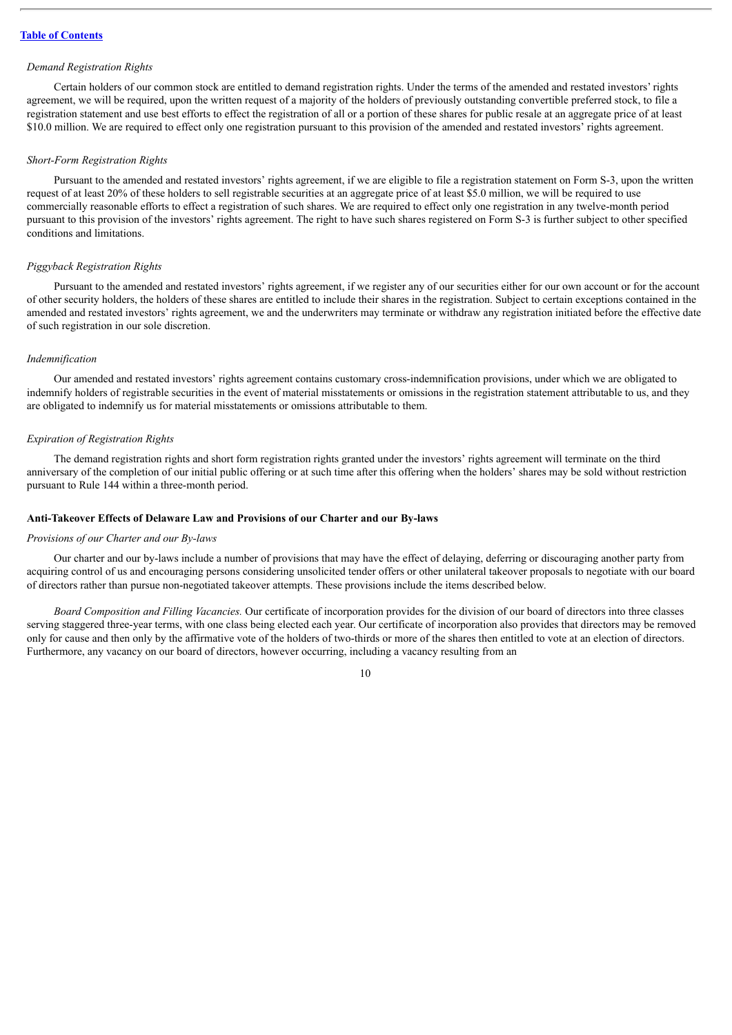*Demand Registration Rights*

Certain holders of our common stock are entitled to demand registration rights. Under the terms of the amended and restated investors' rights agreement, we will be required, upon the written request of a majority of the holders of previously outstanding convertible preferred stock, to file a registration statement and use best efforts to effect the registration of all or a portion of these shares for public resale at an aggregate price of at least $10.0 million. We are required to effect only one registration pursuant to this provision of the amended and restated investors' rights agreement.

*Short-Form Registration Rights*

Pursuant to the amended and restated investors' rights agreement, if we are eligible to file a registration statement on Form S-3, upon the written request of at least 20% of these holders to sell registrable securities at an aggregate price of at least $5.0 million, we will be required to use commercially reasonable efforts to effect a registration of such shares. We are required to effect only one registration in any twelve-month period pursuant to this provision of the investors' rights agreement. The right to have such shares registered on Form S-3 is further subject to other specified conditions and limitations.

*Piggyback Registration Rights*

Pursuant to the amended and restated investors' rights agreement, if we register any of our securities either for our own account or for the account of other security holders, the holders of these shares are entitled to include their shares in the registration. Subject to certain exceptions contained in the amended and restated investors' rights agreement, we and the underwriters may terminate or withdraw any registration initiated before the effective date of such registration in our sole discretion.

*Indemnification*

Our amended and restated investors' rights agreement contains customary cross-indemnification provisions, under which we are obligated to indemnify holders of registrable securities in the event of material misstatements or omissions in the registration statement attributable to us, and they are obligated to indemnify us for material misstatements or omissions attributable to them.

*Expiration of Registration Rights*

The demand registration rights and short form registration rights granted under the investors' rights agreement will terminate on the third anniversary of the completion of our initial public offering or at such time after this offering when the holders' shares may be sold without restriction pursuant to Rule 144 within a three-month period.

**Anti-Takeover Effects of Delaware Law and Provisions of our Charter and our By-laws**

*Provisions of our Charter and our By-laws*

Our charter and our by-laws include a number of provisions that may have the effect of delaying, deferring or discouraging another party from acquiring control of us and encouraging persons considering unsolicited tender offers or other unilateral takeover proposals to negotiate with our board of directors rather than pursue non-negotiated takeover attempts. These provisions include the items described below.

*Board Composition and Filling Vacancies.* Our certificate of incorporation provides for the division of our board of directors into three classes serving staggered three-year terms, with one class being elected each year. Our certificate of incorporation also provides that directors may be removed only for cause and then only by the affirmative vote of the holders of two-thirds or more of the shares then entitled to vote at an election of directors. Furthermore, any vacancy on our board of directors, however occurring, including a vacancy resulting from an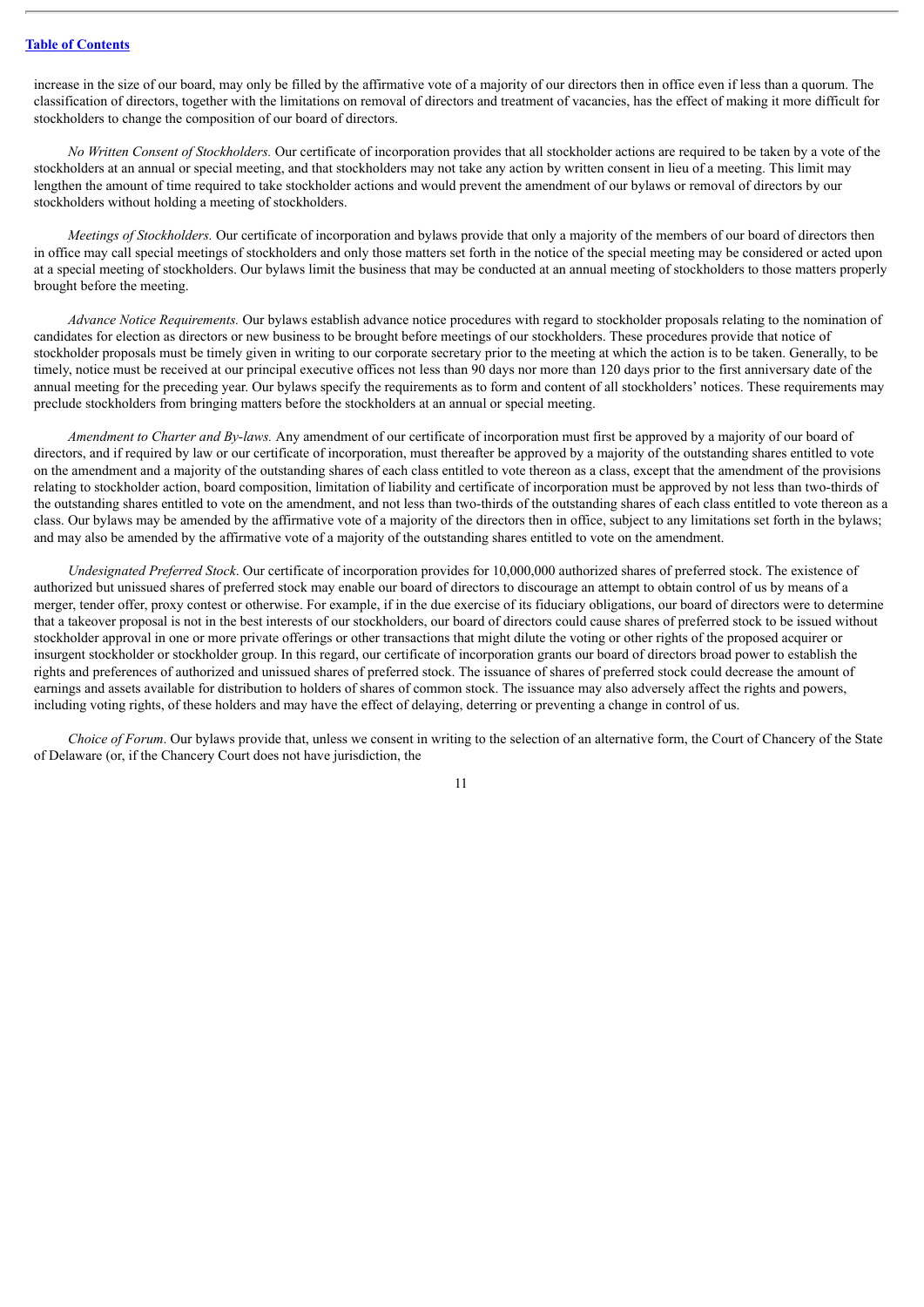increase in the size of our board, may only be filled by the affirmative vote of a majority of our directors then in office even if less than a quorum. The classification of directors, together with the limitations on removal of directors and treatment of vacancies, has the effect of making it more difficult for stockholders to change the composition of our board of directors.

*No Written Consent of Stockholders.* Our certificate of incorporation provides that all stockholder actions are required to be taken by a vote of the stockholders at an annual or special meeting, and that stockholders may not take any action by written consent in lieu of a meeting. This limit may lengthen the amount of time required to take stockholder actions and would prevent the amendment of our bylaws or removal of directors by our stockholders without holding a meeting of stockholders.

*Meetings of Stockholders.* Our certificate of incorporation and bylaws provide that only a majority of the members of our board of directors then in office may call special meetings of stockholders and only those matters set forth in the notice of the special meeting may be considered or acted upon at a special meeting of stockholders. Our bylaws limit the business that may be conducted at an annual meeting of stockholders to those matters properly brought before the meeting.

*Advance Notice Requirements.* Our bylaws establish advance notice procedures with regard to stockholder proposals relating to the nomination of candidates for election as directors or new business to be brought before meetings of our stockholders. These procedures provide that notice of stockholder proposals must be timely given in writing to our corporate secretary prior to the meeting at which the action is to be taken. Generally, to be timely, notice must be received at our principal executive offices not less than 90 days nor more than 120 days prior to the first anniversary date of the annual meeting for the preceding year. Our bylaws specify the requirements as to form and content of all stockholders' notices. These requirements may preclude stockholders from bringing matters before the stockholders at an annual or special meeting.

*Amendment to Charter and By-laws.* Any amendment of our certificate of incorporation must first be approved by a majority of our board of directors, and if required by law or our certificate of incorporation, must thereafter be approved by a majority of the outstanding shares entitled to vote on the amendment and a majority of the outstanding shares of each class entitled to vote thereon as a class, except that the amendment of the provisions relating to stockholder action, board composition, limitation of liability and certificate of incorporation must be approved by not less than two-thirds of the outstanding shares entitled to vote on the amendment, and not less than two-thirds of the outstanding shares of each class entitled to vote thereon as a class. Our bylaws may be amended by the affirmative vote of a majority of the directors then in office, subject to any limitations set forth in the bylaws; and may also be amended by the affirmative vote of a majority of the outstanding shares entitled to vote on the amendment.

*Undesignated Preferred Stock*. Our certificate of incorporation provides for 10,000,000 authorized shares of preferred stock. The existence of authorized but unissued shares of preferred stock may enable our board of directors to discourage an attempt to obtain control of us by means of a merger, tender offer, proxy contest or otherwise. For example, if in the due exercise of its fiduciary obligations, our board of directors were to determine that a takeover proposal is not in the best interests of our stockholders, our board of directors could cause shares of preferred stock to be issued without stockholder approval in one or more private offerings or other transactions that might dilute the voting or other rights of the proposed acquirer or insurgent stockholder or stockholder group. In this regard, our certificate of incorporation grants our board of directors broad power to establish the rights and preferences of authorized and unissued shares of preferred stock. The issuance of shares of preferred stock could decrease the amount of earnings and assets available for distribution to holders of shares of common stock. The issuance may also adversely affect the rights and powers, including voting rights, of these holders and may have the effect of delaying, deterring or preventing a change in control of us.

*Choice of Forum*. Our bylaws provide that, unless we consent in writing to the selection of an alternative form, the Court of Chancery of the State of Delaware (or, if the Chancery Court does not have jurisdiction, the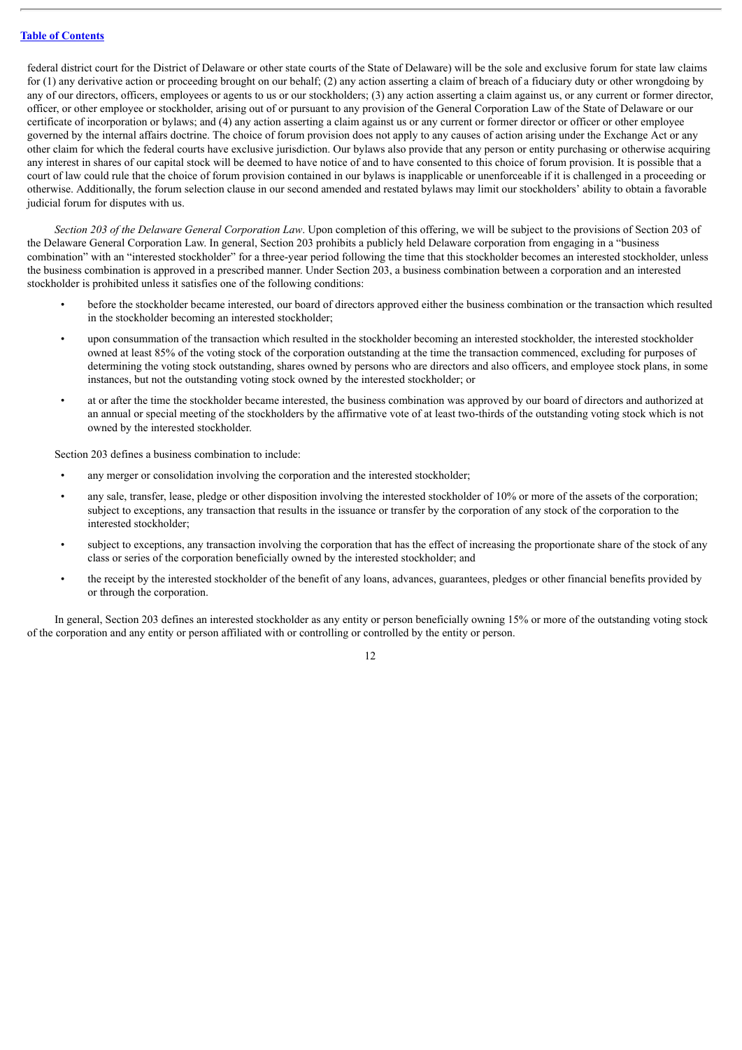federal district court for the District of Delaware or other state courts of the State of Delaware) will be the sole and exclusive forum for state law claims for (1) any derivative action or proceeding brought on our behalf; (2) any action asserting a claim of breach of a fiduciary duty or other wrongdoing by any of our directors, officers, employees or agents to us or our stockholders; (3) any action asserting a claim against us, or any current or former director, officer, or other employee or stockholder, arising out of or pursuant to any provision of the General Corporation Law of the State of Delaware or our certificate of incorporation or bylaws; and (4) any action asserting a claim against us or any current or former director or officer or other employee governed by the internal affairs doctrine. The choice of forum provision does not apply to any causes of action arising under the Exchange Act or any other claim for which the federal courts have exclusive jurisdiction. Our bylaws also provide that any person or entity purchasing or otherwise acquiring any interest in shares of our capital stock will be deemed to have notice of and to have consented to this choice of forum provision. It is possible that a court of law could rule that the choice of forum provision contained in our bylaws is inapplicable or unenforceable if it is challenged in a proceeding or otherwise. Additionally, the forum selection clause in our second amended and restated bylaws may limit our stockholders' ability to obtain a favorable judicial forum for disputes with us.

*Section 203 of the Delaware General Corporation Law*. Upon completion of this offering, we will be subject to the provisions of Section 203 of the Delaware General Corporation Law. In general, Section 203 prohibits a publicly held Delaware corporation from engaging in a "business combination" with an "interested stockholder" for a three-year period following the time that this stockholder becomes an interested stockholder, unless the business combination is approved in a prescribed manner. Under Section 203, a business combination between a corporation and an interested stockholder is prohibited unless it satisfies one of the following conditions:

- before the stockholder became interested, our board of directors approved either the business combination or the transaction which resulted in the stockholder becoming an interested stockholder;
- upon consummation of the transaction which resulted in the stockholder becoming an interested stockholder, the interested stockholder owned at least 85% of the voting stock of the corporation outstanding at the time the transaction commenced, excluding for purposes of determining the voting stock outstanding, shares owned by persons who are directors and also officers, and employee stock plans, in some instances, but not the outstanding voting stock owned by the interested stockholder; or
- at or after the time the stockholder became interested, the business combination was approved by our board of directors and authorized at an annual or special meeting of the stockholders by the affirmative vote of at least two-thirds of the outstanding voting stock which is not owned by the interested stockholder.

Section 203 defines a business combination to include:

- any merger or consolidation involving the corporation and the interested stockholder;
- any sale, transfer, lease, pledge or other disposition involving the interested stockholder of 10% or more of the assets of the corporation; subject to exceptions, any transaction that results in the issuance or transfer by the corporation of any stock of the corporation to the interested stockholder;
- subject to exceptions, any transaction involving the corporation that has the effect of increasing the proportionate share of the stock of any class or series of the corporation beneficially owned by the interested stockholder; and
- the receipt by the interested stockholder of the benefit of any loans, advances, guarantees, pledges or other financial benefits provided by or through the corporation.

In general, Section 203 defines an interested stockholder as any entity or person beneficially owning 15% or more of the outstanding voting stock of the corporation and any entity or person affiliated with or controlling or controlled by the entity or person.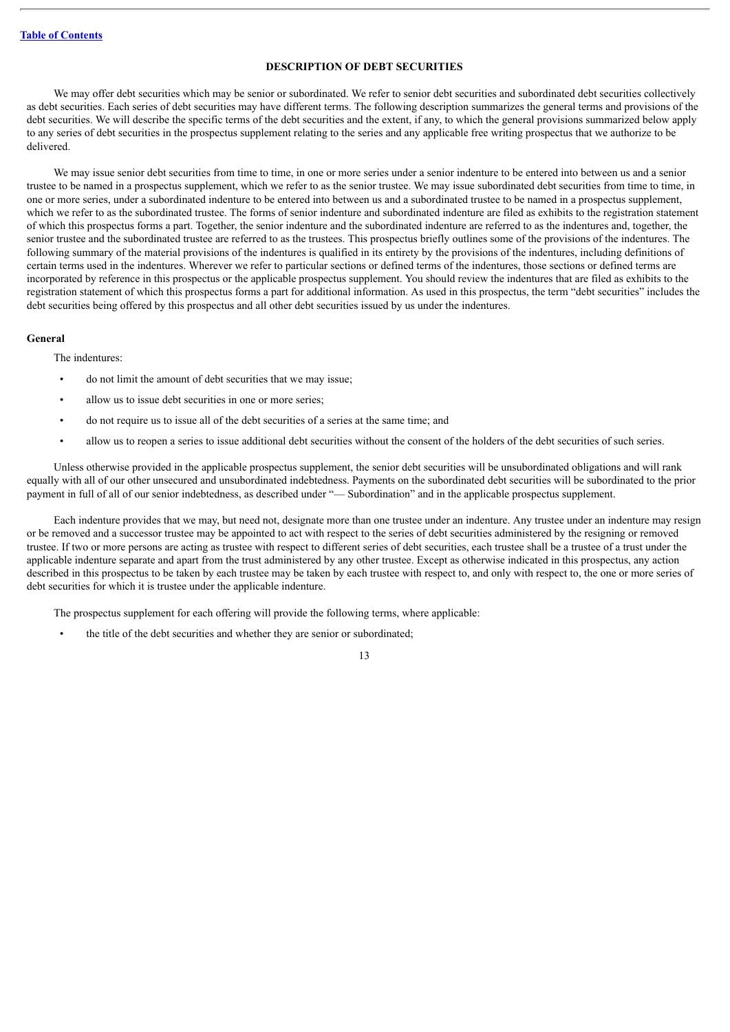## DESCRIPTION OF DEBT SECURITIES

We may offer debt securities which may be senior or subordinated. We refer to senior debt securities and subordinated debt securities collectively as debt securities. Each series of debt securities may have different terms. The following description summarizes the general terms and provisions of the debt securities. We will describe the specific terms of the debt securities and the extent, if any, to which the general provisions summarized below apply to any series of debt securities in the prospectus supplement relating to the series and any applicable free writing prospectus that we authorize to be delivered.

We may issue senior debt securities from time to time, in one or more series under a senior indenture to be entered into between us and a senior trustee to be named in a prospectus supplement, which we refer to as the senior trustee. We may issue subordinated debt securities from time to time, in one or more series, under a subordinated indenture to be entered into between us and a subordinated trustee to be named in a prospectus supplement, which we refer to as the subordinated trustee. The forms of senior indenture and subordinated indenture are filed as exhibits to the registration statement of which this prospectus forms a part. Together, the senior indenture and the subordinated indenture are referred to as the indentures and, together, the senior trustee and the subordinated trustee are referred to as the trustees. This prospectus briefly outlines some of the provisions of the indentures. The following summary of the material provisions of the indentures is qualified in its entirety by the provisions of the indentures, including definitions of certain terms used in the indentures. Wherever we refer to particular sections or defined terms of the indentures, those sections or defined terms are incorporated by reference in this prospectus or the applicable prospectus supplement. You should review the indentures that are filed as exhibits to the registration statement of which this prospectus forms a part for additional information. As used in this prospectus, the term "debt securities" includes the debt securities being offered by this prospectus and all other debt securities issued by us under the indentures.

### General

The indentures:

- do not limit the amount of debt securities that we may issue;
- allow us to issue debt securities in one or more series;
- do not require us to issue all of the debt securities of a series at the same time; and
- allow us to reopen a series to issue additional debt securities without the consent of the holders of the debt securities of such series.

Unless otherwise provided in the applicable prospectus supplement, the senior debt securities will be unsubordinated obligations and will rank equally with all of our other unsecured and unsubordinated indebtedness. Payments on the subordinated debt securities will be subordinated to the prior payment in full of all of our senior indebtedness, as described under "— Subordination" and in the applicable prospectus supplement.

Each indenture provides that we may, but need not, designate more than one trustee under an indenture. Any trustee under an indenture may resign or be removed and a successor trustee may be appointed to act with respect to the series of debt securities administered by the resigning or removed trustee. If two or more persons are acting as trustee with respect to different series of debt securities, each trustee shall be a trustee of a trust under the applicable indenture separate and apart from the trust administered by any other trustee. Except as otherwise indicated in this prospectus, any action described in this prospectus to be taken by each trustee may be taken by each trustee with respect to, and only with respect to, the one or more series of debt securities for which it is trustee under the applicable indenture.

The prospectus supplement for each offering will provide the following terms, where applicable:

- the title of the debt securities and whether they are senior or subordinated;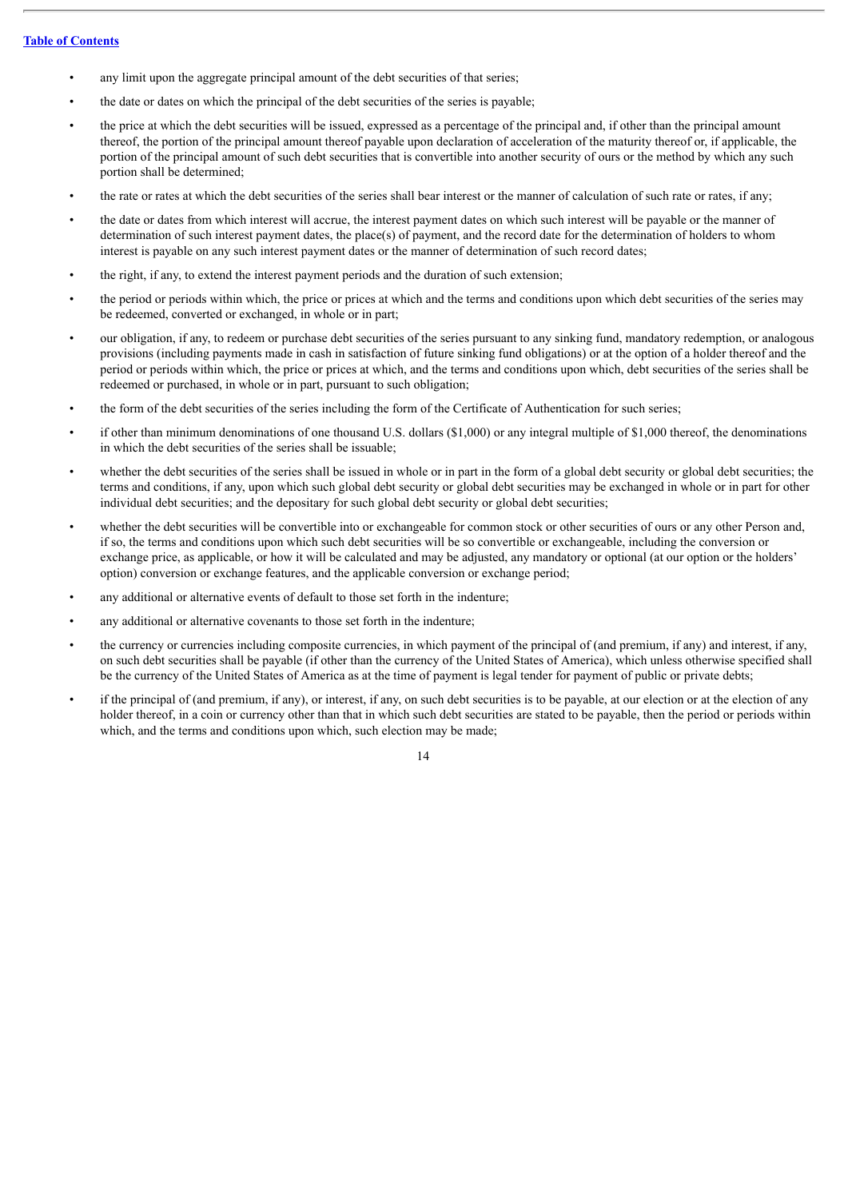- any limit upon the aggregate principal amount of the debt securities of that series;
- the date or dates on which the principal of the debt securities of the series is payable;
- the price at which the debt securities will be issued, expressed as a percentage of the principal and, if other than the principal amount thereof, the portion of the principal amount thereof payable upon declaration of acceleration of the maturity thereof or, if applicable, the portion of the principal amount of such debt securities that is convertible into another security of ours or the method by which any such portion shall be determined;
- the rate or rates at which the debt securities of the series shall bear interest or the manner of calculation of such rate or rates, if any;
- the date or dates from which interest will accrue, the interest payment dates on which such interest will be payable or the manner of determination of such interest payment dates, the place(s) of payment, and the record date for the determination of holders to whom interest is payable on any such interest payment dates or the manner of determination of such record dates;
- the right, if any, to extend the interest payment periods and the duration of such extension;
- the period or periods within which, the price or prices at which and the terms and conditions upon which debt securities of the series may be redeemed, converted or exchanged, in whole or in part;
- our obligation, if any, to redeem or purchase debt securities of the series pursuant to any sinking fund, mandatory redemption, or analogous provisions (including payments made in cash in satisfaction of future sinking fund obligations) or at the option of a holder thereof and the period or periods within which, the price or prices at which, and the terms and conditions upon which, debt securities of the series shall be redeemed or purchased, in whole or in part, pursuant to such obligation;
- the form of the debt securities of the series including the form of the Certificate of Authentication for such series;
- if other than minimum denominations of one thousand U.S. dollars ($1,000) or any integral multiple of $1,000 thereof, the denominations in which the debt securities of the series shall be issuable;
- whether the debt securities of the series shall be issued in whole or in part in the form of a global debt security or global debt securities; the terms and conditions, if any, upon which such global debt security or global debt securities may be exchanged in whole or in part for other individual debt securities; and the depositary for such global debt security or global debt securities;
- whether the debt securities will be convertible into or exchangeable for common stock or other securities of ours or any other Person and, if so, the terms and conditions upon which such debt securities will be so convertible or exchangeable, including the conversion or exchange price, as applicable, or how it will be calculated and may be adjusted, any mandatory or optional (at our option or the holders' option) conversion or exchange features, and the applicable conversion or exchange period;
- any additional or alternative events of default to those set forth in the indenture;
- any additional or alternative covenants to those set forth in the indenture;
- the currency or currencies including composite currencies, in which payment of the principal of (and premium, if any) and interest, if any, on such debt securities shall be payable (if other than the currency of the United States of America), which unless otherwise specified shall be the currency of the United States of America as at the time of payment is legal tender for payment of public or private debts;
- if the principal of (and premium, if any), or interest, if any, on such debt securities is to be payable, at our election or at the election of any holder thereof, in a coin or currency other than that in which such debt securities are stated to be payable, then the period or periods within which, and the terms and conditions upon which, such election may be made;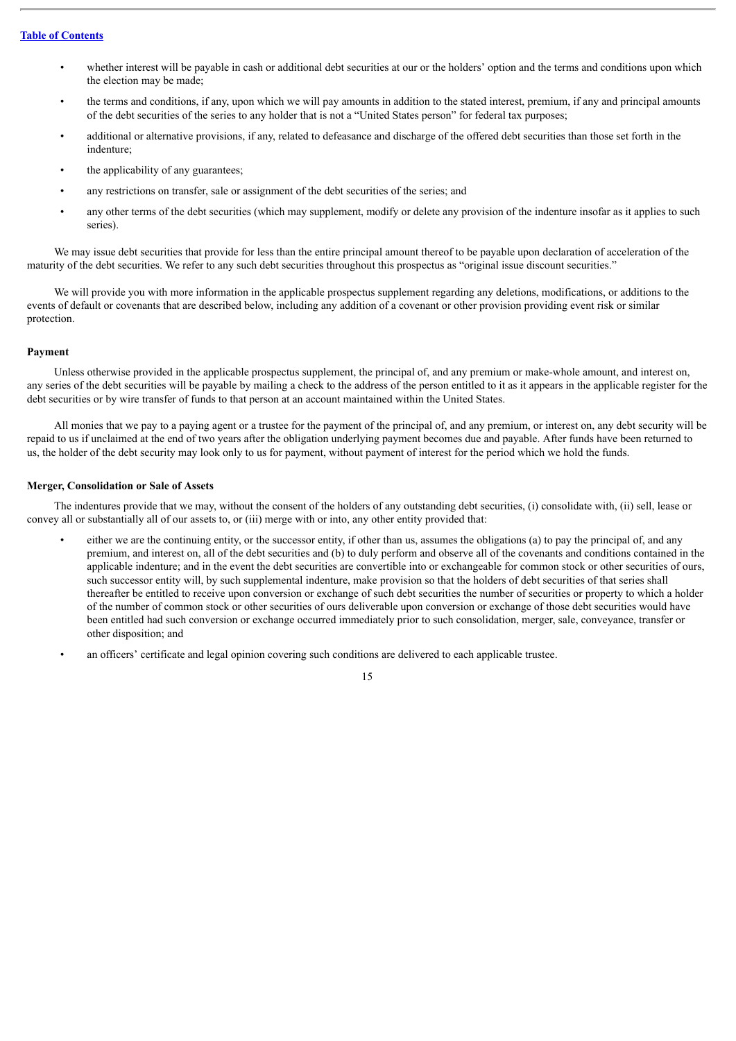- whether interest will be payable in cash or additional debt securities at our or the holders' option and the terms and conditions upon which the election may be made;
- the terms and conditions, if any, upon which we will pay amounts in addition to the stated interest, premium, if any and principal amounts of the debt securities of the series to any holder that is not a "United States person" for federal tax purposes;
- additional or alternative provisions, if any, related to defeasance and discharge of the offered debt securities than those set forth in the indenture;
- the applicability of any guarantees;
- any restrictions on transfer, sale or assignment of the debt securities of the series; and
- any other terms of the debt securities (which may supplement, modify or delete any provision of the indenture insofar as it applies to such series).

We may issue debt securities that provide for less than the entire principal amount thereof to be payable upon declaration of acceleration of the maturity of the debt securities. We refer to any such debt securities throughout this prospectus as "original issue discount securities."

We will provide you with more information in the applicable prospectus supplement regarding any deletions, modifications, or additions to the events of default or covenants that are described below, including any addition of a covenant or other provision providing event risk or similar protection.

**Payment**

Unless otherwise provided in the applicable prospectus supplement, the principal of, and any premium or make-whole amount, and interest on, any series of the debt securities will be payable by mailing a check to the address of the person entitled to it as it appears in the applicable register for the debt securities or by wire transfer of funds to that person at an account maintained within the United States.

All monies that we pay to a paying agent or a trustee for the payment of the principal of, and any premium, or interest on, any debt security will be repaid to us if unclaimed at the end of two years after the obligation underlying payment becomes due and payable. After funds have been returned to us, the holder of the debt security may look only to us for payment, without payment of interest for the period which we hold the funds.

**Merger, Consolidation or Sale of Assets**

The indentures provide that we may, without the consent of the holders of any outstanding debt securities, (i) consolidate with, (ii) sell, lease or convey all or substantially all of our assets to, or (iii) merge with or into, any other entity provided that:

- either we are the continuing entity, or the successor entity, if other than us, assumes the obligations (a) to pay the principal of, and any premium, and interest on, all of the debt securities and (b) to duly perform and observe all of the covenants and conditions contained in the applicable indenture; and in the event the debt securities are convertible into or exchangeable for common stock or other securities of ours, such successor entity will, by such supplemental indenture, make provision so that the holders of debt securities of that series shall thereafter be entitled to receive upon conversion or exchange of such debt securities the number of securities or property to which a holder of the number of common stock or other securities of ours deliverable upon conversion or exchange of those debt securities would have been entitled had such conversion or exchange occurred immediately prior to such consolidation, merger, sale, conveyance, transfer or other disposition; and
- an officers' certificate and legal opinion covering such conditions are delivered to each applicable trustee.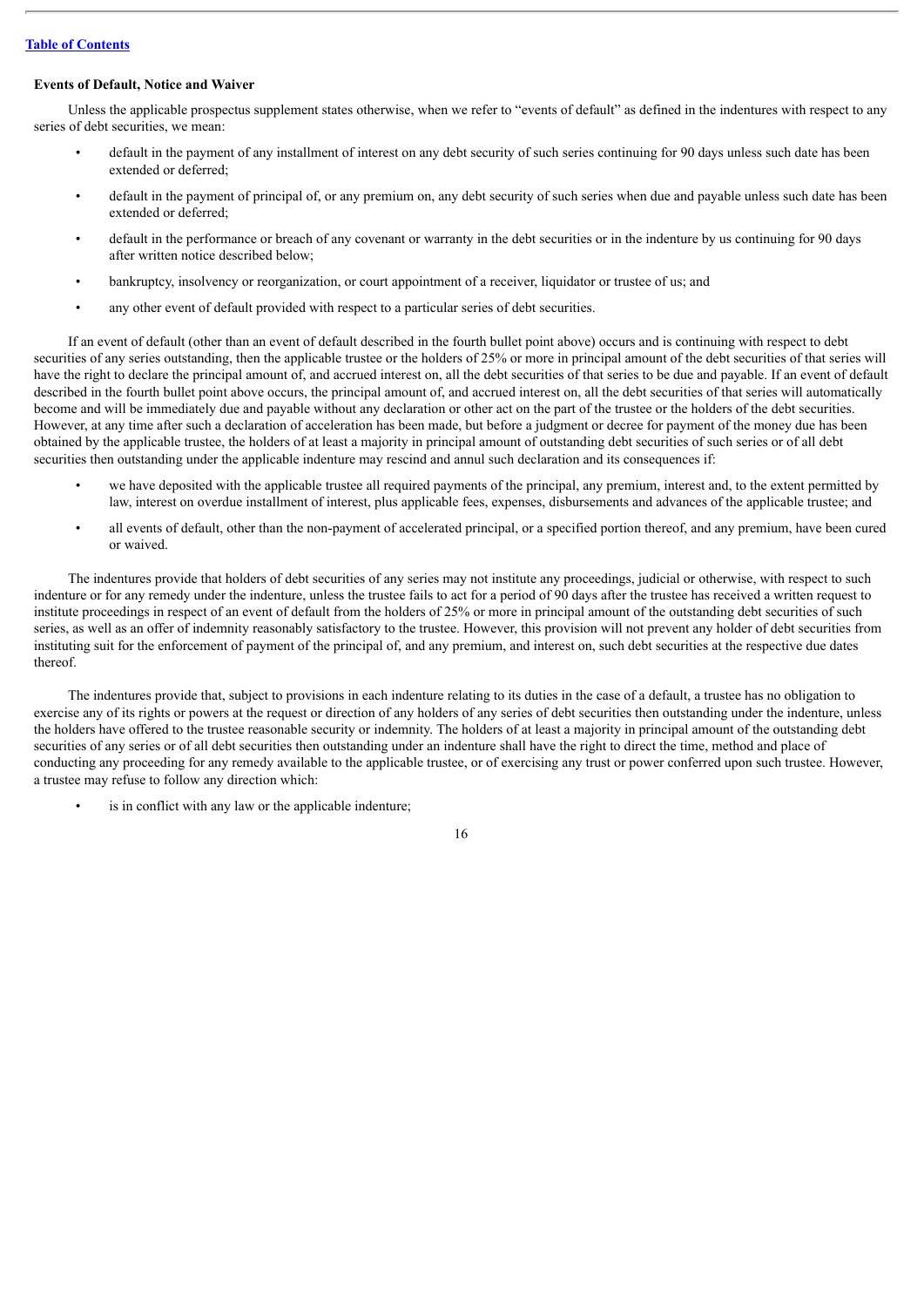**Events of Default, Notice and Waiver**

Unless the applicable prospectus supplement states otherwise, when we refer to "events of default" as defined in the indentures with respect to any series of debt securities, we mean:

- default in the payment of any installment of interest on any debt security of such series continuing for 90 days unless such date has been extended or deferred;
- default in the payment of principal of, or any premium on, any debt security of such series when due and payable unless such date has been extended or deferred;
- default in the performance or breach of any covenant or warranty in the debt securities or in the indenture by us continuing for 90 days after written notice described below;
- bankruptcy, insolvency or reorganization, or court appointment of a receiver, liquidator or trustee of us; and
- any other event of default provided with respect to a particular series of debt securities.

If an event of default (other than an event of default described in the fourth bullet point above) occurs and is continuing with respect to debt securities of any series outstanding, then the applicable trustee or the holders of 25% or more in principal amount of the debt securities of that series will have the right to declare the principal amount of, and accrued interest on, all the debt securities of that series to be due and payable. If an event of default described in the fourth bullet point above occurs, the principal amount of, and accrued interest on, all the debt securities of that series will automatically become and will be immediately due and payable without any declaration or other act on the part of the trustee or the holders of the debt securities. However, at any time after such a declaration of acceleration has been made, but before a judgment or decree for payment of the money due has been obtained by the applicable trustee, the holders of at least a majority in principal amount of outstanding debt securities of such series or of all debt securities then outstanding under the applicable indenture may rescind and annul such declaration and its consequences if:

- we have deposited with the applicable trustee all required payments of the principal, any premium, interest and, to the extent permitted by law, interest on overdue installment of interest, plus applicable fees, expenses, disbursements and advances of the applicable trustee; and
- all events of default, other than the non-payment of accelerated principal, or a specified portion thereof, and any premium, have been cured or waived.

The indentures provide that holders of debt securities of any series may not institute any proceedings, judicial or otherwise, with respect to such indenture or for any remedy under the indenture, unless the trustee fails to act for a period of 90 days after the trustee has received a written request to institute proceedings in respect of an event of default from the holders of 25% or more in principal amount of the outstanding debt securities of such series, as well as an offer of indemnity reasonably satisfactory to the trustee. However, this provision will not prevent any holder of debt securities from instituting suit for the enforcement of payment of the principal of, and any premium, and interest on, such debt securities at the respective due dates thereof.

The indentures provide that, subject to provisions in each indenture relating to its duties in the case of a default, a trustee has no obligation to exercise any of its rights or powers at the request or direction of any holders of any series of debt securities then outstanding under the indenture, unless the holders have offered to the trustee reasonable security or indemnity. The holders of at least a majority in principal amount of the outstanding debt securities of any series or of all debt securities then outstanding under an indenture shall have the right to direct the time, method and place of conducting any proceeding for any remedy available to the applicable trustee, or of exercising any trust or power conferred upon such trustee. However, a trustee may refuse to follow any direction which:

- is in conflict with any law or the applicable indenture;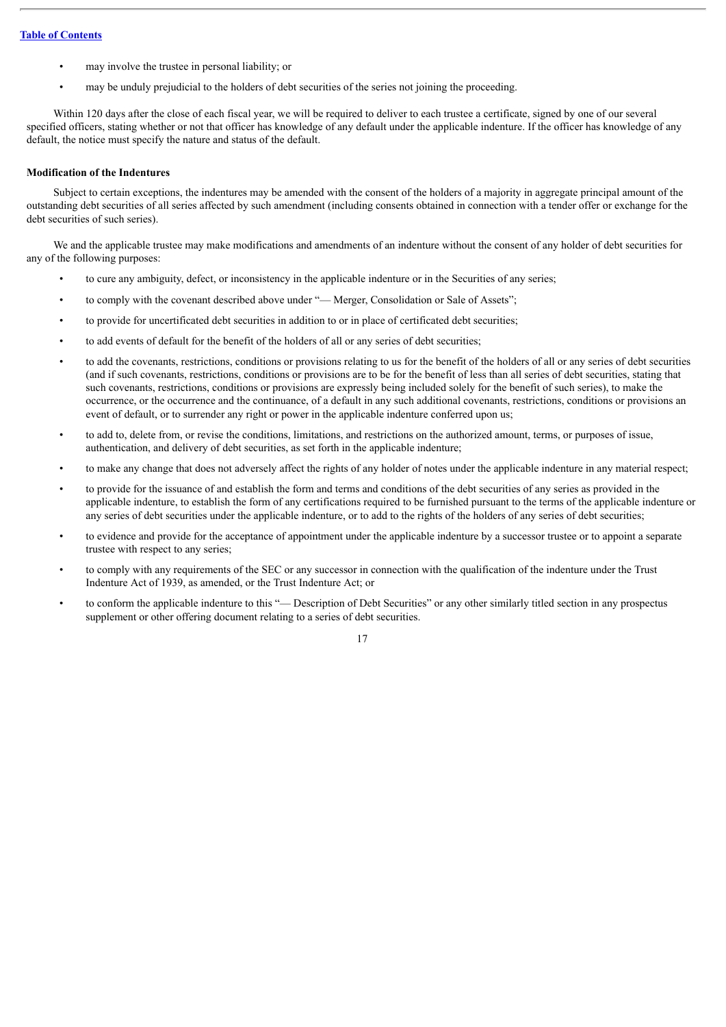- may involve the trustee in personal liability; or
- may be unduly prejudicial to the holders of debt securities of the series not joining the proceeding.

Within 120 days after the close of each fiscal year, we will be required to deliver to each trustee a certificate, signed by one of our several specified officers, stating whether or not that officer has knowledge of any default under the applicable indenture. If the officer has knowledge of any default, the notice must specify the nature and status of the default.

**Modification of the Indentures**

Subject to certain exceptions, the indentures may be amended with the consent of the holders of a majority in aggregate principal amount of the outstanding debt securities of all series affected by such amendment (including consents obtained in connection with a tender offer or exchange for the debt securities of such series).

We and the applicable trustee may make modifications and amendments of an indenture without the consent of any holder of debt securities for any of the following purposes:

- to cure any ambiguity, defect, or inconsistency in the applicable indenture or in the Securities of any series;
- to comply with the covenant described above under "— Merger, Consolidation or Sale of Assets";
- to provide for uncertificated debt securities in addition to or in place of certificated debt securities;
- to add events of default for the benefit of the holders of all or any series of debt securities;
- to add the covenants, restrictions, conditions or provisions relating to us for the benefit of the holders of all or any series of debt securities (and if such covenants, restrictions, conditions or provisions are to be for the benefit of less than all series of debt securities, stating that such covenants, restrictions, conditions or provisions are expressly being included solely for the benefit of such series), to make the occurrence, or the occurrence and the continuance, of a default in any such additional covenants, restrictions, conditions or provisions an event of default, or to surrender any right or power in the applicable indenture conferred upon us;
- to add to, delete from, or revise the conditions, limitations, and restrictions on the authorized amount, terms, or purposes of issue, authentication, and delivery of debt securities, as set forth in the applicable indenture;
- to make any change that does not adversely affect the rights of any holder of notes under the applicable indenture in any material respect;
- to provide for the issuance of and establish the form and terms and conditions of the debt securities of any series as provided in the applicable indenture, to establish the form of any certifications required to be furnished pursuant to the terms of the applicable indenture or any series of debt securities under the applicable indenture, or to add to the rights of the holders of any series of debt securities;
- to evidence and provide for the acceptance of appointment under the applicable indenture by a successor trustee or to appoint a separate trustee with respect to any series;
- to comply with any requirements of the SEC or any successor in connection with the qualification of the indenture under the Trust Indenture Act of 1939, as amended, or the Trust Indenture Act; or
- to conform the applicable indenture to this "— Description of Debt Securities" or any other similarly titled section in any prospectus supplement or other offering document relating to a series of debt securities.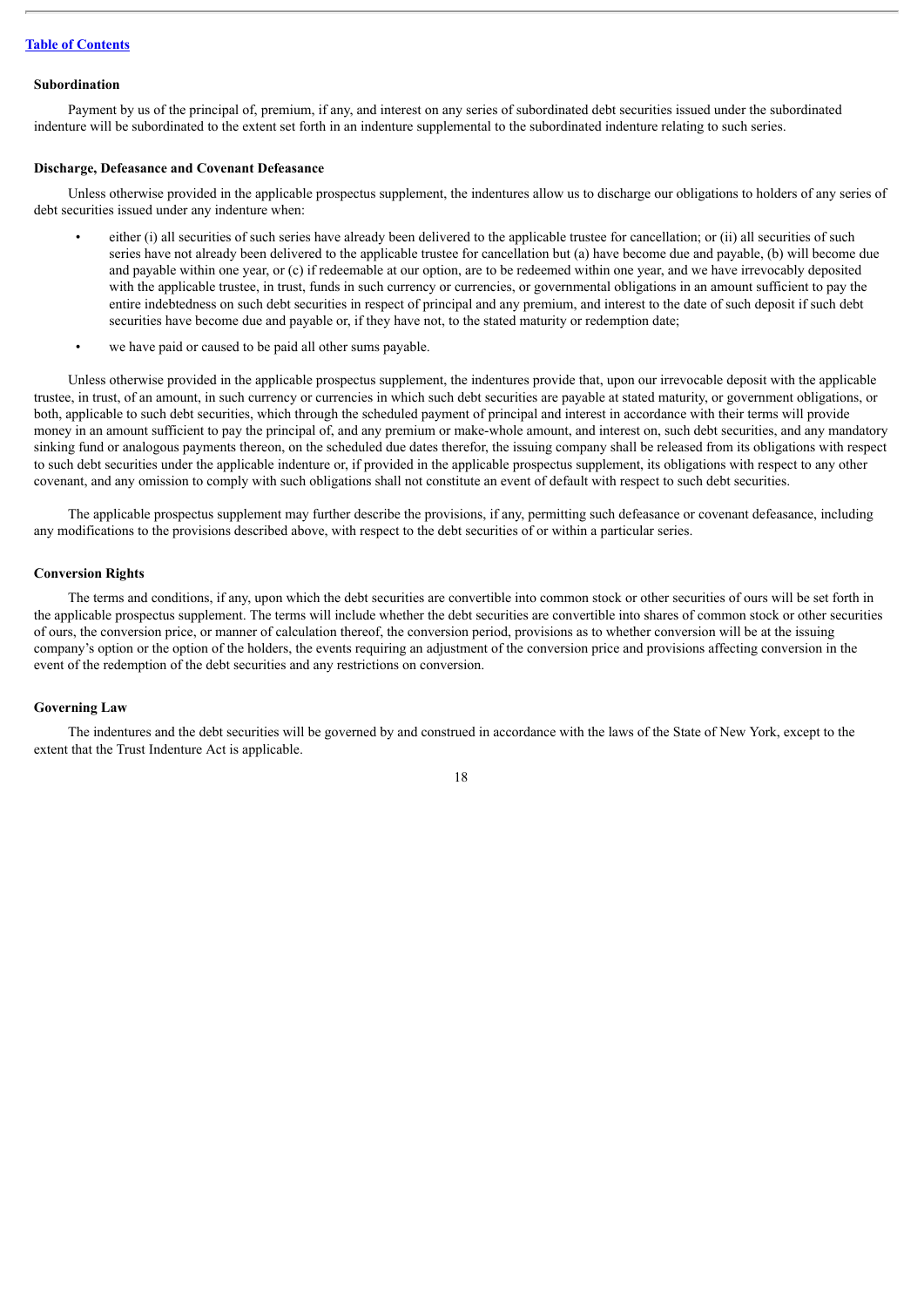[Table of Contents](#)

**Subordination**

Payment by us of the principal of, premium, if any, and interest on any series of subordinated debt securities issued under the subordinated indenture will be subordinated to the extent set forth in an indenture supplemental to the subordinated indenture relating to such series.

**Discharge, Defeasance and Covenant Defeasance**

Unless otherwise provided in the applicable prospectus supplement, the indentures allow us to discharge our obligations to holders of any series of debt securities issued under any indenture when:

- either (i) all securities of such series have already been delivered to the applicable trustee for cancellation; or (ii) all securities of such series have not already been delivered to the applicable trustee for cancellation but (a) have become due and payable, (b) will become due and payable within one year, or (c) if redeemable at our option, are to be redeemed within one year, and we have irrevocably deposited with the applicable trustee, in trust, funds in such currency or currencies, or governmental obligations in an amount sufficient to pay the entire indebtedness on such debt securities in respect of principal and any premium, and interest to the date of such deposit if such debt securities have become due and payable or, if they have not, to the stated maturity or redemption date;
- we have paid or caused to be paid all other sums payable.

Unless otherwise provided in the applicable prospectus supplement, the indentures provide that, upon our irrevocable deposit with the applicable trustee, in trust, of an amount, in such currency or currencies in which such debt securities are payable at stated maturity, or government obligations, or both, applicable to such debt securities, which through the scheduled payment of principal and interest in accordance with their terms will provide money in an amount sufficient to pay the principal of, and any premium or make-whole amount, and interest on, such debt securities, and any mandatory sinking fund or analogous payments thereon, on the scheduled due dates therefor, the issuing company shall be released from its obligations with respect to such debt securities under the applicable indenture or, if provided in the applicable prospectus supplement, its obligations with respect to any other covenant, and any omission to comply with such obligations shall not constitute an event of default with respect to such debt securities.

The applicable prospectus supplement may further describe the provisions, if any, permitting such defeasance or covenant defeasance, including any modifications to the provisions described above, with respect to the debt securities of or within a particular series.

**Conversion Rights**

The terms and conditions, if any, upon which the debt securities are convertible into common stock or other securities of ours will be set forth in the applicable prospectus supplement. The terms will include whether the debt securities are convertible into shares of common stock or other securities of ours, the conversion price, or manner of calculation thereof, the conversion period, provisions as to whether conversion will be at the issuing company's option or the option of the holders, the events requiring an adjustment of the conversion price and provisions affecting conversion in the event of the redemption of the debt securities and any restrictions on conversion.

**Governing Law**

The indentures and the debt securities will be governed by and construed in accordance with the laws of the State of New York, except to the extent that the Trust Indenture Act is applicable.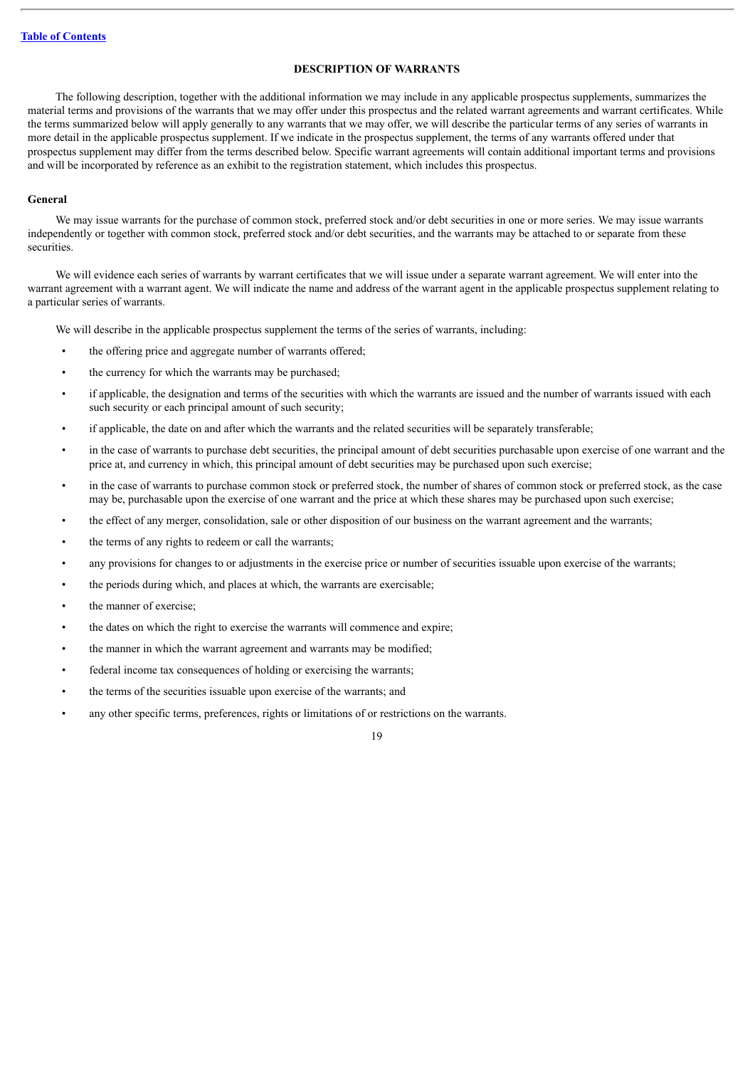## DESCRIPTION OF WARRANTS

The following description, together with the additional information we may include in any applicable prospectus supplements, summarizes the material terms and provisions of the warrants that we may offer under this prospectus and the related warrant agreements and warrant certificates. While the terms summarized below will apply generally to any warrants that we may offer, we will describe the particular terms of any series of warrants in more detail in the applicable prospectus supplement. If we indicate in the prospectus supplement, the terms of any warrants offered under that prospectus supplement may differ from the terms described below. Specific warrant agreements will contain additional important terms and provisions and will be incorporated by reference as an exhibit to the registration statement, which includes this prospectus.

### General

We may issue warrants for the purchase of common stock, preferred stock and/or debt securities in one or more series. We may issue warrants independently or together with common stock, preferred stock and/or debt securities, and the warrants may be attached to or separate from these securities.

We will evidence each series of warrants by warrant certificates that we will issue under a separate warrant agreement. We will enter into the warrant agreement with a warrant agent. We will indicate the name and address of the warrant agent in the applicable prospectus supplement relating to a particular series of warrants.

We will describe in the applicable prospectus supplement the terms of the series of warrants, including:

- the offering price and aggregate number of warrants offered;
- the currency for which the warrants may be purchased;
- if applicable, the designation and terms of the securities with which the warrants are issued and the number of warrants issued with each such security or each principal amount of such security;
- if applicable, the date on and after which the warrants and the related securities will be separately transferable;
- in the case of warrants to purchase debt securities, the principal amount of debt securities purchasable upon exercise of one warrant and the price at, and currency in which, this principal amount of debt securities may be purchased upon such exercise;
- in the case of warrants to purchase common stock or preferred stock, the number of shares of common stock or preferred stock, as the case may be, purchasable upon the exercise of one warrant and the price at which these shares may be purchased upon such exercise;
- the effect of any merger, consolidation, sale or other disposition of our business on the warrant agreement and the warrants;
- the terms of any rights to redeem or call the warrants;
- any provisions for changes to or adjustments in the exercise price or number of securities issuable upon exercise of the warrants;
- the periods during which, and places at which, the warrants are exercisable;
- the manner of exercise;
- the dates on which the right to exercise the warrants will commence and expire;
- the manner in which the warrant agreement and warrants may be modified;
- federal income tax consequences of holding or exercising the warrants;
- the terms of the securities issuable upon exercise of the warrants; and
- any other specific terms, preferences, rights or limitations of or restrictions on the warrants.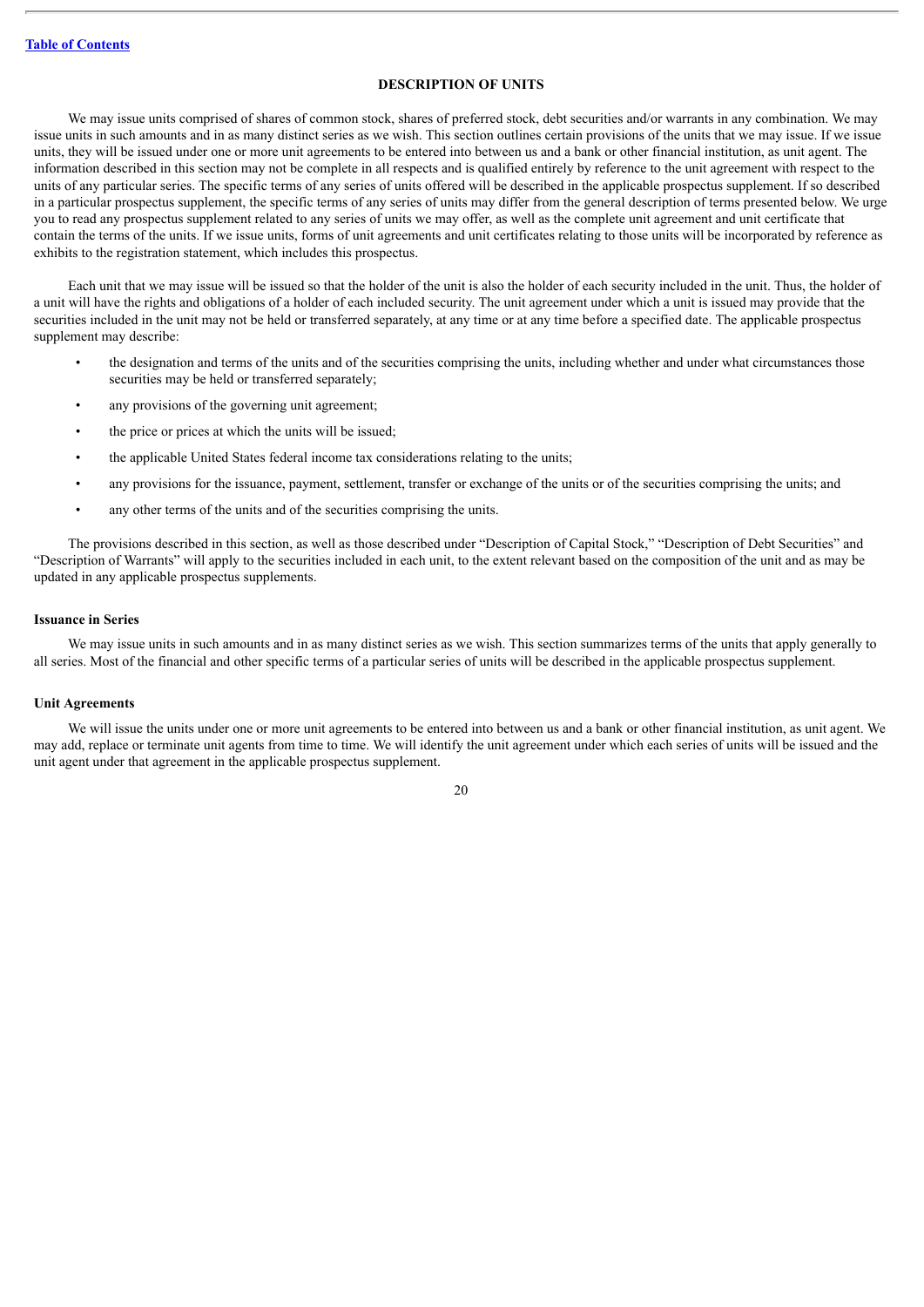## DESCRIPTION OF UNITS

We may issue units comprised of shares of common stock, shares of preferred stock, debt securities and/or warrants in any combination. We may issue units in such amounts and in as many distinct series as we wish. This section outlines certain provisions of the units that we may issue. If we issue units, they will be issued under one or more unit agreements to be entered into between us and a bank or other financial institution, as unit agent. The information described in this section may not be complete in all respects and is qualified entirely by reference to the unit agreement with respect to the units of any particular series. The specific terms of any series of units offered will be described in the applicable prospectus supplement. If so described in a particular prospectus supplement, the specific terms of any series of units may differ from the general description of terms presented below. We urge you to read any prospectus supplement related to any series of units we may offer, as well as the complete unit agreement and unit certificate that contain the terms of the units. If we issue units, forms of unit agreements and unit certificates relating to those units will be incorporated by reference as exhibits to the registration statement, which includes this prospectus.

Each unit that we may issue will be issued so that the holder of the unit is also the holder of each security included in the unit. Thus, the holder of a unit will have the rights and obligations of a holder of each included security. The unit agreement under which a unit is issued may provide that the securities included in the unit may not be held or transferred separately, at any time or at any time before a specified date. The applicable prospectus supplement may describe:

- the designation and terms of the units and of the securities comprising the units, including whether and under what circumstances those securities may be held or transferred separately;
- any provisions of the governing unit agreement;
- the price or prices at which the units will be issued;
- the applicable United States federal income tax considerations relating to the units;
- any provisions for the issuance, payment, settlement, transfer or exchange of the units or of the securities comprising the units; and
- any other terms of the units and of the securities comprising the units.

The provisions described in this section, as well as those described under "Description of Capital Stock," "Description of Debt Securities" and "Description of Warrants" will apply to the securities included in each unit, to the extent relevant based on the composition of the unit and as may be updated in any applicable prospectus supplements.

### Issuance in Series

We may issue units in such amounts and in as many distinct series as we wish. This section summarizes terms of the units that apply generally to all series. Most of the financial and other specific terms of a particular series of units will be described in the applicable prospectus supplement.

### Unit Agreements

We will issue the units under one or more unit agreements to be entered into between us and a bank or other financial institution, as unit agent. We may add, replace or terminate unit agents from time to time. We will identify the unit agreement under which each series of units will be issued and the unit agent under that agreement in the applicable prospectus supplement.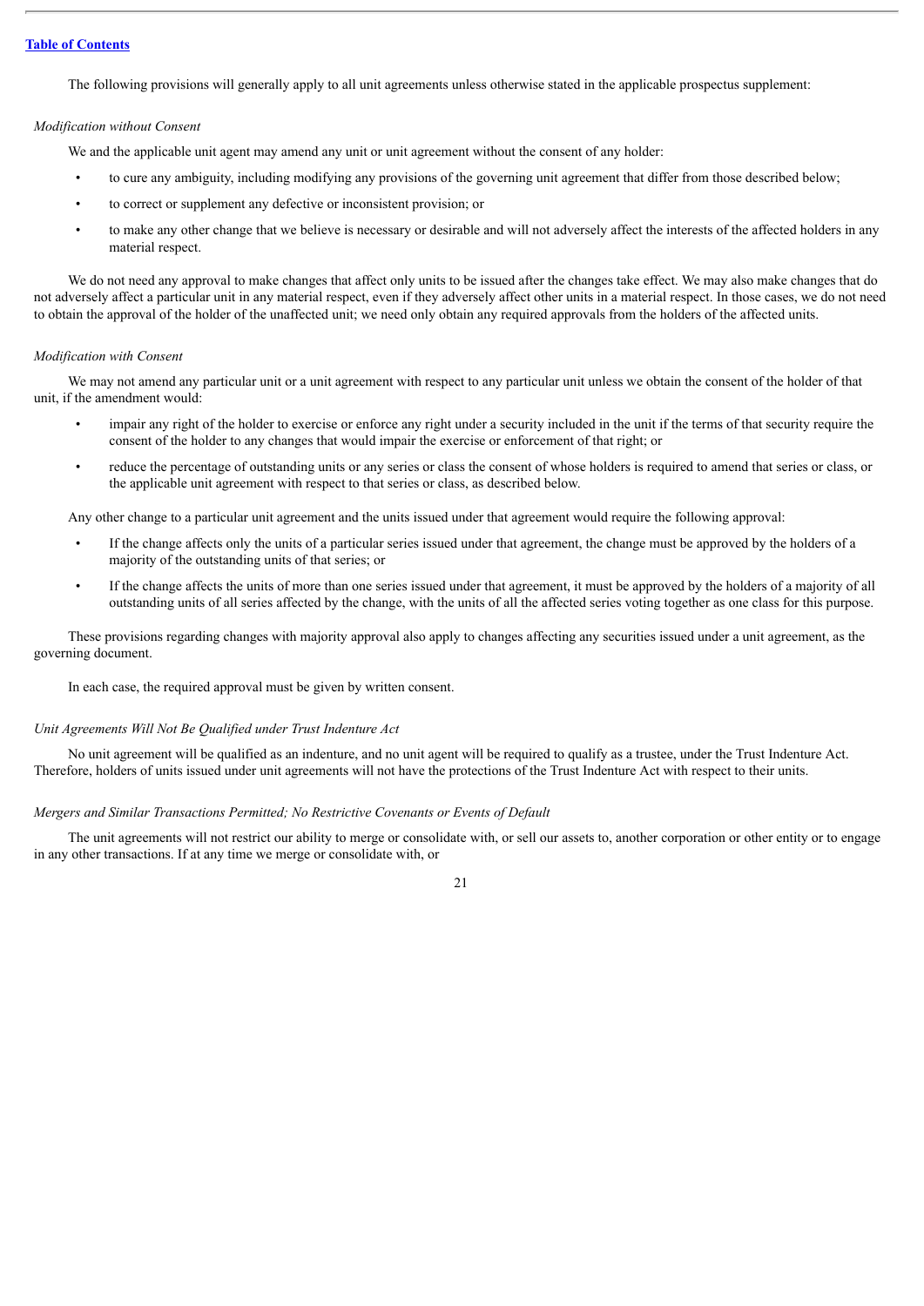The following provisions will generally apply to all unit agreements unless otherwise stated in the applicable prospectus supplement:

*Modification without Consent*

We and the applicable unit agent may amend any unit or unit agreement without the consent of any holder:

- to cure any ambiguity, including modifying any provisions of the governing unit agreement that differ from those described below;
- to correct or supplement any defective or inconsistent provision; or
- to make any other change that we believe is necessary or desirable and will not adversely affect the interests of the affected holders in any material respect.

We do not need any approval to make changes that affect only units to be issued after the changes take effect. We may also make changes that do not adversely affect a particular unit in any material respect, even if they adversely affect other units in a material respect. In those cases, we do not need to obtain the approval of the holder of the unaffected unit; we need only obtain any required approvals from the holders of the affected units.

*Modification with Consent*

We may not amend any particular unit or a unit agreement with respect to any particular unit unless we obtain the consent of the holder of that unit, if the amendment would:

- impair any right of the holder to exercise or enforce any right under a security included in the unit if the terms of that security require the consent of the holder to any changes that would impair the exercise or enforcement of that right; or
- reduce the percentage of outstanding units or any series or class the consent of whose holders is required to amend that series or class, or the applicable unit agreement with respect to that series or class, as described below.

Any other change to a particular unit agreement and the units issued under that agreement would require the following approval:

- If the change affects only the units of a particular series issued under that agreement, the change must be approved by the holders of a majority of the outstanding units of that series; or
- If the change affects the units of more than one series issued under that agreement, it must be approved by the holders of a majority of all outstanding units of all series affected by the change, with the units of all the affected series voting together as one class for this purpose.

These provisions regarding changes with majority approval also apply to changes affecting any securities issued under a unit agreement, as the governing document.

In each case, the required approval must be given by written consent.

*Unit Agreements Will Not Be Qualified under Trust Indenture Act*

No unit agreement will be qualified as an indenture, and no unit agent will be required to qualify as a trustee, under the Trust Indenture Act. Therefore, holders of units issued under unit agreements will not have the protections of the Trust Indenture Act with respect to their units.

*Mergers and Similar Transactions Permitted; No Restrictive Covenants or Events of Default*

The unit agreements will not restrict our ability to merge or consolidate with, or sell our assets to, another corporation or other entity or to engage in any other transactions. If at any time we merge or consolidate with, or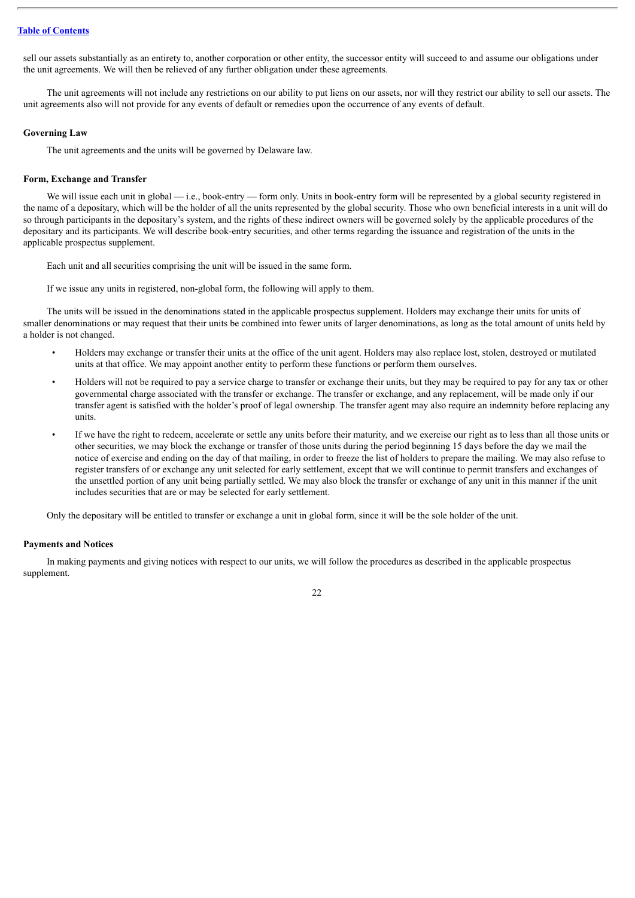sell our assets substantially as an entirety to, another corporation or other entity, the successor entity will succeed to and assume our obligations under the unit agreements. We will then be relieved of any further obligation under these agreements.

The unit agreements will not include any restrictions on our ability to put liens on our assets, nor will they restrict our ability to sell our assets. The unit agreements also will not provide for any events of default or remedies upon the occurrence of any events of default.

**Governing Law**

The unit agreements and the units will be governed by Delaware law.

**Form, Exchange and Transfer**

We will issue each unit in global — i.e., book-entry — form only. Units in book-entry form will be represented by a global security registered in the name of a depositary, which will be the holder of all the units represented by the global security. Those who own beneficial interests in a unit will do so through participants in the depositary's system, and the rights of these indirect owners will be governed solely by the applicable procedures of the depositary and its participants. We will describe book-entry securities, and other terms regarding the issuance and registration of the units in the applicable prospectus supplement.

Each unit and all securities comprising the unit will be issued in the same form.

If we issue any units in registered, non-global form, the following will apply to them.

The units will be issued in the denominations stated in the applicable prospectus supplement. Holders may exchange their units for units of smaller denominations or may request that their units be combined into fewer units of larger denominations, as long as the total amount of units held by a holder is not changed.

- Holders may exchange or transfer their units at the office of the unit agent. Holders may also replace lost, stolen, destroyed or mutilated units at that office. We may appoint another entity to perform these functions or perform them ourselves.
- Holders will not be required to pay a service charge to transfer or exchange their units, but they may be required to pay for any tax or other governmental charge associated with the transfer or exchange. The transfer or exchange, and any replacement, will be made only if our transfer agent is satisfied with the holder's proof of legal ownership. The transfer agent may also require an indemnity before replacing any units.
- If we have the right to redeem, accelerate or settle any units before their maturity, and we exercise our right as to less than all those units or other securities, we may block the exchange or transfer of those units during the period beginning 15 days before the day we mail the notice of exercise and ending on the day of that mailing, in order to freeze the list of holders to prepare the mailing. We may also refuse to register transfers of or exchange any unit selected for early settlement, except that we will continue to permit transfers and exchanges of the unsettled portion of any unit being partially settled. We may also block the transfer or exchange of any unit in this manner if the unit includes securities that are or may be selected for early settlement.

Only the depositary will be entitled to transfer or exchange a unit in global form, since it will be the sole holder of the unit.

**Payments and Notices**

In making payments and giving notices with respect to our units, we will follow the procedures as described in the applicable prospectus supplement.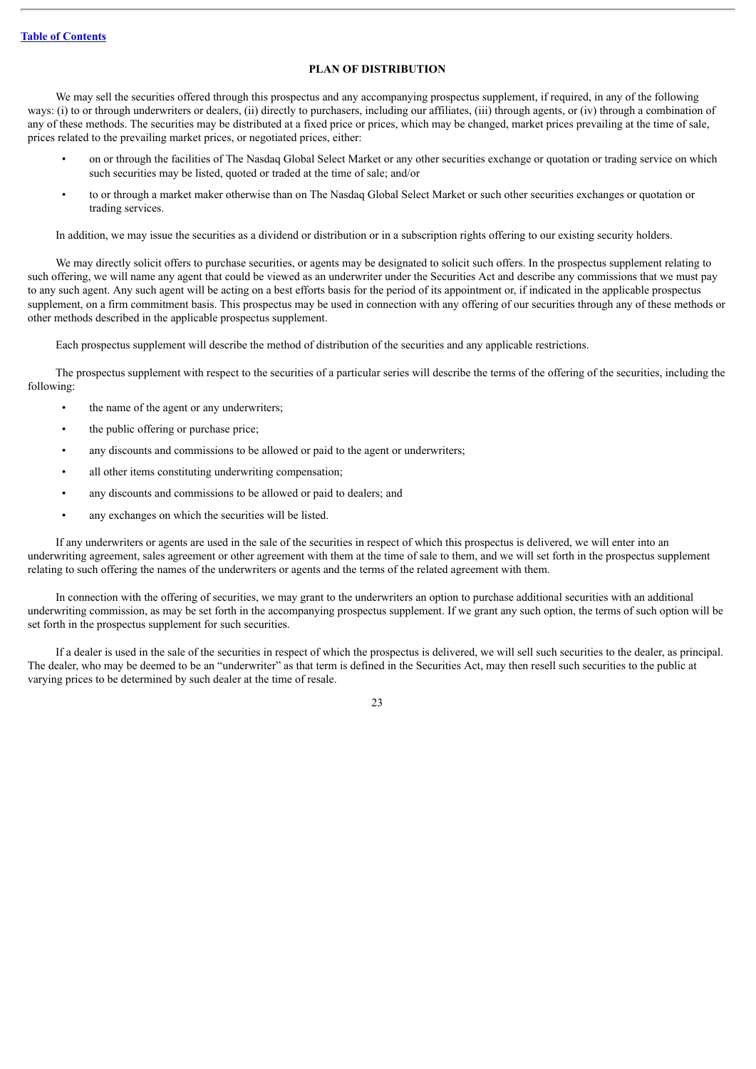## PLAN OF DISTRIBUTION

We may sell the securities offered through this prospectus and any accompanying prospectus supplement, if required, in any of the following ways: (i) to or through underwriters or dealers, (ii) directly to purchasers, including our affiliates, (iii) through agents, or (iv) through a combination of any of these methods. The securities may be distributed at a fixed price or prices, which may be changed, market prices prevailing at the time of sale, prices related to the prevailing market prices, or negotiated prices, either:

- on or through the facilities of The Nasdaq Global Select Market or any other securities exchange or quotation or trading service on which such securities may be listed, quoted or traded at the time of sale; and/or
- to or through a market maker otherwise than on The Nasdaq Global Select Market or such other securities exchanges or quotation or trading services.

In addition, we may issue the securities as a dividend or distribution or in a subscription rights offering to our existing security holders.

We may directly solicit offers to purchase securities, or agents may be designated to solicit such offers. In the prospectus supplement relating to such offering, we will name any agent that could be viewed as an underwriter under the Securities Act and describe any commissions that we must pay to any such agent. Any such agent will be acting on a best efforts basis for the period of its appointment or, if indicated in the applicable prospectus supplement, on a firm commitment basis. This prospectus may be used in connection with any offering of our securities through any of these methods or other methods described in the applicable prospectus supplement.

Each prospectus supplement will describe the method of distribution of the securities and any applicable restrictions.

The prospectus supplement with respect to the securities of a particular series will describe the terms of the offering of the securities, including the following:

- the name of the agent or any underwriters;
- the public offering or purchase price;
- any discounts and commissions to be allowed or paid to the agent or underwriters;
- all other items constituting underwriting compensation;
- any discounts and commissions to be allowed or paid to dealers; and
- any exchanges on which the securities will be listed.

If any underwriters or agents are used in the sale of the securities in respect of which this prospectus is delivered, we will enter into an underwriting agreement, sales agreement or other agreement with them at the time of sale to them, and we will set forth in the prospectus supplement relating to such offering the names of the underwriters or agents and the terms of the related agreement with them.

In connection with the offering of securities, we may grant to the underwriters an option to purchase additional securities with an additional underwriting commission, as may be set forth in the accompanying prospectus supplement. If we grant any such option, the terms of such option will be set forth in the prospectus supplement for such securities.

If a dealer is used in the sale of the securities in respect of which the prospectus is delivered, we will sell such securities to the dealer, as principal. The dealer, who may be deemed to be an "underwriter" as that term is defined in the Securities Act, may then resell such securities to the public at varying prices to be determined by such dealer at the time of resale.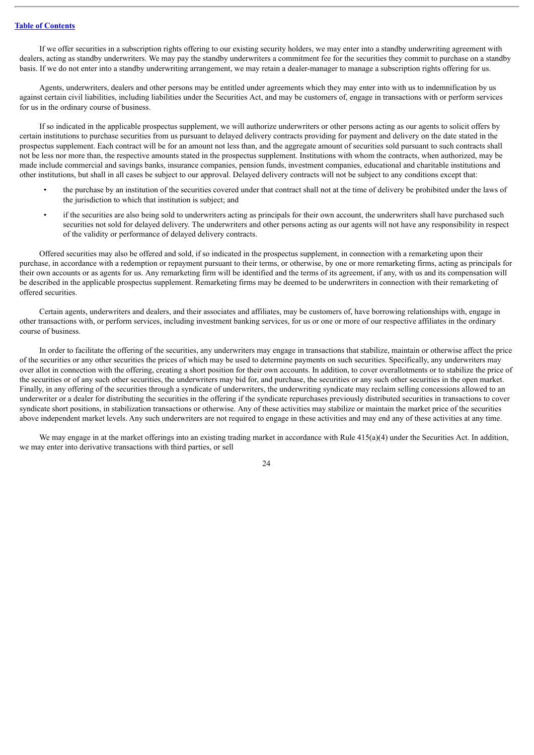If we offer securities in a subscription rights offering to our existing security holders, we may enter into a standby underwriting agreement with dealers, acting as standby underwriters. We may pay the standby underwriters a commitment fee for the securities they commit to purchase on a standby basis. If we do not enter into a standby underwriting arrangement, we may retain a dealer-manager to manage a subscription rights offering for us.

Agents, underwriters, dealers and other persons may be entitled under agreements which they may enter into with us to indemnification by us against certain civil liabilities, including liabilities under the Securities Act, and may be customers of, engage in transactions with or perform services for us in the ordinary course of business.

If so indicated in the applicable prospectus supplement, we will authorize underwriters or other persons acting as our agents to solicit offers by certain institutions to purchase securities from us pursuant to delayed delivery contracts providing for payment and delivery on the date stated in the prospectus supplement. Each contract will be for an amount not less than, and the aggregate amount of securities sold pursuant to such contracts shall not be less nor more than, the respective amounts stated in the prospectus supplement. Institutions with whom the contracts, when authorized, may be made include commercial and savings banks, insurance companies, pension funds, investment companies, educational and charitable institutions and other institutions, but shall in all cases be subject to our approval. Delayed delivery contracts will not be subject to any conditions except that:

- the purchase by an institution of the securities covered under that contract shall not at the time of delivery be prohibited under the laws of the jurisdiction to which that institution is subject; and
- if the securities are also being sold to underwriters acting as principals for their own account, the underwriters shall have purchased such securities not sold for delayed delivery. The underwriters and other persons acting as our agents will not have any responsibility in respect of the validity or performance of delayed delivery contracts.

Offered securities may also be offered and sold, if so indicated in the prospectus supplement, in connection with a remarketing upon their purchase, in accordance with a redemption or repayment pursuant to their terms, or otherwise, by one or more remarketing firms, acting as principals for their own accounts or as agents for us. Any remarketing firm will be identified and the terms of its agreement, if any, with us and its compensation will be described in the applicable prospectus supplement. Remarketing firms may be deemed to be underwriters in connection with their remarketing of offered securities.

Certain agents, underwriters and dealers, and their associates and affiliates, may be customers of, have borrowing relationships with, engage in other transactions with, or perform services, including investment banking services, for us or one or more of our respective affiliates in the ordinary course of business.

In order to facilitate the offering of the securities, any underwriters may engage in transactions that stabilize, maintain or otherwise affect the price of the securities or any other securities the prices of which may be used to determine payments on such securities. Specifically, any underwriters may over allot in connection with the offering, creating a short position for their own accounts. In addition, to cover overallotments or to stabilize the price of the securities or of any such other securities, the underwriters may bid for, and purchase, the securities or any such other securities in the open market. Finally, in any offering of the securities through a syndicate of underwriters, the underwriting syndicate may reclaim selling concessions allowed to an underwriter or a dealer for distributing the securities in the offering if the syndicate repurchases previously distributed securities in transactions to cover syndicate short positions, in stabilization transactions or otherwise. Any of these activities may stabilize or maintain the market price of the securities above independent market levels. Any such underwriters are not required to engage in these activities and may end any of these activities at any time.

We may engage in at the market offerings into an existing trading market in accordance with Rule 415(a)(4) under the Securities Act. In addition, we may enter into derivative transactions with third parties, or sell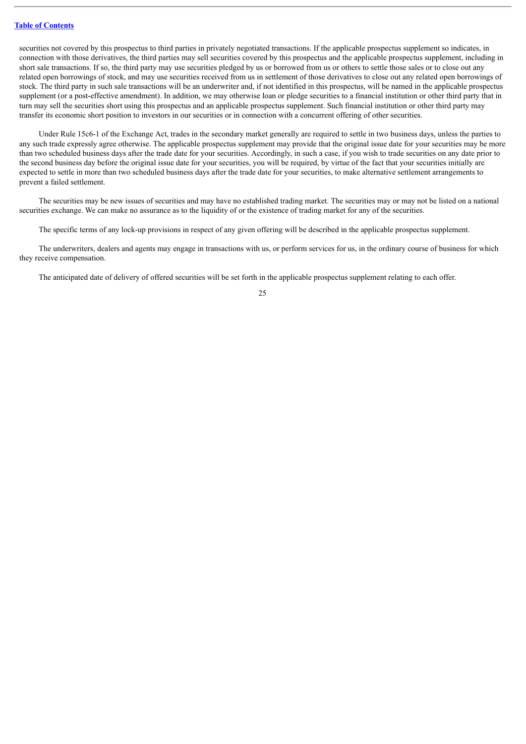securities not covered by this prospectus to third parties in privately negotiated transactions. If the applicable prospectus supplement so indicates, in connection with those derivatives, the third parties may sell securities covered by this prospectus and the applicable prospectus supplement, including in short sale transactions. If so, the third party may use securities pledged by us or borrowed from us or others to settle those sales or to close out any related open borrowings of stock, and may use securities received from us in settlement of those derivatives to close out any related open borrowings of stock. The third party in such sale transactions will be an underwriter and, if not identified in this prospectus, will be named in the applicable prospectus supplement (or a post-effective amendment). In addition, we may otherwise loan or pledge securities to a financial institution or other third party that in turn may sell the securities short using this prospectus and an applicable prospectus supplement. Such financial institution or other third party may transfer its economic short position to investors in our securities or in connection with a concurrent offering of other securities.

Under Rule 15c6-1 of the Exchange Act, trades in the secondary market generally are required to settle in two business days, unless the parties to any such trade expressly agree otherwise. The applicable prospectus supplement may provide that the original issue date for your securities may be more than two scheduled business days after the trade date for your securities. Accordingly, in such a case, if you wish to trade securities on any date prior to the second business day before the original issue date for your securities, you will be required, by virtue of the fact that your securities initially are expected to settle in more than two scheduled business days after the trade date for your securities, to make alternative settlement arrangements to prevent a failed settlement.

The securities may be new issues of securities and may have no established trading market. The securities may or may not be listed on a national securities exchange. We can make no assurance as to the liquidity of or the existence of trading market for any of the securities.

The specific terms of any lock-up provisions in respect of any given offering will be described in the applicable prospectus supplement.

The underwriters, dealers and agents may engage in transactions with us, or perform services for us, in the ordinary course of business for which they receive compensation.

The anticipated date of delivery of offered securities will be set forth in the applicable prospectus supplement relating to each offer.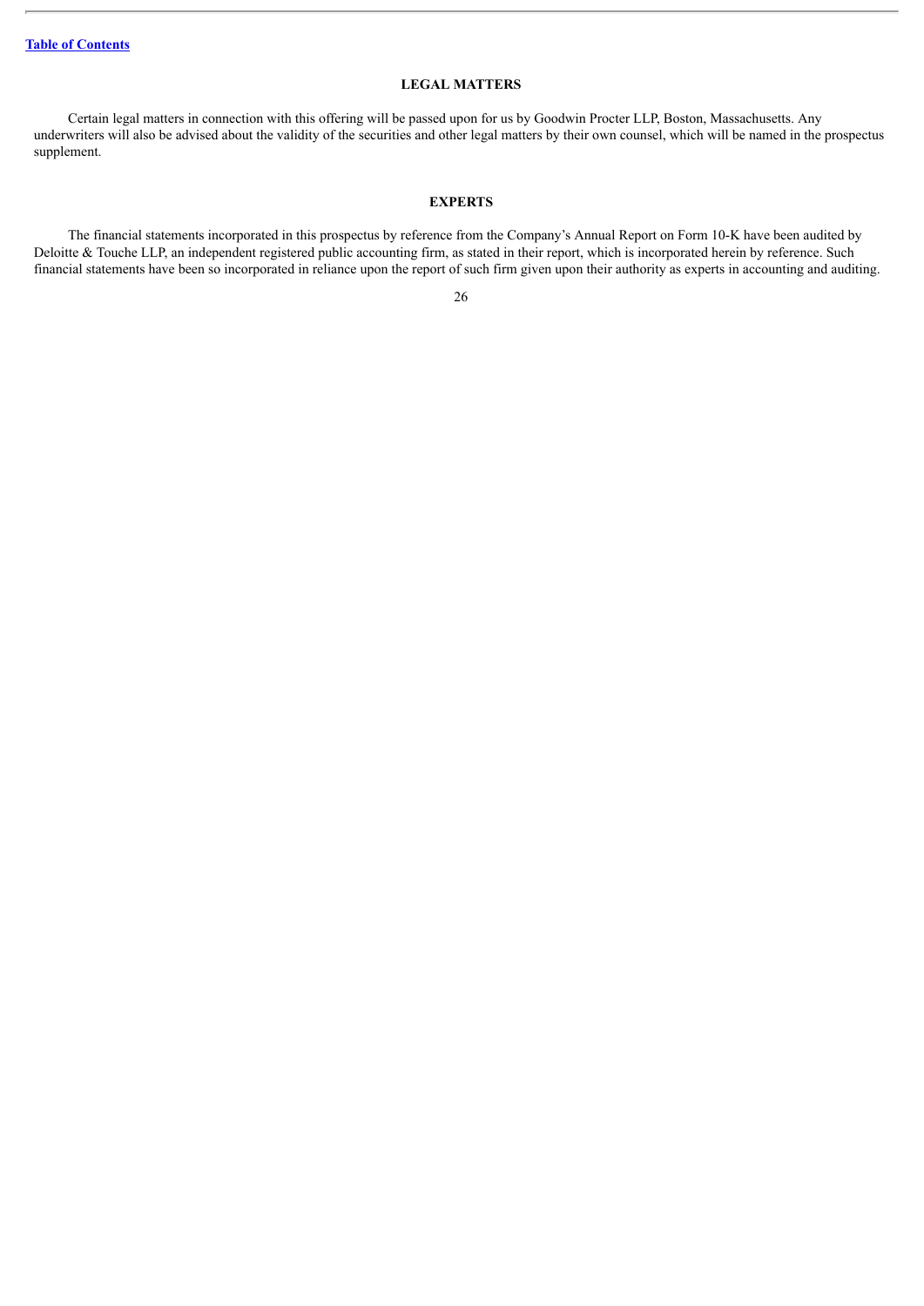## LEGAL MATTERS

Certain legal matters in connection with this offering will be passed upon for us by Goodwin Procter LLP, Boston, Massachusetts. Any underwriters will also be advised about the validity of the securities and other legal matters by their own counsel, which will be named in the prospectus supplement.

## EXPERTS

The financial statements incorporated in this prospectus by reference from the Company's Annual Report on Form 10-K have been audited by Deloitte & Touche LLP, an independent registered public accounting firm, as stated in their report, which is incorporated herein by reference. Such financial statements have been so incorporated in reliance upon the report of such firm given upon their authority as experts in accounting and auditing.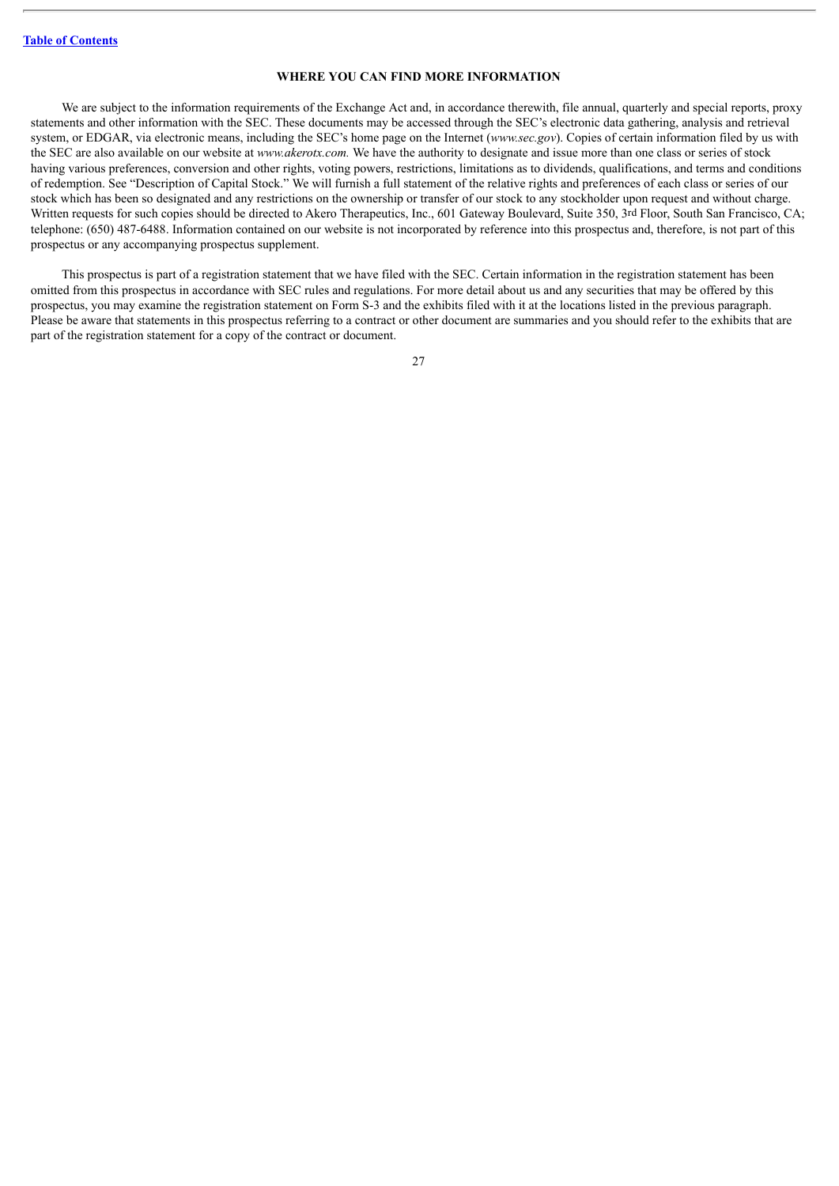## WHERE YOU CAN FIND MORE INFORMATION

We are subject to the information requirements of the Exchange Act and, in accordance therewith, file annual, quarterly and special reports, proxy statements and other information with the SEC. These documents may be accessed through the SEC's electronic data gathering, analysis and retrieval system, or EDGAR, via electronic means, including the SEC's home page on the Internet (*www.sec.gov*). Copies of certain information filed by us with the SEC are also available on our website at *www.akerotx.com.* We have the authority to designate and issue more than one class or series of stock having various preferences, conversion and other rights, voting powers, restrictions, limitations as to dividends, qualifications, and terms and conditions of redemption. See "Description of Capital Stock." We will furnish a full statement of the relative rights and preferences of each class or series of our stock which has been so designated and any restrictions on the ownership or transfer of our stock to any stockholder upon request and without charge. Written requests for such copies should be directed to Akero Therapeutics, Inc., 601 Gateway Boulevard, Suite 350, 3rd Floor, South San Francisco, CA; telephone: (650) 487-6488. Information contained on our website is not incorporated by reference into this prospectus and, therefore, is not part of this prospectus or any accompanying prospectus supplement.

This prospectus is part of a registration statement that we have filed with the SEC. Certain information in the registration statement has been omitted from this prospectus in accordance with SEC rules and regulations. For more detail about us and any securities that may be offered by this prospectus, you may examine the registration statement on Form S-3 and the exhibits filed with it at the locations listed in the previous paragraph. Please be aware that statements in this prospectus referring to a contract or other document are summaries and you should refer to the exhibits that are part of the registration statement for a copy of the contract or document.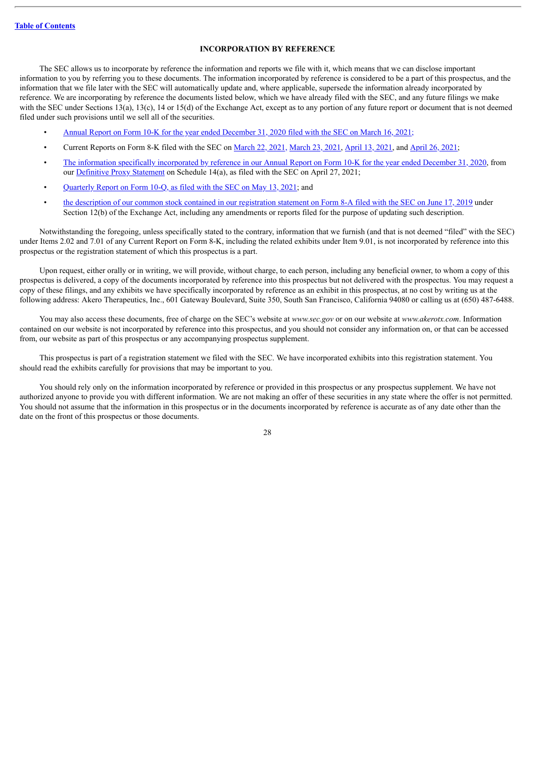## INCORPORATION BY REFERENCE

The SEC allows us to incorporate by reference the information and reports we file with it, which means that we can disclose important information to you by referring you to these documents. The information incorporated by reference is considered to be a part of this prospectus, and the information that we file later with the SEC will automatically update and, where applicable, supersede the information already incorporated by reference. We are incorporating by reference the documents listed below, which we have already filed with the SEC, and any future filings we make with the SEC under Sections 13(a), 13(c), 14 or 15(d) of the Exchange Act, except as to any portion of any future report or document that is not deemed filed under such provisions until we sell all of the securities.

- Annual Report on Form 10-K for the year ended December 31, 2020 filed with the SEC on March 16, 2021;
- Current Reports on Form 8-K filed with the SEC on March 22, 2021, March 23, 2021, April 13, 2021, and April 26, 2021;
- The information specifically incorporated by reference in our Annual Report on Form 10-K for the year ended December 31, 2020, from our Definitive Proxy Statement on Schedule 14(a), as filed with the SEC on April 27, 2021;
- Quarterly Report on Form 10-Q, as filed with the SEC on May 13, 2021; and
- the description of our common stock contained in our registration statement on Form 8-A filed with the SEC on June 17, 2019 under Section 12(b) of the Exchange Act, including any amendments or reports filed for the purpose of updating such description.

Notwithstanding the foregoing, unless specifically stated to the contrary, information that we furnish (and that is not deemed "filed" with the SEC) under Items 2.02 and 7.01 of any Current Report on Form 8-K, including the related exhibits under Item 9.01, is not incorporated by reference into this prospectus or the registration statement of which this prospectus is a part.

Upon request, either orally or in writing, we will provide, without charge, to each person, including any beneficial owner, to whom a copy of this prospectus is delivered, a copy of the documents incorporated by reference into this prospectus but not delivered with the prospectus. You may request a copy of these filings, and any exhibits we have specifically incorporated by reference as an exhibit in this prospectus, at no cost by writing us at the following address: Akero Therapeutics, Inc., 601 Gateway Boulevard, Suite 350, South San Francisco, California 94080 or calling us at (650) 487-6488.

You may also access these documents, free of charge on the SEC's website at *www.sec.gov* or on our website at *www.akerotx.com*. Information contained on our website is not incorporated by reference into this prospectus, and you should not consider any information on, or that can be accessed from, our website as part of this prospectus or any accompanying prospectus supplement.

This prospectus is part of a registration statement we filed with the SEC. We have incorporated exhibits into this registration statement. You should read the exhibits carefully for provisions that may be important to you.

You should rely only on the information incorporated by reference or provided in this prospectus or any prospectus supplement. We have not authorized anyone to provide you with different information. We are not making an offer of these securities in any state where the offer is not permitted. You should not assume that the information in this prospectus or in the documents incorporated by reference is accurate as of any date other than the date on the front of this prospectus or those documents.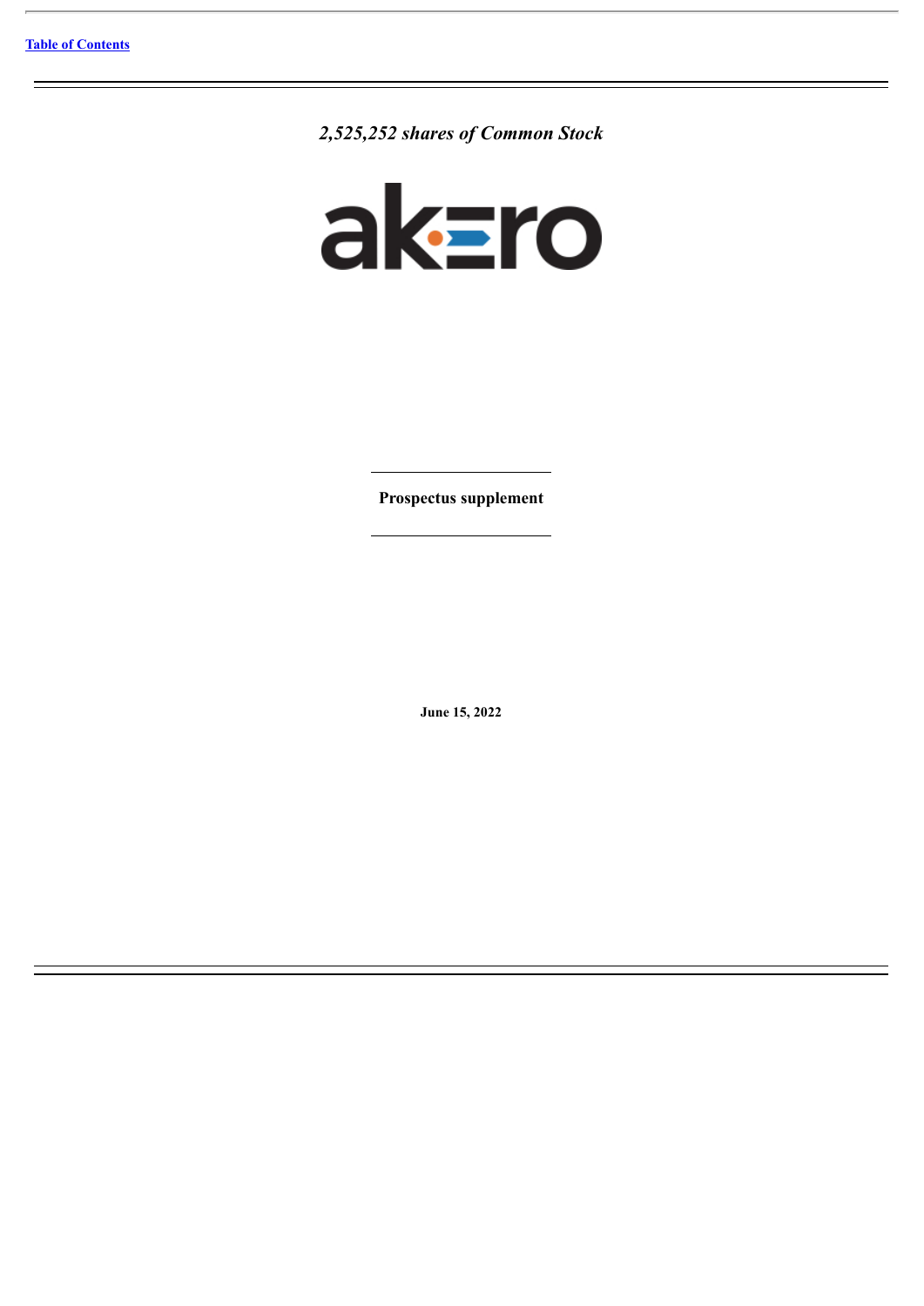[Table of Contents](#)

*2,525,252 shares of Common Stock*

akero

**Prospectus supplement**

**June 15, 2022**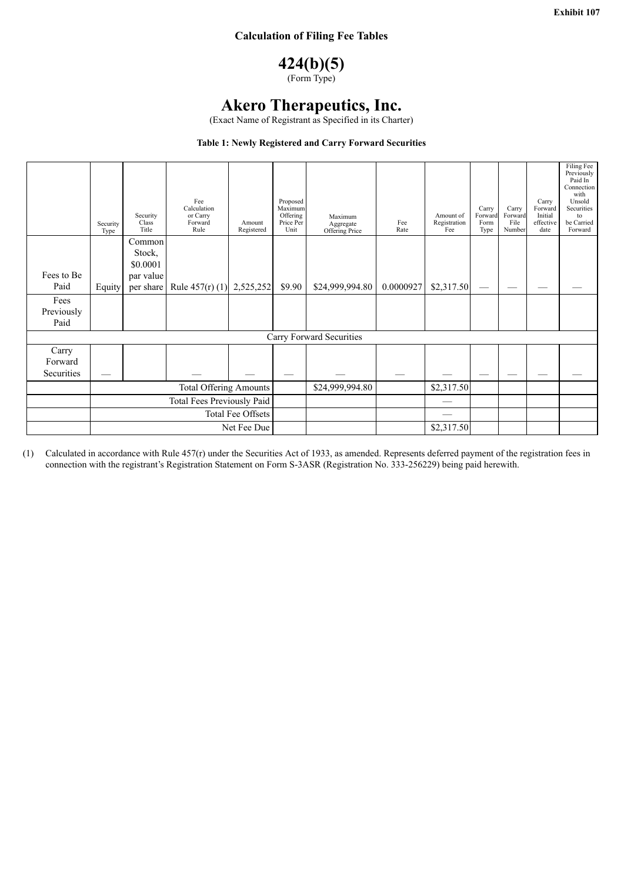**Exhibit 107**

**Calculation of Filing Fee Tables**

# 424(b)(5)

(Form Type)

# Akero Therapeutics, Inc.

(Exact Name of Registrant as Specified in its Charter)

**Table 1: Newly Registered and Carry Forward Securities**

| | Security Type | Security Class Title | Fee Calculation or Carry Forward Rule | Amount Registered | Proposed Maximum Offering Price Per Unit | Maximum Aggregate Offering Price | Fee Rate | Amount of Registration Fee | Carry Forward Form Type | Carry Forward File Number | Carry Forward Initial effective date | Filing Fee Previously Paid In Connection with Unsold Securities to be Carried Forward |
|---|---|---|---|---|---|---|---|---|---|---|---|---|
| Fees to Be Paid | Equity | Common Stock, $0.0001 par value per share | Rule 457(r) (1) | 2,525,252 | $9.90 | $24,999,994.80 | 0.0000927 | $2,317.50 | — | — | — | — |
| Fees Previously Paid | | | | | | | | | | | | |
| Carry Forward Securities | | | | | | | | | | | | |
| Carry Forward Securities | — | | — | — | — | — | — | — | — | — | — | — |
| | Total Offering Amounts | | | | | $24,999,994.80 | | $2,317.50 | | | | |
| | Total Fees Previously Paid | | | | | | | — | | | | |
| | Total Fee Offsets | | | | | | | — | | | | |
| | Net Fee Due | | | | | | | $2,317.50 | | | | |

(1) Calculated in accordance with Rule 457(r) under the Securities Act of 1933, as amended. Represents deferred payment of the registration fees in connection with the registrant's Registration Statement on Form S-3ASR (Registration No. 333-256229) being paid herewith.